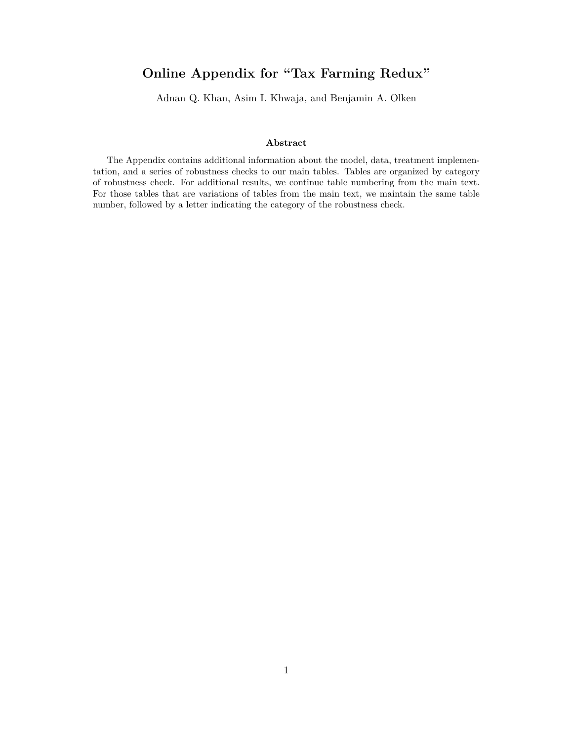# Online Appendix for "Tax Farming Redux"

Adnan Q. Khan, Asim I. Khwaja, and Benjamin A. Olken

### Abstract

The Appendix contains additional information about the model, data, treatment implementation, and a series of robustness checks to our main tables. Tables are organized by category of robustness check. For additional results, we continue table numbering from the main text. For those tables that are variations of tables from the main text, we maintain the same table number, followed by a letter indicating the category of the robustness check.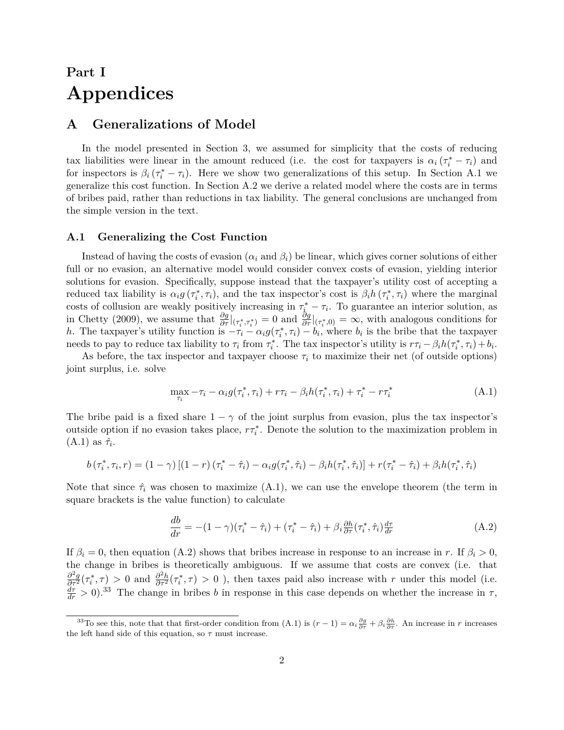# Part I

# Appendices

## A Generalizations of Model

In the model presented in Section 3, we assumed for simplicity that the costs of reducing tax liabilities were linear in the amount reduced (i.e. the cost for taxpayers is $\alpha_i(\tau_i^* - \tau_i)$ and for inspectors is $\beta_i(\tau_i^* - \tau_i)$. Here we show two generalizations of this setup. In Section A.1 we generalize this cost function. In Section A.2 we derive a related model where the costs are in terms of bribes paid, rather than reductions in tax liability. The general conclusions are unchanged from the simple version in the text.

### A.1 Generalizing the Cost Function

Instead of having the costs of evasion ($\alpha_i$ and $\beta_i$) be linear, which gives corner solutions of either full or no evasion, an alternative model would consider convex costs of evasion, yielding interior solutions for evasion. Specifically, suppose instead that the taxpayer's utility cost of accepting a reduced tax liability is $\alpha_i g(\tau_i^*, \tau_i)$, and the tax inspector's cost is $\beta_i h(\tau_i^*, \tau_i)$ where the marginal costs of collusion are weakly positively increasing in $\tau_i^* - \tau_i$. To guarantee an interior solution, as in Chetty (2009), we assume that $\frac{\partial g}{\partial \tau}|_{(\tau_i^*, \tau_i^*)} = 0$ and $\frac{\partial g}{\partial \tau}|_{(\tau_i^*, 0)} = \infty$, with analogous conditions for $h$. The taxpayer's utility function is $-\tau_i - \alpha_i g(\tau_i^*, \tau_i) - b_i$, where $b_i$ is the bribe that the taxpayer needs to pay to reduce tax liability to $\tau_i$ from $\tau_i^*$. The tax inspector's utility is $r\tau_i - \beta_i h(\tau_i^*, \tau_i) + b_i$.

As before, the tax inspector and taxpayer choose $\tau_i$ to maximize their net (of outside options) joint surplus, i.e. solve

$$\max_{\tau_i} -\tau_i - \alpha_i g(\tau_i^*, \tau_i) + r\tau_i - \beta_i h(\tau_i^*, \tau_i) + \tau_i^* - r\tau_i^* \tag{A.1}$$

The bribe paid is a fixed share $1 - \gamma$ of the joint surplus from evasion, plus the tax inspector's outside option if no evasion takes place, $r\tau_i^*$. Denote the solution to the maximization problem in (A.1) as $\hat{\tau}_i$.

$$b(\tau_i^*, \tau_i, r) = (1 - \gamma)\left[(1 - r)(\tau_i^* - \hat{\tau}_i) - \alpha_i g(\tau_i^*, \hat{\tau}_i) - \beta_i h(\tau_i^*, \hat{\tau}_i)\right] + r(\tau_i^* - \hat{\tau}_i) + \beta_i h(\tau_i^*, \hat{\tau}_i)$$

Note that since $\hat{\tau}_i$ was chosen to maximize (A.1), we can use the envelope theorem (the term in square brackets is the value function) to calculate

$$\frac{db}{dr} = -(1 - \gamma)(\tau_i^* - \hat{\tau}_i) + (\tau_i^* - \hat{\tau}_i) + \beta_i \frac{\partial h}{\partial \tau}(\tau_i^*, \hat{\tau}_i)\frac{d\tau}{dr} \tag{A.2}$$

If $\beta_i = 0$, then equation (A.2) shows that bribes increase in response to an increase in $r$. If $\beta_i > 0$, the change in bribes is theoretically ambiguous. If we assume that costs are convex (i.e. that $\frac{\partial^2 g}{\partial \tau^2}(\tau_i^*, \tau) > 0$ and $\frac{\partial^2 h}{\partial \tau^2}(\tau_i^*, \tau) > 0$ ), then taxes paid also increase with $r$ under this model (i.e. $\frac{d\tau}{dr} > 0$).[33] The change in bribes $b$ in response in this case depends on whether the increase in $\tau$,

[33] To see this, note that that first-order condition from (A.1) is $(r - 1) = \alpha_i \frac{\partial g}{\partial \tau} + \beta_i \frac{\partial h}{\partial \tau}$. An increase in $r$ increases the left hand side of this equation, so $\tau$ must increase.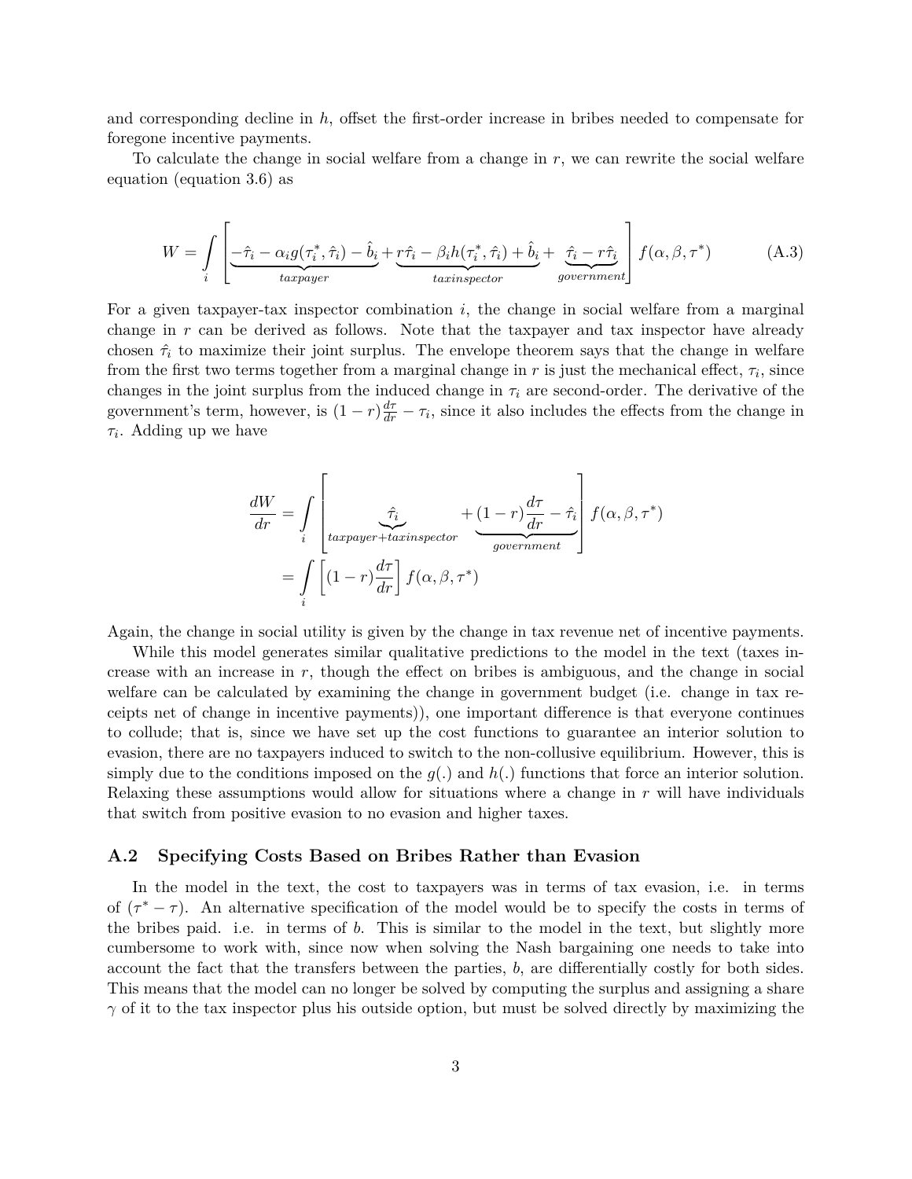and corresponding decline in $h$, offset the first-order increase in bribes needed to compensate for foregone incentive payments.

To calculate the change in social welfare from a change in $r$, we can rewrite the social welfare equation (equation 3.6) as

$$W = \int\limits_{i} \left[ \underbrace{-\hat{\tau}_i - \alpha_i g(\tau_i^*, \hat{\tau}_i) - \hat{b}_i}_{taxpayer} + \underbrace{r\hat{\tau}_i - \beta_i h(\tau_i^*, \hat{\tau}_i) + \hat{b}_i}_{taxinspector} + \underbrace{\hat{\tau}_i - r\hat{\tau}_i}_{government} \right] f(\alpha, \beta, \tau^*) \tag{A.3}$$

For a given taxpayer-tax inspector combination $i$, the change in social welfare from a marginal change in $r$ can be derived as follows. Note that the taxpayer and tax inspector have already chosen $\hat{\tau}_i$ to maximize their joint surplus. The envelope theorem says that the change in welfare from the first two terms together from a marginal change in $r$ is just the mechanical effect, $\tau_i$, since changes in the joint surplus from the induced change in $\tau_i$ are second-order. The derivative of the government's term, however, is $(1-r)\frac{d\tau}{dr} - \tau_i$, since it also includes the effects from the change in $\tau_i$. Adding up we have

$$\begin{aligned}
\frac{dW}{dr} &= \int\limits_{i} \left[ \underbrace{\hat{\tau}_i}_{taxpayer+taxinspector} + \underbrace{(1-r)\frac{d\tau}{dr} - \hat{\tau}_i}_{government} \right] f(\alpha, \beta, \tau^*) \\
&= \int\limits_{i} \left[ (1-r)\frac{d\tau}{dr} \right] f(\alpha, \beta, \tau^*)
\end{aligned}$$

Again, the change in social utility is given by the change in tax revenue net of incentive payments.

While this model generates similar qualitative predictions to the model in the text (taxes increase with an increase in $r$, though the effect on bribes is ambiguous, and the change in social welfare can be calculated by examining the change in government budget (i.e. change in tax receipts net of change in incentive payments)), one important difference is that everyone continues to collude; that is, since we have set up the cost functions to guarantee an interior solution to evasion, there are no taxpayers induced to switch to the non-collusive equilibrium. However, this is simply due to the conditions imposed on the $g(.)$ and $h(.)$ functions that force an interior solution. Relaxing these assumptions would allow for situations where a change in $r$ will have individuals that switch from positive evasion to no evasion and higher taxes.

### A.2 Specifying Costs Based on Bribes Rather than Evasion

In the model in the text, the cost to taxpayers was in terms of tax evasion, i.e. in terms of $(\tau^* - \tau)$. An alternative specification of the model would be to specify the costs in terms of the bribes paid. i.e. in terms of $b$. This is similar to the model in the text, but slightly more cumbersome to work with, since now when solving the Nash bargaining one needs to take into account the fact that the transfers between the parties, $b$, are differentially costly for both sides. This means that the model can no longer be solved by computing the surplus and assigning a share $\gamma$ of it to the tax inspector plus his outside option, but must be solved directly by maximizing the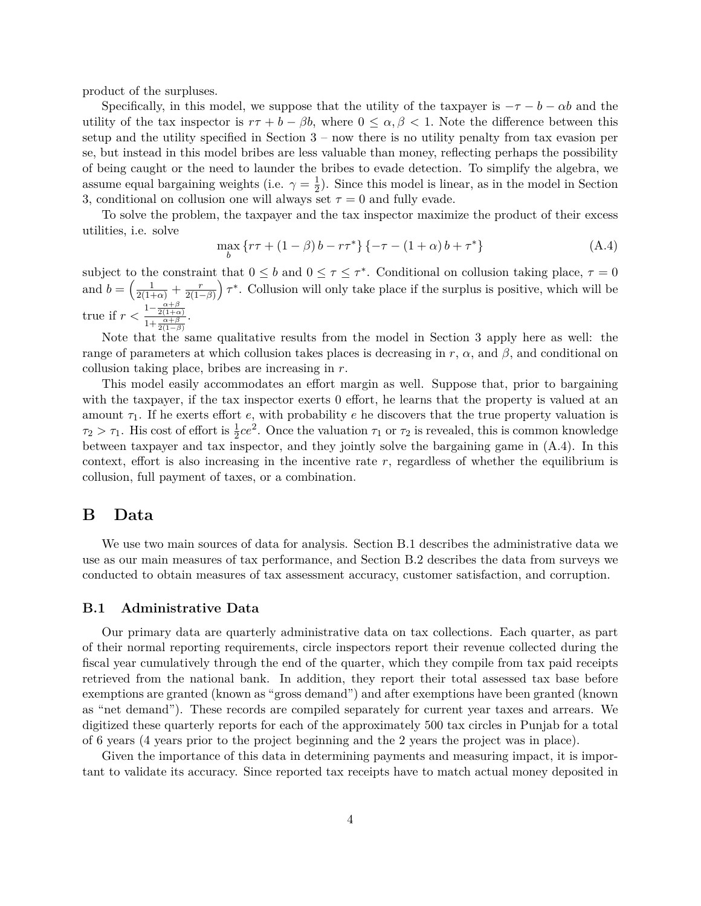product of the surpluses.

Specifically, in this model, we suppose that the utility of the taxpayer is $-\tau - b - \alpha b$ and the utility of the tax inspector is $r\tau + b - \beta b$, where $0 \leq \alpha, \beta < 1$. Note the difference between this setup and the utility specified in Section 3 – now there is no utility penalty from tax evasion per se, but instead in this model bribes are less valuable than money, reflecting perhaps the possibility of being caught or the need to launder the bribes to evade detection. To simplify the algebra, we assume equal bargaining weights (i.e. $\gamma = \frac{1}{2}$). Since this model is linear, as in the model in Section 3, conditional on collusion one will always set $\tau = 0$ and fully evade.

To solve the problem, the taxpayer and the tax inspector maximize the product of their excess utilities, i.e. solve

$$\max_{b} \{r\tau + (1-\beta)b - r\tau^*\}\{-\tau - (1+\alpha)b + \tau^*\} \tag{A.4}$$

subject to the constraint that $0 \leq b$ and $0 \leq \tau \leq \tau^*$. Conditional on collusion taking place, $\tau = 0$ and $b = \left(\frac{1}{2(1+\alpha)} + \frac{r}{2(1-\beta)}\right)\tau^*$. Collusion will only take place if the surplus is positive, which will be true if $r < \frac{1 - \frac{\alpha+\beta}{2(1+\alpha)}}{1 + \frac{\alpha+\beta}{2(1-\beta)}}$.

Note that the same qualitative results from the model in Section 3 apply here as well: the range of parameters at which collusion takes places is decreasing in $r$, $\alpha$, and $\beta$, and conditional on collusion taking place, bribes are increasing in $r$.

This model easily accommodates an effort margin as well. Suppose that, prior to bargaining with the taxpayer, if the tax inspector exerts 0 effort, he learns that the property is valued at an amount $\tau_1$. If he exerts effort $e$, with probability $e$ he discovers that the true property valuation is $\tau_2 > \tau_1$. His cost of effort is $\frac{1}{2}ce^2$. Once the valuation $\tau_1$ or $\tau_2$ is revealed, this is common knowledge between taxpayer and tax inspector, and they jointly solve the bargaining game in (A.4). In this context, effort is also increasing in the incentive rate $r$, regardless of whether the equilibrium is collusion, full payment of taxes, or a combination.

# B Data

We use two main sources of data for analysis. Section B.1 describes the administrative data we use as our main measures of tax performance, and Section B.2 describes the data from surveys we conducted to obtain measures of tax assessment accuracy, customer satisfaction, and corruption.

## B.1 Administrative Data

Our primary data are quarterly administrative data on tax collections. Each quarter, as part of their normal reporting requirements, circle inspectors report their revenue collected during the fiscal year cumulatively through the end of the quarter, which they compile from tax paid receipts retrieved from the national bank. In addition, they report their total assessed tax base before exemptions are granted (known as "gross demand") and after exemptions have been granted (known as "net demand"). These records are compiled separately for current year taxes and arrears. We digitized these quarterly reports for each of the approximately 500 tax circles in Punjab for a total of 6 years (4 years prior to the project beginning and the 2 years the project was in place).

Given the importance of this data in determining payments and measuring impact, it is important to validate its accuracy. Since reported tax receipts have to match actual money deposited in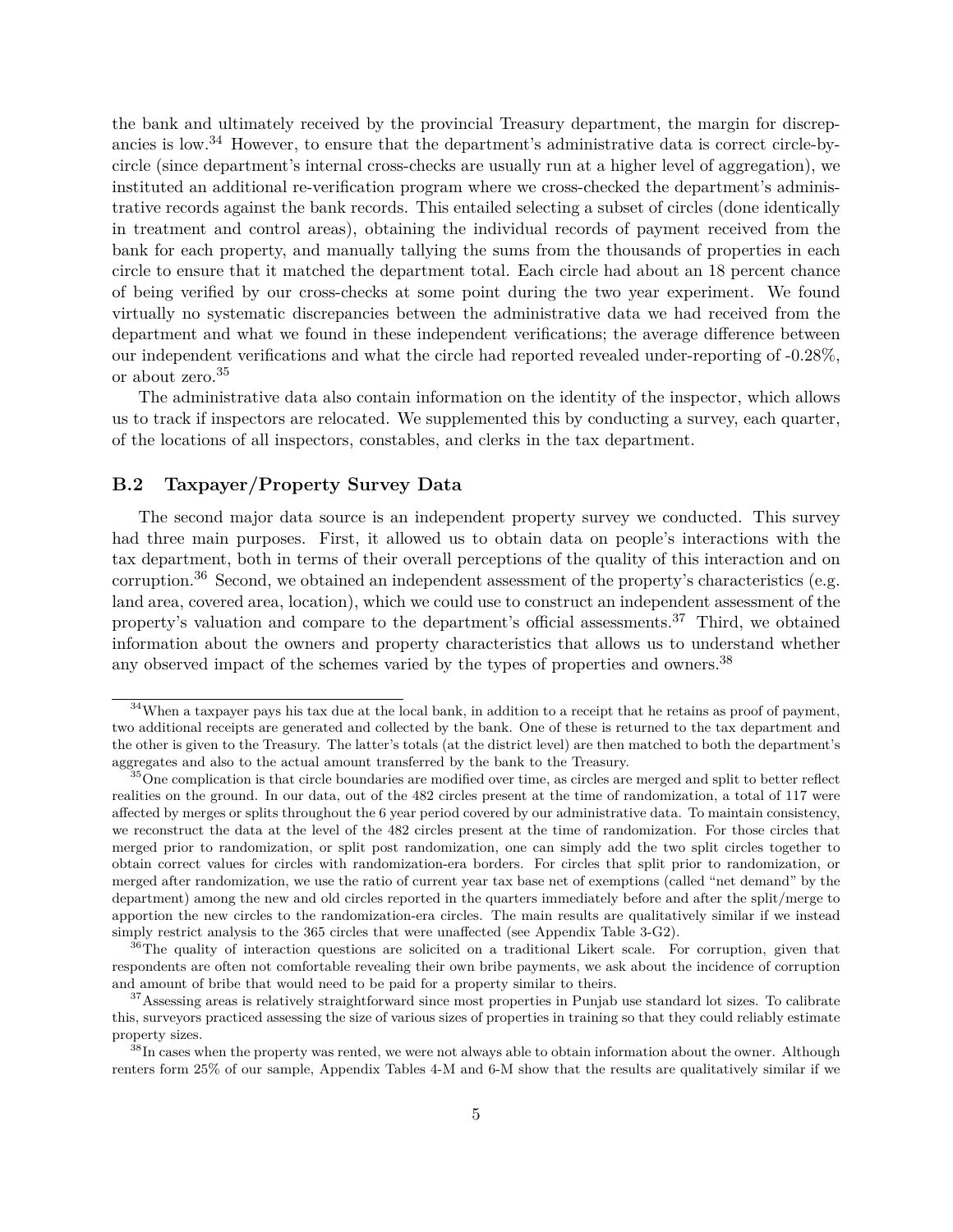the bank and ultimately received by the provincial Treasury department, the margin for discrepancies is low.[34] However, to ensure that the department's administrative data is correct circle-by-circle (since department's internal cross-checks are usually run at a higher level of aggregation), we instituted an additional re-verification program where we cross-checked the department's administrative records against the bank records. This entailed selecting a subset of circles (done identically in treatment and control areas), obtaining the individual records of payment received from the bank for each property, and manually tallying the sums from the thousands of properties in each circle to ensure that it matched the department total. Each circle had about an 18 percent chance of being verified by our cross-checks at some point during the two year experiment. We found virtually no systematic discrepancies between the administrative data we had received from the department and what we found in these independent verifications; the average difference between our independent verifications and what the circle had reported revealed under-reporting of -0.28%, or about zero.[35]

The administrative data also contain information on the identity of the inspector, which allows us to track if inspectors are relocated. We supplemented this by conducting a survey, each quarter, of the locations of all inspectors, constables, and clerks in the tax department.

### B.2 Taxpayer/Property Survey Data

The second major data source is an independent property survey we conducted. This survey had three main purposes. First, it allowed us to obtain data on people's interactions with the tax department, both in terms of their overall perceptions of the quality of this interaction and on corruption.[36] Second, we obtained an independent assessment of the property's characteristics (e.g. land area, covered area, location), which we could use to construct an independent assessment of the property's valuation and compare to the department's official assessments.[37] Third, we obtained information about the owners and property characteristics that allows us to understand whether any observed impact of the schemes varied by the types of properties and owners.[38]

---

[34] When a taxpayer pays his tax due at the local bank, in addition to a receipt that he retains as proof of payment, two additional receipts are generated and collected by the bank. One of these is returned to the tax department and the other is given to the Treasury. The latter's totals (at the district level) are then matched to both the department's aggregates and also to the actual amount transferred by the bank to the Treasury.

[35] One complication is that circle boundaries are modified over time, as circles are merged and split to better reflect realities on the ground. In our data, out of the 482 circles present at the time of randomization, a total of 117 were affected by merges or splits throughout the 6 year period covered by our administrative data. To maintain consistency, we reconstruct the data at the level of the 482 circles present at the time of randomization. For those circles that merged prior to randomization, or split post randomization, one can simply add the two split circles together to obtain correct values for circles with randomization-era borders. For circles that split prior to randomization, or merged after randomization, we use the ratio of current year tax base net of exemptions (called "net demand" by the department) among the new and old circles reported in the quarters immediately before and after the split/merge to apportion the new circles to the randomization-era circles. The main results are qualitatively similar if we instead simply restrict analysis to the 365 circles that were unaffected (see Appendix Table 3-G2).

[36] The quality of interaction questions are solicited on a traditional Likert scale. For corruption, given that respondents are often not comfortable revealing their own bribe payments, we ask about the incidence of corruption and amount of bribe that would need to be paid for a property similar to theirs.

[37] Assessing areas is relatively straightforward since most properties in Punjab use standard lot sizes. To calibrate this, surveyors practiced assessing the size of various sizes of properties in training so that they could reliably estimate property sizes.

[38] In cases when the property was rented, we were not always able to obtain information about the owner. Although renters form 25% of our sample, Appendix Tables 4-M and 6-M show that the results are qualitatively similar if we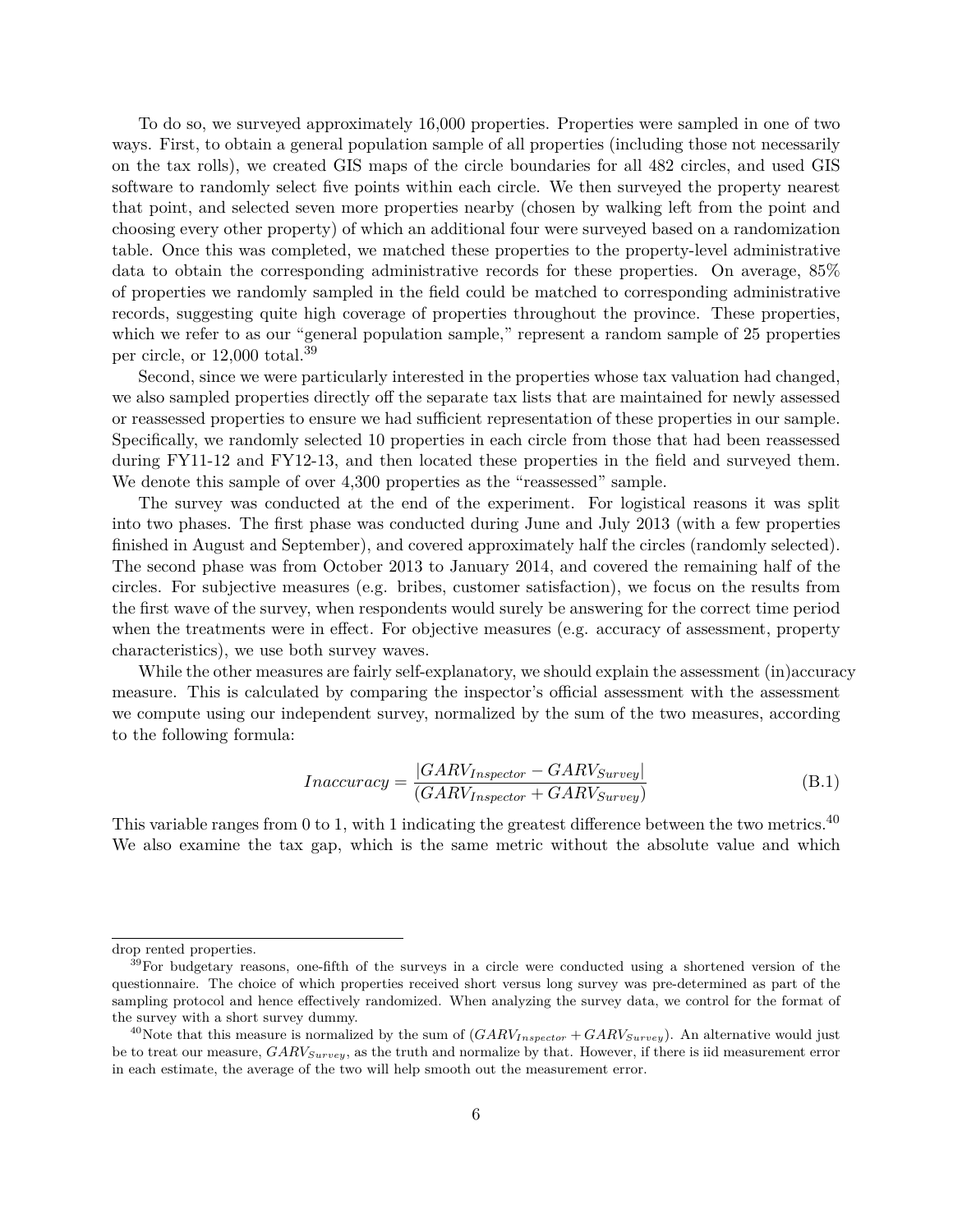To do so, we surveyed approximately 16,000 properties. Properties were sampled in one of two ways. First, to obtain a general population sample of all properties (including those not necessarily on the tax rolls), we created GIS maps of the circle boundaries for all 482 circles, and used GIS software to randomly select five points within each circle. We then surveyed the property nearest that point, and selected seven more properties nearby (chosen by walking left from the point and choosing every other property) of which an additional four were surveyed based on a randomization table. Once this was completed, we matched these properties to the property-level administrative data to obtain the corresponding administrative records for these properties. On average, 85% of properties we randomly sampled in the field could be matched to corresponding administrative records, suggesting quite high coverage of properties throughout the province. These properties, which we refer to as our "general population sample," represent a random sample of 25 properties per circle, or 12,000 total.[39]

Second, since we were particularly interested in the properties whose tax valuation had changed, we also sampled properties directly off the separate tax lists that are maintained for newly assessed or reassessed properties to ensure we had sufficient representation of these properties in our sample. Specifically, we randomly selected 10 properties in each circle from those that had been reassessed during FY11-12 and FY12-13, and then located these properties in the field and surveyed them. We denote this sample of over 4,300 properties as the "reassessed" sample.

The survey was conducted at the end of the experiment. For logistical reasons it was split into two phases. The first phase was conducted during June and July 2013 (with a few properties finished in August and September), and covered approximately half the circles (randomly selected). The second phase was from October 2013 to January 2014, and covered the remaining half of the circles. For subjective measures (e.g. bribes, customer satisfaction), we focus on the results from the first wave of the survey, when respondents would surely be answering for the correct time period when the treatments were in effect. For objective measures (e.g. accuracy of assessment, property characteristics), we use both survey waves.

While the other measures are fairly self-explanatory, we should explain the assessment (in)accuracy measure. This is calculated by comparing the inspector's official assessment with the assessment we compute using our independent survey, normalized by the sum of the two measures, according to the following formula:

$$Inaccuracy = \frac{|GARV_{Inspector} - GARV_{Survey}|}{(GARV_{Inspector} + GARV_{Survey})} \tag{B.1}$$

This variable ranges from 0 to 1, with 1 indicating the greatest difference between the two metrics.[40] We also examine the tax gap, which is the same metric without the absolute value and which

---

drop rented properties.

[39] For budgetary reasons, one-fifth of the surveys in a circle were conducted using a shortened version of the questionnaire. The choice of which properties received short versus long survey was pre-determined as part of the sampling protocol and hence effectively randomized. When analyzing the survey data, we control for the format of the survey with a short survey dummy.

[40] Note that this measure is normalized by the sum of $(GARV_{Inspector} + GARV_{Survey})$. An alternative would just be to treat our measure, $GARV_{Survey}$, as the truth and normalize by that. However, if there is iid measurement error in each estimate, the average of the two will help smooth out the measurement error.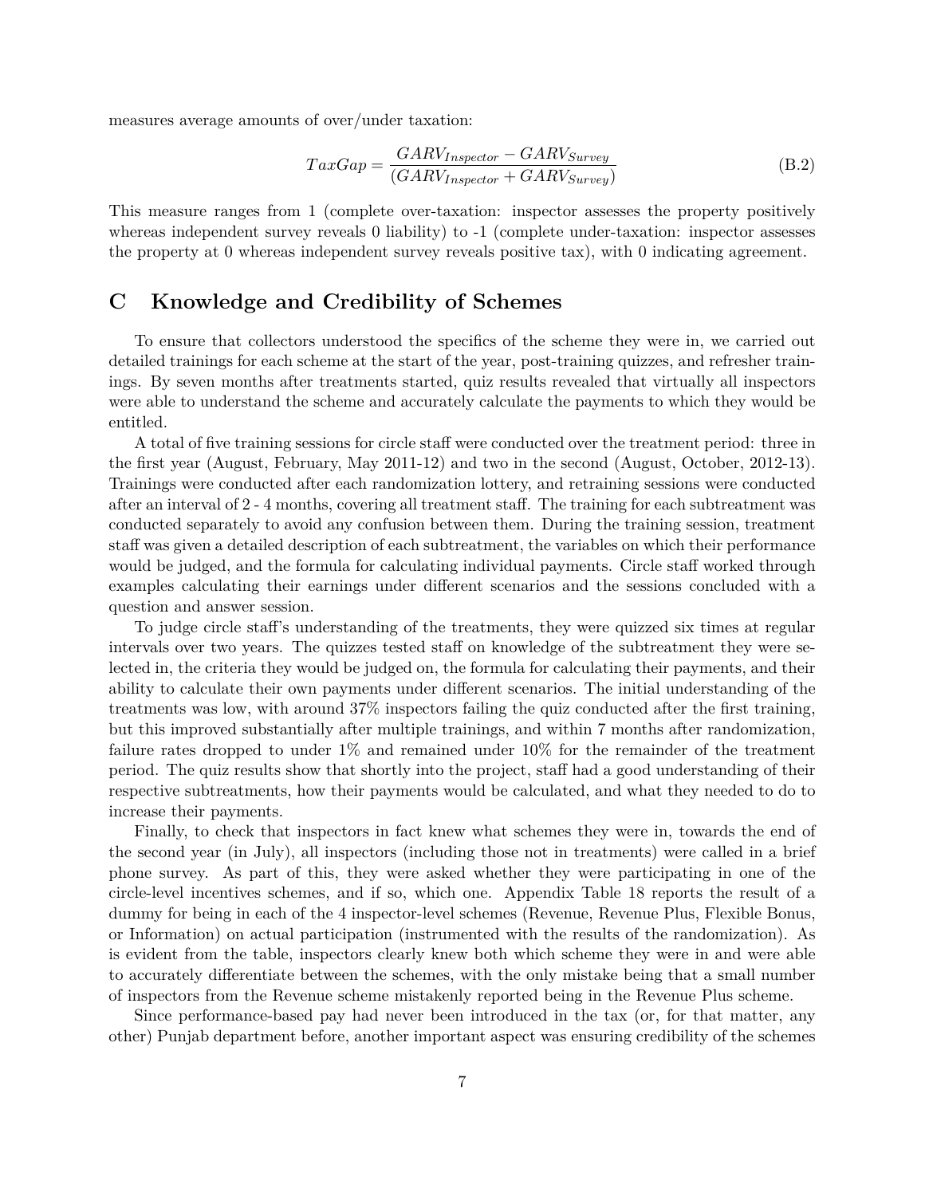measures average amounts of over/under taxation:

$$TaxGap = \frac{GARV_{Inspector} - GARV_{Survey}}{(GARV_{Inspector} + GARV_{Survey})} \tag{B.2}$$

This measure ranges from 1 (complete over-taxation: inspector assesses the property positively whereas independent survey reveals 0 liability) to -1 (complete under-taxation: inspector assesses the property at 0 whereas independent survey reveals positive tax), with 0 indicating agreement.

# C Knowledge and Credibility of Schemes

To ensure that collectors understood the specifics of the scheme they were in, we carried out detailed trainings for each scheme at the start of the year, post-training quizzes, and refresher trainings. By seven months after treatments started, quiz results revealed that virtually all inspectors were able to understand the scheme and accurately calculate the payments to which they would be entitled.

A total of five training sessions for circle staff were conducted over the treatment period: three in the first year (August, February, May 2011-12) and two in the second (August, October, 2012-13). Trainings were conducted after each randomization lottery, and retraining sessions were conducted after an interval of 2 - 4 months, covering all treatment staff. The training for each subtreatment was conducted separately to avoid any confusion between them. During the training session, treatment staff was given a detailed description of each subtreatment, the variables on which their performance would be judged, and the formula for calculating individual payments. Circle staff worked through examples calculating their earnings under different scenarios and the sessions concluded with a question and answer session.

To judge circle staff's understanding of the treatments, they were quizzed six times at regular intervals over two years. The quizzes tested staff on knowledge of the subtreatment they were selected in, the criteria they would be judged on, the formula for calculating their payments, and their ability to calculate their own payments under different scenarios. The initial understanding of the treatments was low, with around 37% inspectors failing the quiz conducted after the first training, but this improved substantially after multiple trainings, and within 7 months after randomization, failure rates dropped to under 1% and remained under 10% for the remainder of the treatment period. The quiz results show that shortly into the project, staff had a good understanding of their respective subtreatments, how their payments would be calculated, and what they needed to do to increase their payments.

Finally, to check that inspectors in fact knew what schemes they were in, towards the end of the second year (in July), all inspectors (including those not in treatments) were called in a brief phone survey. As part of this, they were asked whether they were participating in one of the circle-level incentives schemes, and if so, which one. Appendix Table 18 reports the result of a dummy for being in each of the 4 inspector-level schemes (Revenue, Revenue Plus, Flexible Bonus, or Information) on actual participation (instrumented with the results of the randomization). As is evident from the table, inspectors clearly knew both which scheme they were in and were able to accurately differentiate between the schemes, with the only mistake being that a small number of inspectors from the Revenue scheme mistakenly reported being in the Revenue Plus scheme.

Since performance-based pay had never been introduced in the tax (or, for that matter, any other) Punjab department before, another important aspect was ensuring credibility of the schemes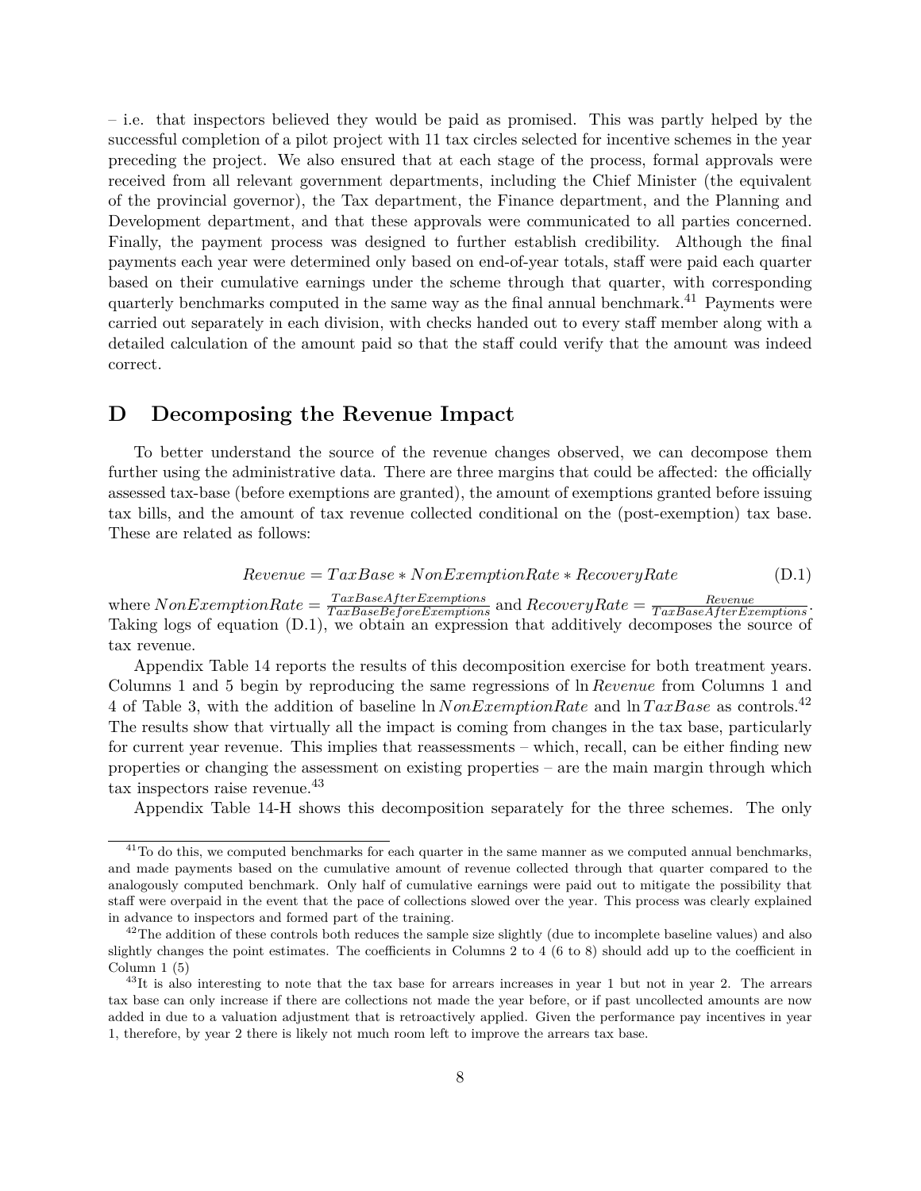– i.e. that inspectors believed they would be paid as promised. This was partly helped by the successful completion of a pilot project with 11 tax circles selected for incentive schemes in the year preceding the project. We also ensured that at each stage of the process, formal approvals were received from all relevant government departments, including the Chief Minister (the equivalent of the provincial governor), the Tax department, the Finance department, and the Planning and Development department, and that these approvals were communicated to all parties concerned. Finally, the payment process was designed to further establish credibility. Although the final payments each year were determined only based on end-of-year totals, staff were paid each quarter based on their cumulative earnings under the scheme through that quarter, with corresponding quarterly benchmarks computed in the same way as the final annual benchmark.[41] Payments were carried out separately in each division, with checks handed out to every staff member along with a detailed calculation of the amount paid so that the staff could verify that the amount was indeed correct.

# D Decomposing the Revenue Impact

To better understand the source of the revenue changes observed, we can decompose them further using the administrative data. There are three margins that could be affected: the officially assessed tax-base (before exemptions are granted), the amount of exemptions granted before issuing tax bills, and the amount of tax revenue collected conditional on the (post-exemption) tax base. These are related as follows:

$$Revenue = TaxBase * NonExemptionRate * RecoveryRate \tag{D.1}$$

where $NonExemptionRate = \frac{TaxBaseAfterExemptions}{TaxBaseBeforeExemptions}$ and $RecoveryRate = \frac{Revenue}{TaxBaseAfterExemptions}$. Taking logs of equation (D.1), we obtain an expression that additively decomposes the source of tax revenue.

Appendix Table 14 reports the results of this decomposition exercise for both treatment years. Columns 1 and 5 begin by reproducing the same regressions of $\ln Revenue$ from Columns 1 and 4 of Table 3, with the addition of baseline $\ln NonExemptionRate$ and $\ln TaxBase$ as controls.[42] The results show that virtually all the impact is coming from changes in the tax base, particularly for current year revenue. This implies that reassessments – which, recall, can be either finding new properties or changing the assessment on existing properties – are the main margin through which tax inspectors raise revenue.[43]

Appendix Table 14-H shows this decomposition separately for the three schemes. The only

[41] To do this, we computed benchmarks for each quarter in the same manner as we computed annual benchmarks, and made payments based on the cumulative amount of revenue collected through that quarter compared to the analogously computed benchmark. Only half of cumulative earnings were paid out to mitigate the possibility that staff were overpaid in the event that the pace of collections slowed over the year. This process was clearly explained in advance to inspectors and formed part of the training.

[42] The addition of these controls both reduces the sample size slightly (due to incomplete baseline values) and also slightly changes the point estimates. The coefficients in Columns 2 to 4 (6 to 8) should add up to the coefficient in Column 1 (5)

[43] It is also interesting to note that the tax base for arrears increases in year 1 but not in year 2. The arrears tax base can only increase if there are collections not made the year before, or if past uncollected amounts are now added in due to a valuation adjustment that is retroactively applied. Given the performance pay incentives in year 1, therefore, by year 2 there is likely not much room left to improve the arrears tax base.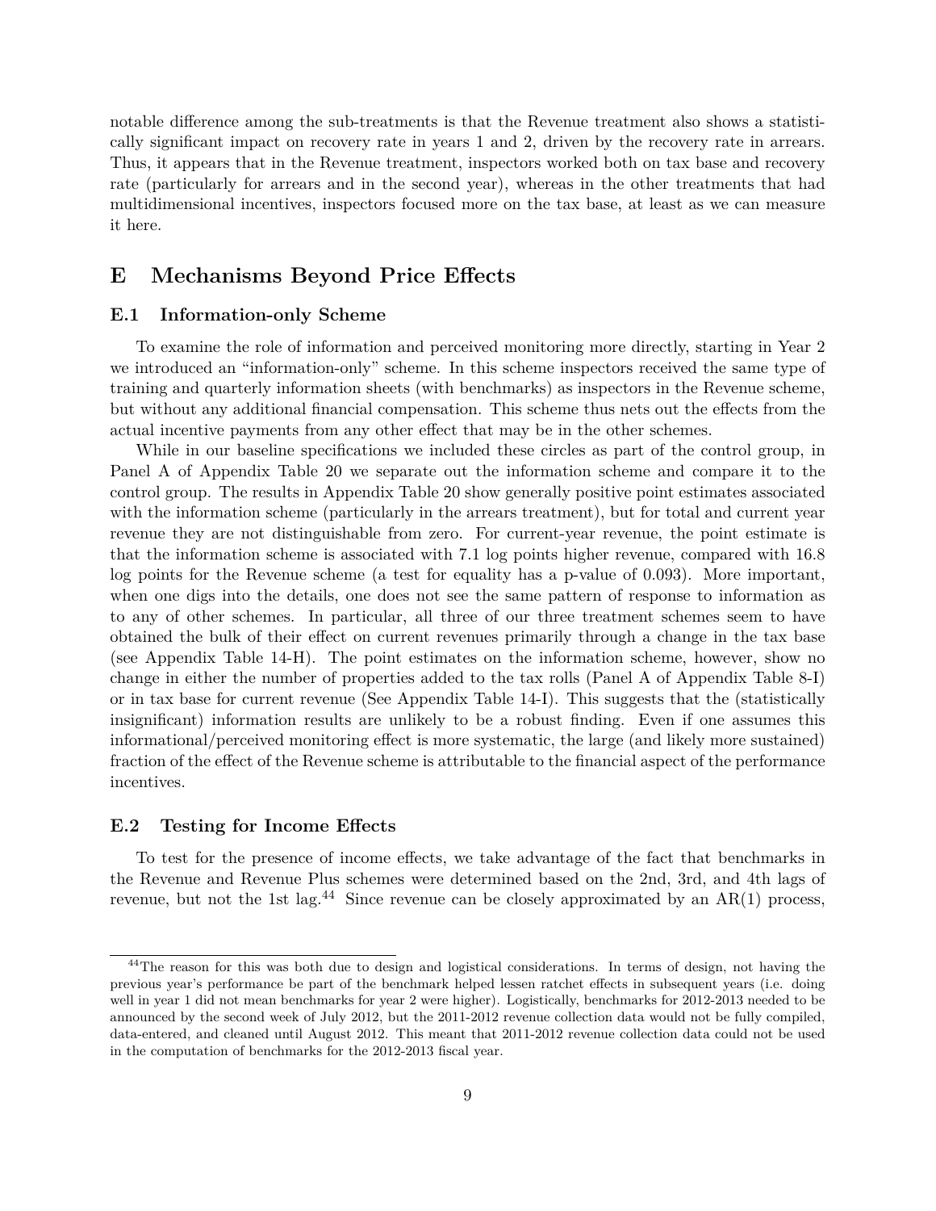notable difference among the sub-treatments is that the Revenue treatment also shows a statistically significant impact on recovery rate in years 1 and 2, driven by the recovery rate in arrears. Thus, it appears that in the Revenue treatment, inspectors worked both on tax base and recovery rate (particularly for arrears and in the second year), whereas in the other treatments that had multidimensional incentives, inspectors focused more on the tax base, at least as we can measure it here.

# E Mechanisms Beyond Price Effects

## E.1 Information-only Scheme

To examine the role of information and perceived monitoring more directly, starting in Year 2 we introduced an "information-only" scheme. In this scheme inspectors received the same type of training and quarterly information sheets (with benchmarks) as inspectors in the Revenue scheme, but without any additional financial compensation. This scheme thus nets out the effects from the actual incentive payments from any other effect that may be in the other schemes.

While in our baseline specifications we included these circles as part of the control group, in Panel A of Appendix Table 20 we separate out the information scheme and compare it to the control group. The results in Appendix Table 20 show generally positive point estimates associated with the information scheme (particularly in the arrears treatment), but for total and current year revenue they are not distinguishable from zero. For current-year revenue, the point estimate is that the information scheme is associated with 7.1 log points higher revenue, compared with 16.8 log points for the Revenue scheme (a test for equality has a p-value of 0.093). More important, when one digs into the details, one does not see the same pattern of response to information as to any of other schemes. In particular, all three of our three treatment schemes seem to have obtained the bulk of their effect on current revenues primarily through a change in the tax base (see Appendix Table 14-H). The point estimates on the information scheme, however, show no change in either the number of properties added to the tax rolls (Panel A of Appendix Table 8-I) or in tax base for current revenue (See Appendix Table 14-I). This suggests that the (statistically insignificant) information results are unlikely to be a robust finding. Even if one assumes this informational/perceived monitoring effect is more systematic, the large (and likely more sustained) fraction of the effect of the Revenue scheme is attributable to the financial aspect of the performance incentives.

## E.2 Testing for Income Effects

To test for the presence of income effects, we take advantage of the fact that benchmarks in the Revenue and Revenue Plus schemes were determined based on the 2nd, 3rd, and 4th lags of revenue, but not the 1st lag.[44] Since revenue can be closely approximated by an AR(1) process,

[44] The reason for this was both due to design and logistical considerations. In terms of design, not having the previous year's performance be part of the benchmark helped lessen ratchet effects in subsequent years (i.e. doing well in year 1 did not mean benchmarks for year 2 were higher). Logistically, benchmarks for 2012-2013 needed to be announced by the second week of July 2012, but the 2011-2012 revenue collection data would not be fully compiled, data-entered, and cleaned until August 2012. This meant that 2011-2012 revenue collection data could not be used in the computation of benchmarks for the 2012-2013 fiscal year.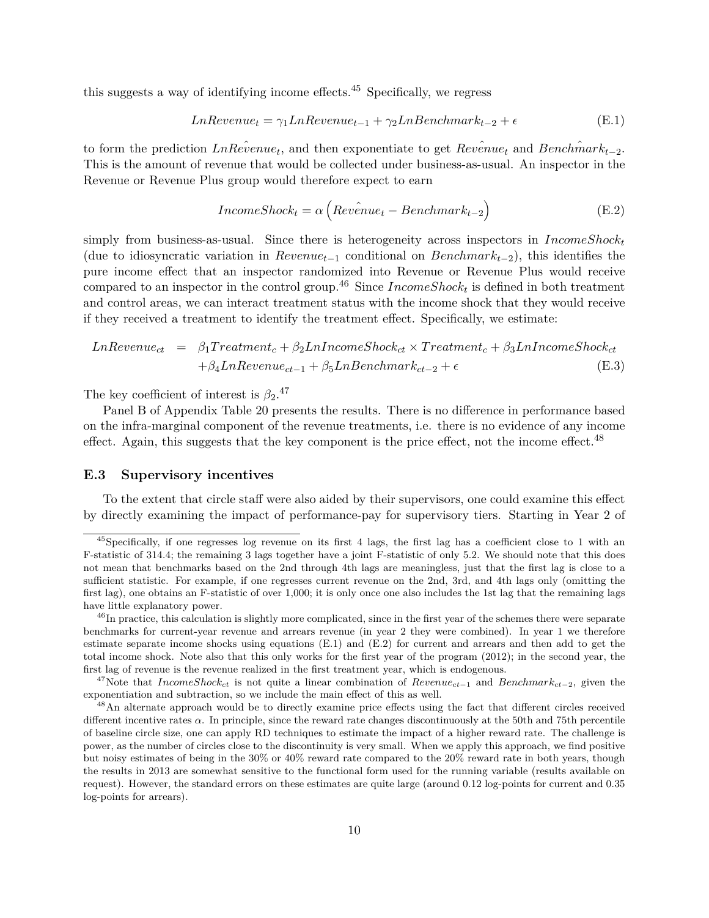this suggests a way of identifying income effects.[45] Specifically, we regress

$$LnRevenue_t = \gamma_1 LnRevenue_{t-1} + \gamma_2 LnBenchmark_{t-2} + \epsilon \tag{E.1}$$

to form the prediction $Ln\hat{Revenue}_t$, and then exponentiate to get $\hat{Revenue}_t$ and $\hat{Benchmark}_{t-2}$. This is the amount of revenue that would be collected under business-as-usual. An inspector in the Revenue or Revenue Plus group would therefore expect to earn

$$IncomeShock_t = \alpha \left( \hat{Revenue}_t - Benchmark_{t-2} \right) \tag{E.2}$$

simply from business-as-usual. Since there is heterogeneity across inspectors in $IncomeShock_t$ (due to idiosyncratic variation in $Revenue_{t-1}$ conditional on $Benchmark_{t-2}$), this identifies the pure income effect that an inspector randomized into Revenue or Revenue Plus would receive compared to an inspector in the control group.[46] Since $IncomeShock_t$ is defined in both treatment and control areas, we can interact treatment status with the income shock that they would receive if they received a treatment to identify the treatment effect. Specifically, we estimate:

$$\begin{aligned} LnRevenue_{ct} \;=\;& \beta_1 Treatment_c + \beta_2 LnIncomeShock_{ct} \times Treatment_c + \beta_3 LnIncomeShock_{ct} \\ & + \beta_4 LnRevenue_{ct-1} + \beta_5 LnBenchmark_{ct-2} + \epsilon \end{aligned} \tag{E.3}$$

The key coefficient of interest is $\beta_2$.[47]

Panel B of Appendix Table 20 presents the results. There is no difference in performance based on the infra-marginal component of the revenue treatments, i.e. there is no evidence of any income effect. Again, this suggests that the key component is the price effect, not the income effect.[48]

### E.3 Supervisory incentives

To the extent that circle staff were also aided by their supervisors, one could examine this effect by directly examining the impact of performance-pay for supervisory tiers. Starting in Year 2 of

---

[45] Specifically, if one regresses log revenue on its first 4 lags, the first lag has a coefficient close to 1 with an F-statistic of 314.4; the remaining 3 lags together have a joint F-statistic of only 5.2. We should note that this does not mean that benchmarks based on the 2nd through 4th lags are meaningless, just that the first lag is close to a sufficient statistic. For example, if one regresses current revenue on the 2nd, 3rd, and 4th lags only (omitting the first lag), one obtains an F-statistic of over 1,000; it is only once one also includes the 1st lag that the remaining lags have little explanatory power.

[46] In practice, this calculation is slightly more complicated, since in the first year of the schemes there were separate benchmarks for current-year revenue and arrears revenue (in year 2 they were combined). In year 1 we therefore estimate separate income shocks using equations (E.1) and (E.2) for current and arrears and then add to get the total income shock. Note also that this only works for the first year of the program (2012); in the second year, the first lag of revenue is the revenue realized in the first treatment year, which is endogenous.

[47] Note that $IncomeShock_{ct}$ is not quite a linear combination of $Revenue_{ct-1}$ and $Benchmark_{ct-2}$, given the exponentiation and subtraction, so we include the main effect of this as well.

[48] An alternate approach would be to directly examine price effects using the fact that different circles received different incentive rates $\alpha$. In principle, since the reward rate changes discontinuously at the 50th and 75th percentile of baseline circle size, one can apply RD techniques to estimate the impact of a higher reward rate. The challenge is power, as the number of circles close to the discontinuity is very small. When we apply this approach, we find positive but noisy estimates of being in the 30% or 40% reward rate compared to the 20% reward rate in both years, though the results in 2013 are somewhat sensitive to the functional form used for the running variable (results available on request). However, the standard errors on these estimates are quite large (around 0.12 log-points for current and 0.35 log-points for arrears).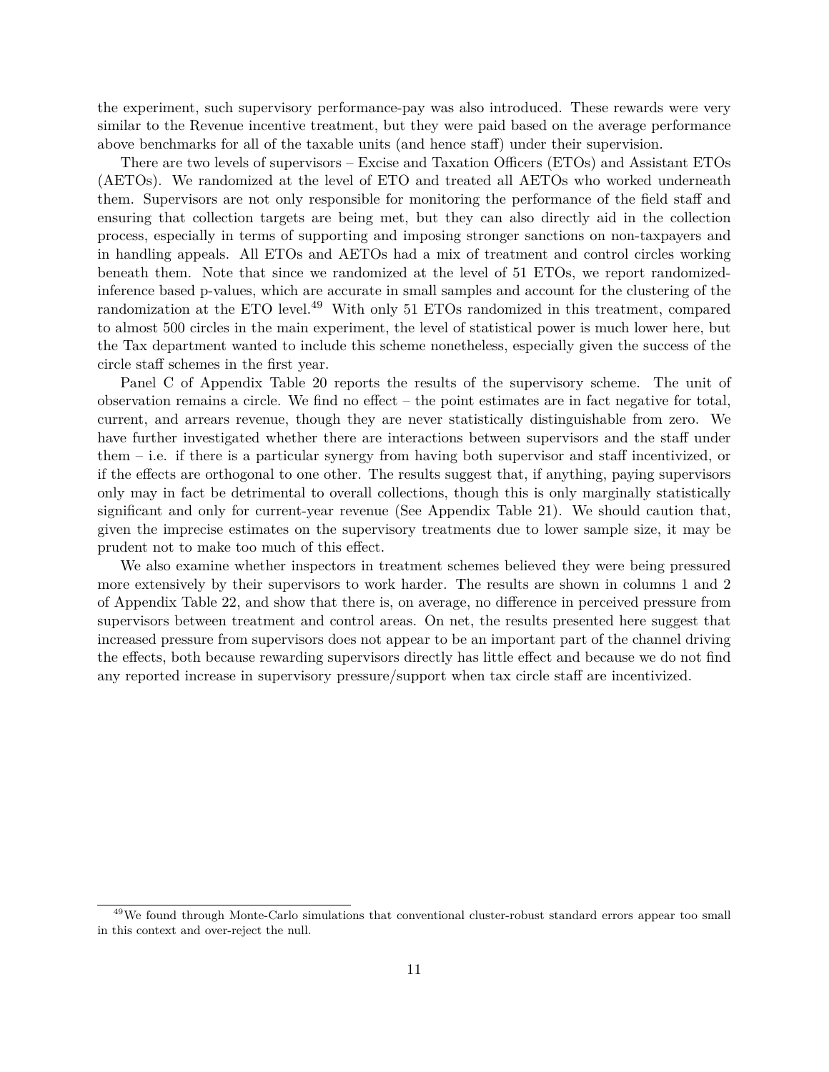the experiment, such supervisory performance-pay was also introduced. These rewards were very similar to the Revenue incentive treatment, but they were paid based on the average performance above benchmarks for all of the taxable units (and hence staff) under their supervision.

There are two levels of supervisors – Excise and Taxation Officers (ETOs) and Assistant ETOs (AETOs). We randomized at the level of ETO and treated all AETOs who worked underneath them. Supervisors are not only responsible for monitoring the performance of the field staff and ensuring that collection targets are being met, but they can also directly aid in the collection process, especially in terms of supporting and imposing stronger sanctions on non-taxpayers and in handling appeals. All ETOs and AETOs had a mix of treatment and control circles working beneath them. Note that since we randomized at the level of 51 ETOs, we report randomized-inference based p-values, which are accurate in small samples and account for the clustering of the randomization at the ETO level.[49] With only 51 ETOs randomized in this treatment, compared to almost 500 circles in the main experiment, the level of statistical power is much lower here, but the Tax department wanted to include this scheme nonetheless, especially given the success of the circle staff schemes in the first year.

Panel C of Appendix Table 20 reports the results of the supervisory scheme. The unit of observation remains a circle. We find no effect – the point estimates are in fact negative for total, current, and arrears revenue, though they are never statistically distinguishable from zero. We have further investigated whether there are interactions between supervisors and the staff under them – i.e. if there is a particular synergy from having both supervisor and staff incentivized, or if the effects are orthogonal to one other. The results suggest that, if anything, paying supervisors only may in fact be detrimental to overall collections, though this is only marginally statistically significant and only for current-year revenue (See Appendix Table 21). We should caution that, given the imprecise estimates on the supervisory treatments due to lower sample size, it may be prudent not to make too much of this effect.

We also examine whether inspectors in treatment schemes believed they were being pressured more extensively by their supervisors to work harder. The results are shown in columns 1 and 2 of Appendix Table 22, and show that there is, on average, no difference in perceived pressure from supervisors between treatment and control areas. On net, the results presented here suggest that increased pressure from supervisors does not appear to be an important part of the channel driving the effects, both because rewarding supervisors directly has little effect and because we do not find any reported increase in supervisory pressure/support when tax circle staff are incentivized.

[49] We found through Monte-Carlo simulations that conventional cluster-robust standard errors appear too small in this context and over-reject the null.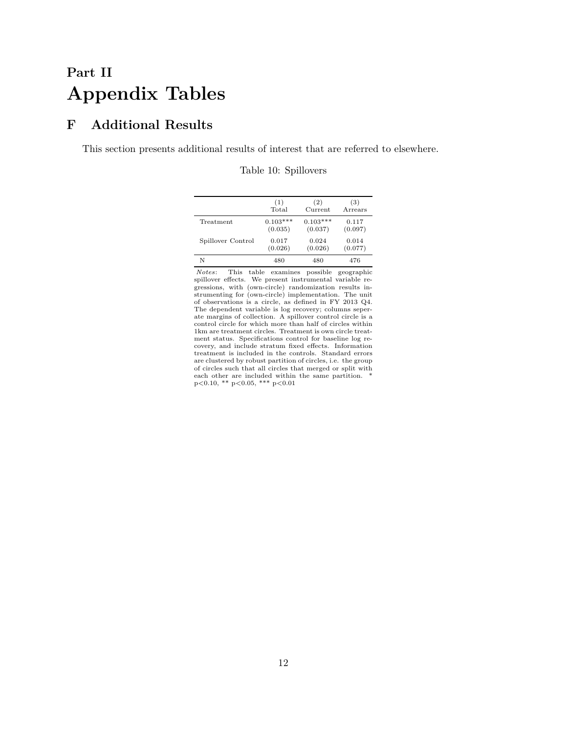# Part II
# Appendix Tables

## F Additional Results

This section presents additional results of interest that are referred to elsewhere.

Table 10: Spillovers

| | (1) Total | (2) Current | (3) Arrears |
|---|---|---|---|
| Treatment | 0.103*** | 0.103*** | 0.117 |
| | (0.035) | (0.037) | (0.097) |
| Spillover Control | 0.017 | 0.024 | 0.014 |
| | (0.026) | (0.026) | (0.077) |
| N | 480 | 480 | 476 |

*Notes*: This table examines possible geographic spillover effects. We present instrumental variable regressions, with (own-circle) randomization results instrumenting for (own-circle) implementation. The unit of observations is a circle, as defined in FY 2013 Q4. The dependent variable is log recovery; columns seperate margins of collection. A spillover control circle is a control circle for which more than half of circles within 1km are treatment circles. Treatment is own circle treatment status. Specifications control for baseline log recovery, and include stratum fixed effects. Information treatment is included in the controls. Standard errors are clustered by robust partition of circles, i.e. the group of circles such that all circles that merged or split with each other are included within the same partition. * $p<0.10$, ** $p<0.05$, *** $p<0.01$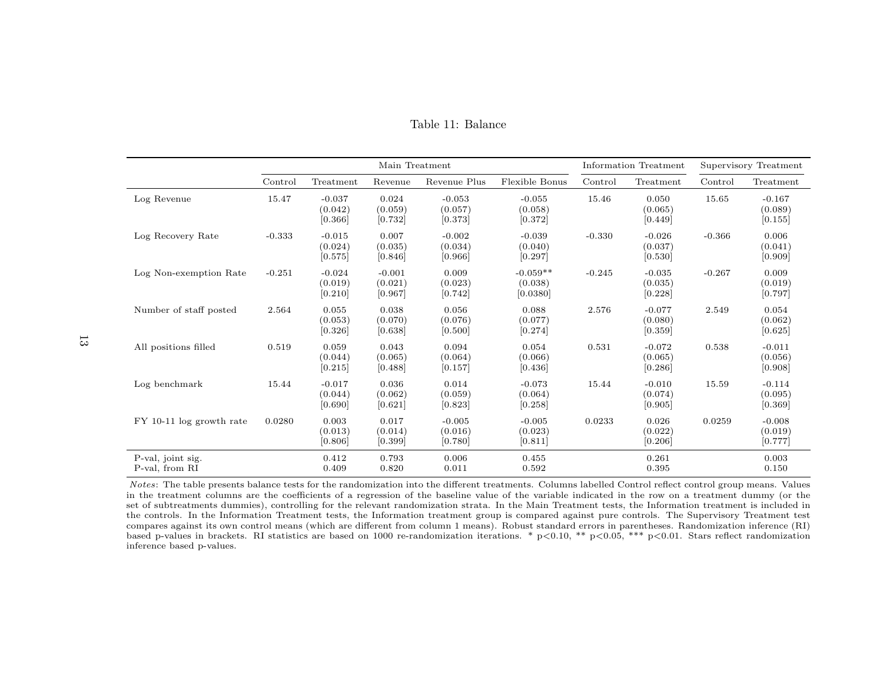Table 11: Balance

| | Main Treatment | | | | | Information Treatment | | Supervisory Treatment | |
|---|---|---|---|---|---|---|---|---|---|
| | Control | Treatment | Revenue | Revenue Plus | Flexible Bonus | Control | Treatment | Control | Treatment |
| Log Revenue | 15.47 | -0.037<br>(0.042)<br>[0.366] | 0.024<br>(0.059)<br>[0.732] | -0.053<br>(0.057)<br>[0.373] | -0.055<br>(0.058)<br>[0.372] | 15.46 | 0.050<br>(0.065)<br>[0.449] | 15.65 | -0.167<br>(0.089)<br>[0.155] |
| Log Recovery Rate | -0.333 | -0.015<br>(0.024)<br>[0.575] | 0.007<br>(0.035)<br>[0.846] | -0.002<br>(0.034)<br>[0.966] | -0.039<br>(0.040)<br>[0.297] | -0.330 | -0.026<br>(0.037)<br>[0.530] | -0.366 | 0.006<br>(0.041)<br>[0.909] |
| Log Non-exemption Rate | -0.251 | -0.024<br>(0.019)<br>[0.210] | -0.001<br>(0.021)<br>[0.967] | 0.009<br>(0.023)<br>[0.742] | -0.059**<br>(0.038)<br>[0.0380] | -0.245 | -0.035<br>(0.035)<br>[0.228] | -0.267 | 0.009<br>(0.019)<br>[0.797] |
| Number of staff posted | 2.564 | 0.055<br>(0.053)<br>[0.326] | 0.038<br>(0.070)<br>[0.638] | 0.056<br>(0.076)<br>[0.500] | 0.088<br>(0.077)<br>[0.274] | 2.576 | -0.077<br>(0.080)<br>[0.359] | 2.549 | 0.054<br>(0.062)<br>[0.625] |
| All positions filled | 0.519 | 0.059<br>(0.044)<br>[0.215] | 0.043<br>(0.065)<br>[0.488] | 0.094<br>(0.064)<br>[0.157] | 0.054<br>(0.066)<br>[0.436] | 0.531 | -0.072<br>(0.065)<br>[0.286] | 0.538 | -0.011<br>(0.056)<br>[0.908] |
| Log benchmark | 15.44 | -0.017<br>(0.044)<br>[0.690] | 0.036<br>(0.062)<br>[0.621] | 0.014<br>(0.059)<br>[0.823] | -0.073<br>(0.064)<br>[0.258] | 15.44 | -0.010<br>(0.074)<br>[0.905] | 15.59 | -0.114<br>(0.095)<br>[0.369] |
| FY 10-11 log growth rate | 0.0280 | 0.003<br>(0.013)<br>[0.806] | 0.017<br>(0.014)<br>[0.399] | -0.005<br>(0.016)<br>[0.780] | -0.005<br>(0.023)<br>[0.811] | 0.0233 | 0.026<br>(0.022)<br>[0.206] | 0.0259 | -0.008<br>(0.019)<br>[0.777] |
| P-val, joint sig. | | 0.412 | 0.793 | 0.006 | 0.455 | | 0.261 | | 0.003 |
| P-val, from RI | | 0.409 | 0.820 | 0.011 | 0.592 | | 0.395 | | 0.150 |

*Notes*: The table presents balance tests for the randomization into the different treatments. Columns labelled Control reflect control group means. Values in the treatment columns are the coefficients of a regression of the baseline value of the variable indicated in the row on a treatment dummy (or the set of subtreatments dummies), controlling for the relevant randomization strata. In the Main Treatment tests, the Information treatment is included in the controls. In the Information Treatment tests, the Information treatment group is compared against pure controls. The Supervisory Treatment test compares against its own control means (which are different from column 1 means). Robust standard errors in parentheses. Randomization inference (RI) based p-values in brackets. RI statistics are based on 1000 re-randomization iterations. * $p<0.10$, ** $p<0.05$, *** $p<0.01$. Stars reflect randomization inference based p-values.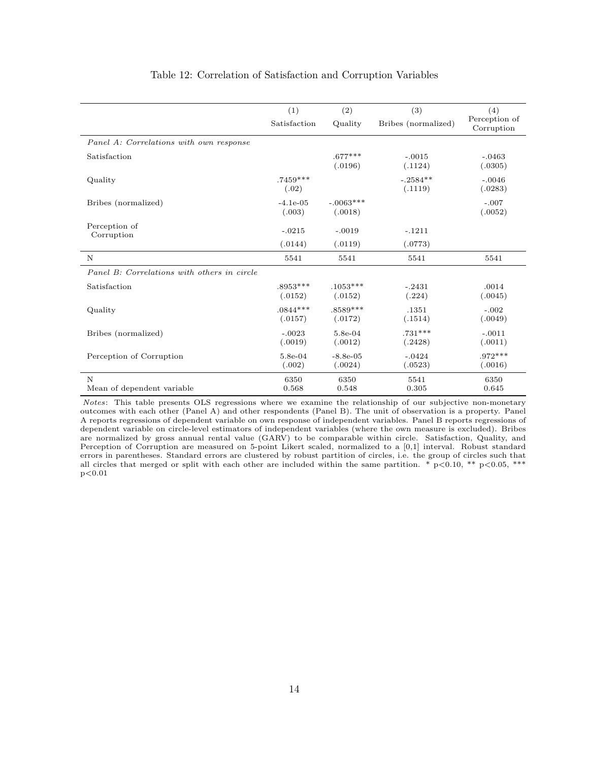Table 12: Correlation of Satisfaction and Corruption Variables

| | (1) Satisfaction | (2) Quality | (3) Bribes (normalized) | (4) Perception of Corruption |
|---|---|---|---|---|
| *Panel A: Correlations with own response* | | | | |
| Satisfaction | | .677*** | -.0015 | -.0463 |
| | | (.0196) | (.1124) | (.0305) |
| Quality | .7459*** | | -.2584** | -.0046 |
| | (.02) | | (.1119) | (.0283) |
| Bribes (normalized) | -4.1e-05 | -.0063*** | | -.007 |
| | (.003) | (.0018) | | (.0052) |
| Perception of Corruption | -.0215 | -.0019 | -.1211 | |
| | (.0144) | (.0119) | (.0773) | |
| N | 5541 | 5541 | 5541 | 5541 |
| *Panel B: Correlations with others in circle* | | | | |
| Satisfaction | .8953*** | .1053*** | -.2431 | .0014 |
| | (.0152) | (.0152) | (.224) | (.0045) |
| Quality | .0844*** | .8589*** | .1351 | -.002 |
| | (.0157) | (.0172) | (.1514) | (.0049) |
| Bribes (normalized) | -.0023 | 5.8e-04 | .731*** | -.0011 |
| | (.0019) | (.0012) | (.2428) | (.0011) |
| Perception of Corruption | 5.8e-04 | -8.8e-05 | -.0424 | .972*** |
| | (.002) | (.0024) | (.0523) | (.0016) |
| N | 6350 | 6350 | 5541 | 6350 |
| Mean of dependent variable | 0.568 | 0.548 | 0.305 | 0.645 |

*Notes*: This table presents OLS regressions where we examine the relationship of our subjective non-monetary outcomes with each other (Panel A) and other respondents (Panel B). The unit of observation is a property. Panel A reports regressions of dependent variable on own response of independent variables. Panel B reports regressions of dependent variable on circle-level estimators of independent variables (where the own measure is excluded). Bribes are normalized by gross annual rental value (GARV) to be comparable within circle. Satisfaction, Quality, and Perception of Corruption are measured on 5-point Likert scaled, normalized to a [0,1] interval. Robust standard errors in parentheses. Standard errors are clustered by robust partition of circles, i.e. the group of circles such that all circles that merged or split with each other are included within the same partition. * $p<0.10$, ** $p<0.05$, *** $p<0.01$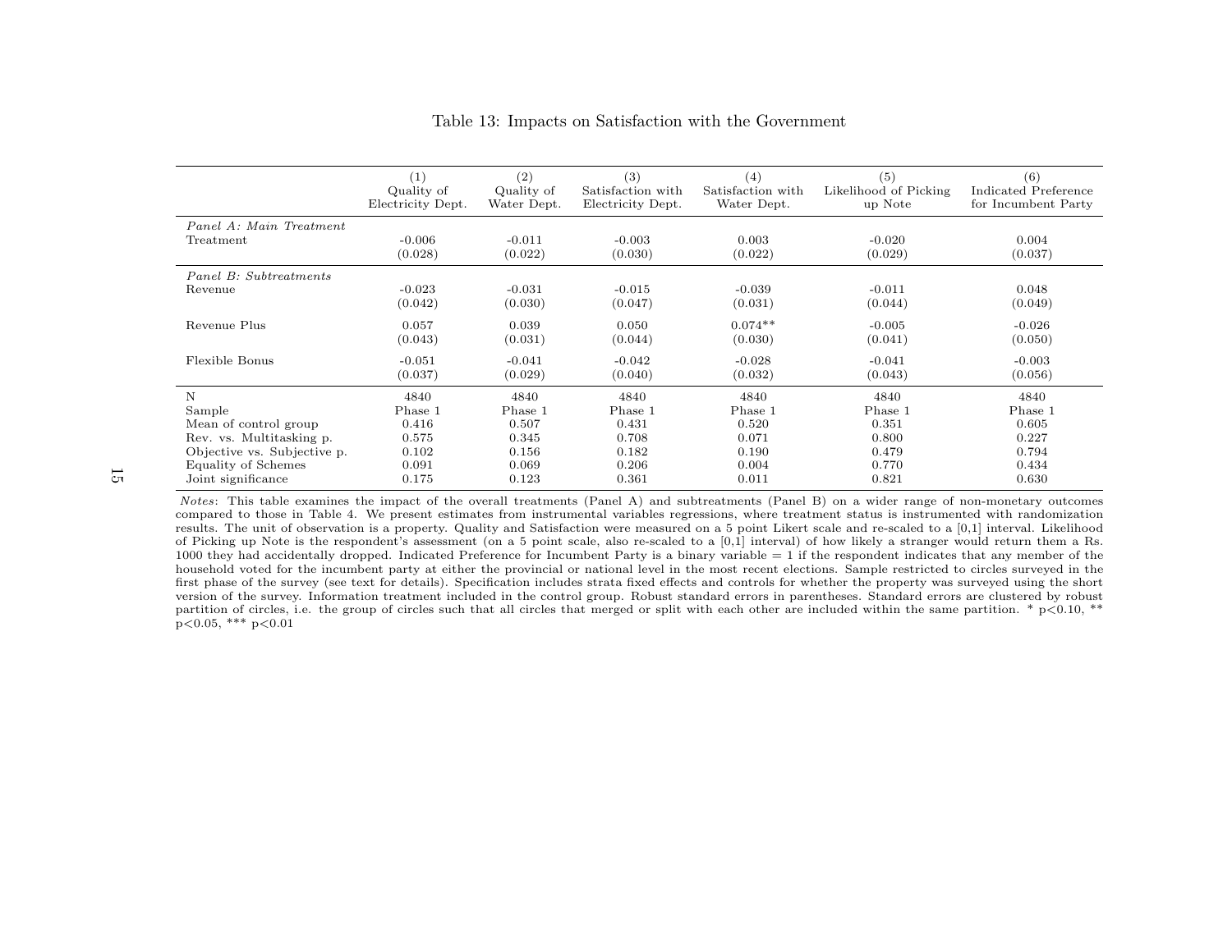Table 13: Impacts on Satisfaction with the Government

| | (1) Quality of Electricity Dept. | (2) Quality of Water Dept. | (3) Satisfaction with Electricity Dept. | (4) Satisfaction with Water Dept. | (5) Likelihood of Picking up Note | (6) Indicated Preference for Incumbent Party |
|---|---|---|---|---|---|---|
| *Panel A: Main Treatment* | | | | | | |
| Treatment | -0.006 | -0.011 | -0.003 | 0.003 | -0.020 | 0.004 |
| | (0.028) | (0.022) | (0.030) | (0.022) | (0.029) | (0.037) |
| *Panel B: Subtreatments* | | | | | | |
| Revenue | -0.023 | -0.031 | -0.015 | -0.039 | -0.011 | 0.048 |
| | (0.042) | (0.030) | (0.047) | (0.031) | (0.044) | (0.049) |
| Revenue Plus | 0.057 | 0.039 | 0.050 | 0.074** | -0.005 | -0.026 |
| | (0.043) | (0.031) | (0.044) | (0.030) | (0.041) | (0.050) |
| Flexible Bonus | -0.051 | -0.041 | -0.042 | -0.028 | -0.041 | -0.003 |
| | (0.037) | (0.029) | (0.040) | (0.032) | (0.043) | (0.056) |
| N | 4840 | 4840 | 4840 | 4840 | 4840 | 4840 |
| Sample | Phase 1 | Phase 1 | Phase 1 | Phase 1 | Phase 1 | Phase 1 |
| Mean of control group | 0.416 | 0.507 | 0.431 | 0.520 | 0.351 | 0.605 |
| Rev. vs. Multitasking p. | 0.575 | 0.345 | 0.708 | 0.071 | 0.800 | 0.227 |
| Objective vs. Subjective p. | 0.102 | 0.156 | 0.182 | 0.190 | 0.479 | 0.794 |
| Equality of Schemes | 0.091 | 0.069 | 0.206 | 0.004 | 0.770 | 0.434 |
| Joint significance | 0.175 | 0.123 | 0.361 | 0.011 | 0.821 | 0.630 |

*Notes*: This table examines the impact of the overall treatments (Panel A) and subtreatments (Panel B) on a wider range of non-monetary outcomes compared to those in Table 4. We present estimates from instrumental variables regressions, where treatment status is instrumented with randomization results. The unit of observation is a property. Quality and Satisfaction were measured on a 5 point Likert scale and re-scaled to a [0,1] interval. Likelihood of Picking up Note is the respondent's assessment (on a 5 point scale, also re-scaled to a [0,1] interval) of how likely a stranger would return them a Rs. 1000 they had accidentally dropped. Indicated Preference for Incumbent Party is a binary variable = 1 if the respondent indicates that any member of the household voted for the incumbent party at either the provincial or national level in the most recent elections. Sample restricted to circles surveyed in the first phase of the survey (see text for details). Specification includes strata fixed effects and controls for whether the property was surveyed using the short version of the survey. Information treatment included in the control group. Robust standard errors in parentheses. Standard errors are clustered by robust partition of circles, i.e. the group of circles such that all circles that merged or split with each other are included within the same partition. * p<0.10, ** p<0.05, *** p<0.01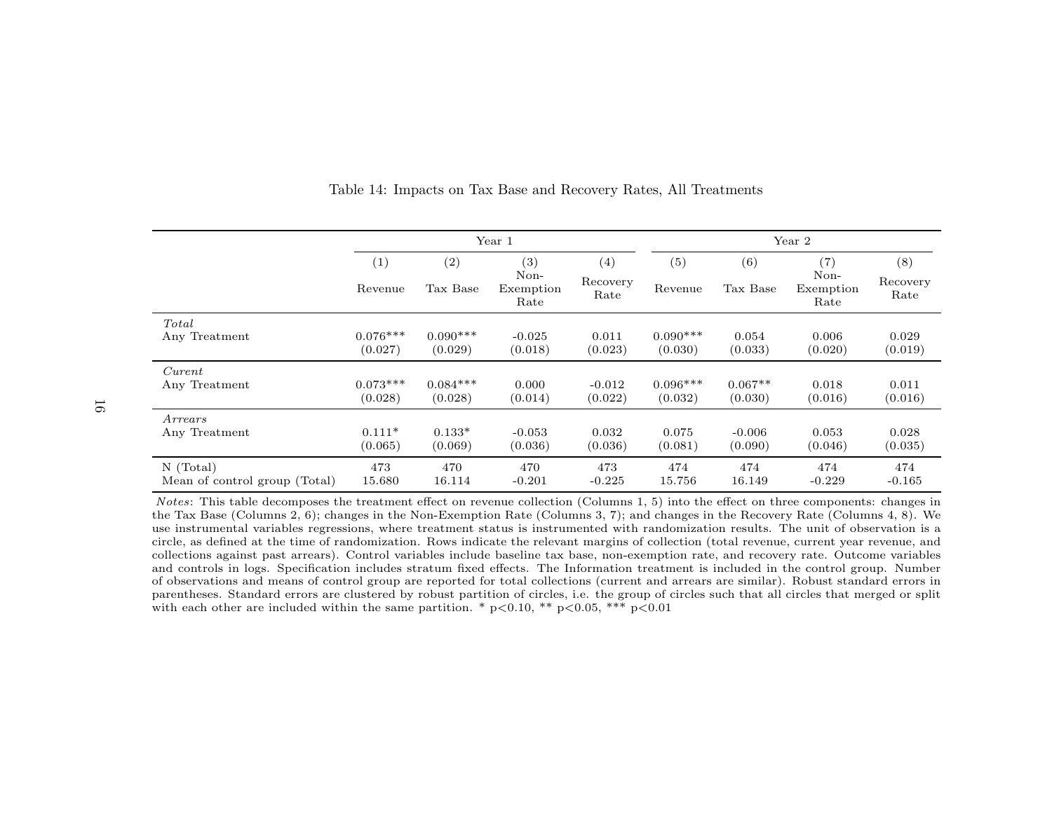Table 14: Impacts on Tax Base and Recovery Rates, All Treatments

| | Year 1 | | | | Year 2 | | | |
|---|---|---|---|---|---|---|---|---|
| | (1) | (2) | (3) | (4) | (5) | (6) | (7) | (8) |
| | Revenue | Tax Base | Non-Exemption Rate | Recovery Rate | Revenue | Tax Base | Non-Exemption Rate | Recovery Rate |
| *Total* | | | | | | | | |
| Any Treatment | 0.076*** | 0.090*** | -0.025 | 0.011 | 0.090*** | 0.054 | 0.006 | 0.029 |
| | (0.027) | (0.029) | (0.018) | (0.023) | (0.030) | (0.033) | (0.020) | (0.019) |
| *Curent* | | | | | | | | |
| Any Treatment | 0.073*** | 0.084*** | 0.000 | -0.012 | 0.096*** | 0.067** | 0.018 | 0.011 |
| | (0.028) | (0.028) | (0.014) | (0.022) | (0.032) | (0.030) | (0.016) | (0.016) |
| *Arrears* | | | | | | | | |
| Any Treatment | 0.111* | 0.133* | -0.053 | 0.032 | 0.075 | -0.006 | 0.053 | 0.028 |
| | (0.065) | (0.069) | (0.036) | (0.036) | (0.081) | (0.090) | (0.046) | (0.035) |
| N (Total) | 473 | 470 | 470 | 473 | 474 | 474 | 474 | 474 |
| Mean of control group (Total) | 15.680 | 16.114 | -0.201 | -0.225 | 15.756 | 16.149 | -0.229 | -0.165 |

*Notes*: This table decomposes the treatment effect on revenue collection (Columns 1, 5) into the effect on three components: changes in the Tax Base (Columns 2, 6); changes in the Non-Exemption Rate (Columns 3, 7); and changes in the Recovery Rate (Columns 4, 8). We use instrumental variables regressions, where treatment status is instrumented with randomization results. The unit of observation is a circle, as defined at the time of randomization. Rows indicate the relevant margins of collection (total revenue, current year revenue, and collections against past arrears). Control variables include baseline tax base, non-exemption rate, and recovery rate. Outcome variables and controls in logs. Specification includes stratum fixed effects. The Information treatment is included in the control group. Number of observations and means of control group are reported for total collections (current and arrears are similar). Robust standard errors in parentheses. Standard errors are clustered by robust partition of circles, i.e. the group of circles such that all circles that merged or split with each other are included within the same partition. * p<0.10, ** p<0.05, *** p<0.01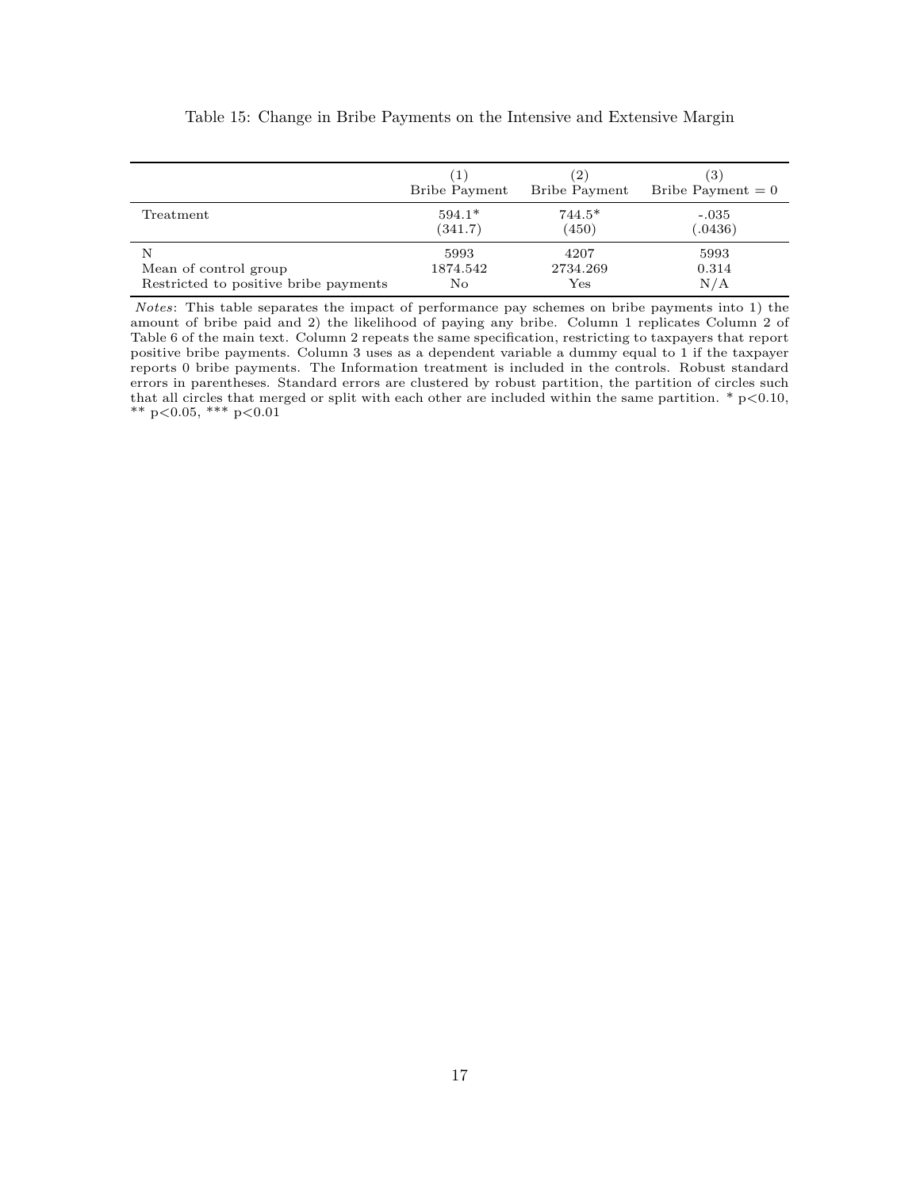Table 15: Change in Bribe Payments on the Intensive and Extensive Margin

| | (1) Bribe Payment | (2) Bribe Payment | (3) Bribe Payment = 0 |
|---|---|---|---|
| Treatment | 594.1* | 744.5* | -.035 |
| | (341.7) | (450) | (.0436) |
| N | 5993 | 4207 | 5993 |
| Mean of control group | 1874.542 | 2734.269 | 0.314 |
| Restricted to positive bribe payments | No | Yes | N/A |

*Notes*: This table separates the impact of performance pay schemes on bribe payments into 1) the amount of bribe paid and 2) the likelihood of paying any bribe. Column 1 replicates Column 2 of Table 6 of the main text. Column 2 repeats the same specification, restricting to taxpayers that report positive bribe payments. Column 3 uses as a dependent variable a dummy equal to 1 if the taxpayer reports 0 bribe payments. The Information treatment is included in the controls. Robust standard errors in parentheses. Standard errors are clustered by robust partition, the partition of circles such that all circles that merged or split with each other are included within the same partition. * $p<0.10$, ** $p<0.05$, *** $p<0.01$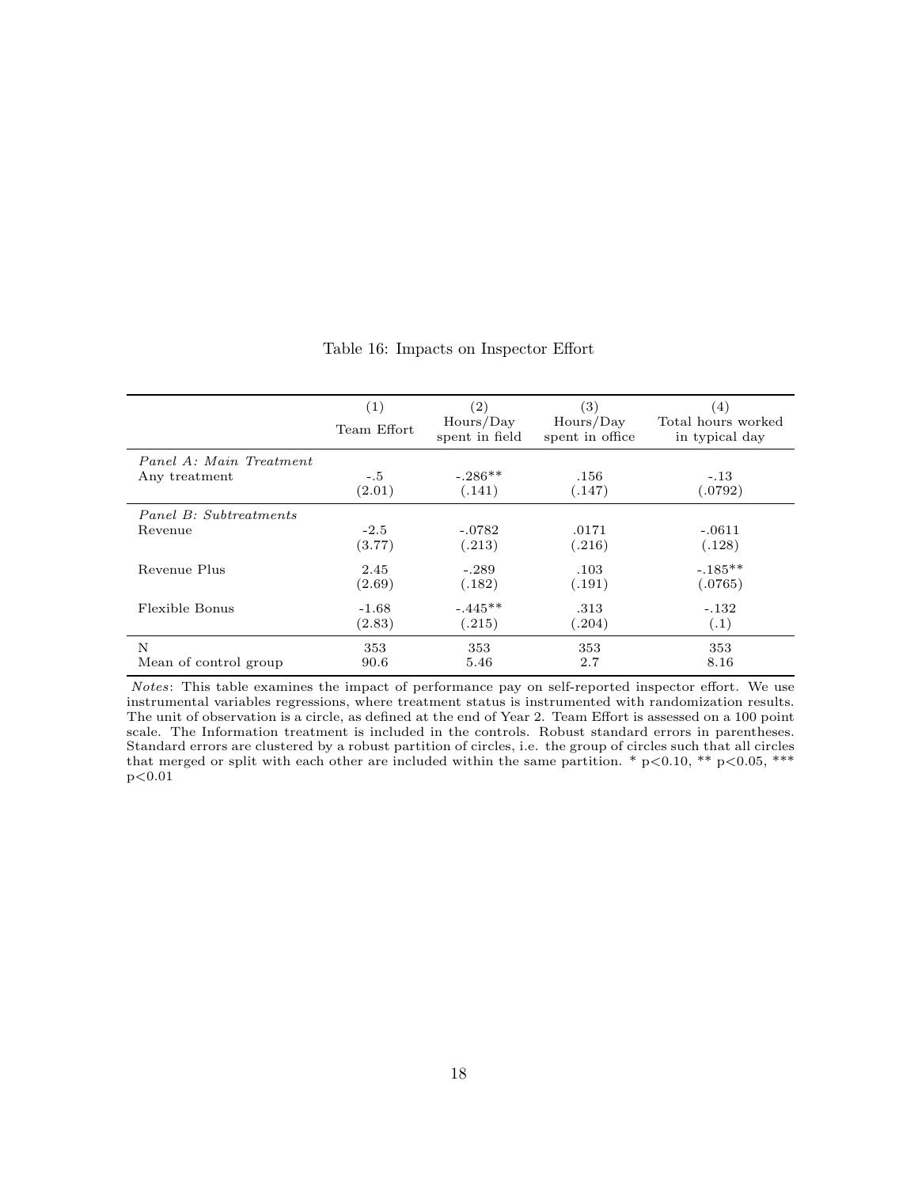Table 16: Impacts on Inspector Effort

| | (1) Team Effort | (2) Hours/Day spent in field | (3) Hours/Day spent in office | (4) Total hours worked in typical day |
|---|---|---|---|---|
| *Panel A: Main Treatment* | | | | |
| Any treatment | -.5 | -.286** | .156 | -.13 |
| | (2.01) | (.141) | (.147) | (.0792) |
| *Panel B: Subtreatments* | | | | |
| Revenue | -2.5 | -.0782 | .0171 | -.0611 |
| | (3.77) | (.213) | (.216) | (.128) |
| Revenue Plus | 2.45 | -.289 | .103 | -.185** |
| | (2.69) | (.182) | (.191) | (.0765) |
| Flexible Bonus | -1.68 | -.445** | .313 | -.132 |
| | (2.83) | (.215) | (.204) | (.1) |
| N | 353 | 353 | 353 | 353 |
| Mean of control group | 90.6 | 5.46 | 2.7 | 8.16 |

*Notes*: This table examines the impact of performance pay on self-reported inspector effort. We use instrumental variables regressions, where treatment status is instrumented with randomization results. The unit of observation is a circle, as defined at the end of Year 2. Team Effort is assessed on a 100 point scale. The Information treatment is included in the controls. Robust standard errors in parentheses. Standard errors are clustered by a robust partition of circles, i.e. the group of circles such that all circles that merged or split with each other are included within the same partition. * $p<0.10$, ** $p<0.05$, *** $p<0.01$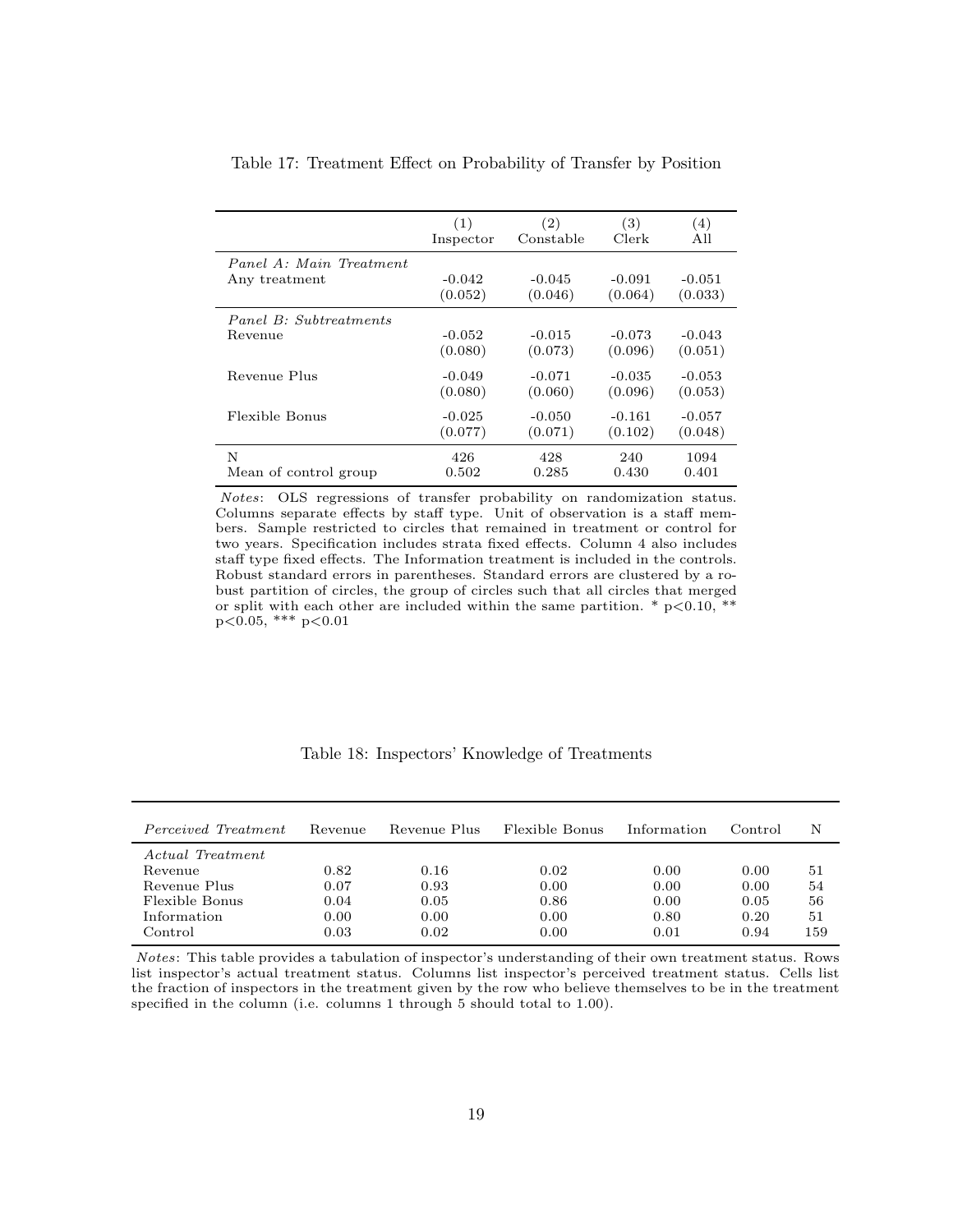Table 17: Treatment Effect on Probability of Transfer by Position

| | (1) Inspector | (2) Constable | (3) Clerk | (4) All |
|---|---|---|---|---|
| *Panel A: Main Treatment* | | | | |
| Any treatment | -0.042 | -0.045 | -0.091 | -0.051 |
| | (0.052) | (0.046) | (0.064) | (0.033) |
| *Panel B: Subtreatments* | | | | |
| Revenue | -0.052 | -0.015 | -0.073 | -0.043 |
| | (0.080) | (0.073) | (0.096) | (0.051) |
| Revenue Plus | -0.049 | -0.071 | -0.035 | -0.053 |
| | (0.080) | (0.060) | (0.096) | (0.053) |
| Flexible Bonus | -0.025 | -0.050 | -0.161 | -0.057 |
| | (0.077) | (0.071) | (0.102) | (0.048) |
| N | 426 | 428 | 240 | 1094 |
| Mean of control group | 0.502 | 0.285 | 0.430 | 0.401 |

*Notes*: OLS regressions of transfer probability on randomization status. Columns separate effects by staff type. Unit of observation is a staff members. Sample restricted to circles that remained in treatment or control for two years. Specification includes strata fixed effects. Column 4 also includes staff type fixed effects. The Information treatment is included in the controls. Robust standard errors in parentheses. Standard errors are clustered by a robust partition of circles, the group of circles such that all circles that merged or split with each other are included within the same partition. * p<0.10, ** p<0.05, *** p<0.01

Table 18: Inspectors' Knowledge of Treatments

| *Perceived Treatment* | Revenue | Revenue Plus | Flexible Bonus | Information | Control | N |
|---|---|---|---|---|---|---|
| *Actual Treatment* | | | | | | |
| Revenue | 0.82 | 0.16 | 0.02 | 0.00 | 0.00 | 51 |
| Revenue Plus | 0.07 | 0.93 | 0.00 | 0.00 | 0.00 | 54 |
| Flexible Bonus | 0.04 | 0.05 | 0.86 | 0.00 | 0.05 | 56 |
| Information | 0.00 | 0.00 | 0.00 | 0.80 | 0.20 | 51 |
| Control | 0.03 | 0.02 | 0.00 | 0.01 | 0.94 | 159 |

*Notes*: This table provides a tabulation of inspector's understanding of their own treatment status. Rows list inspector's actual treatment status. Columns list inspector's perceived treatment status. Cells list the fraction of inspectors in the treatment given by the row who believe themselves to be in the treatment specified in the column (i.e. columns 1 through 5 should total to 1.00).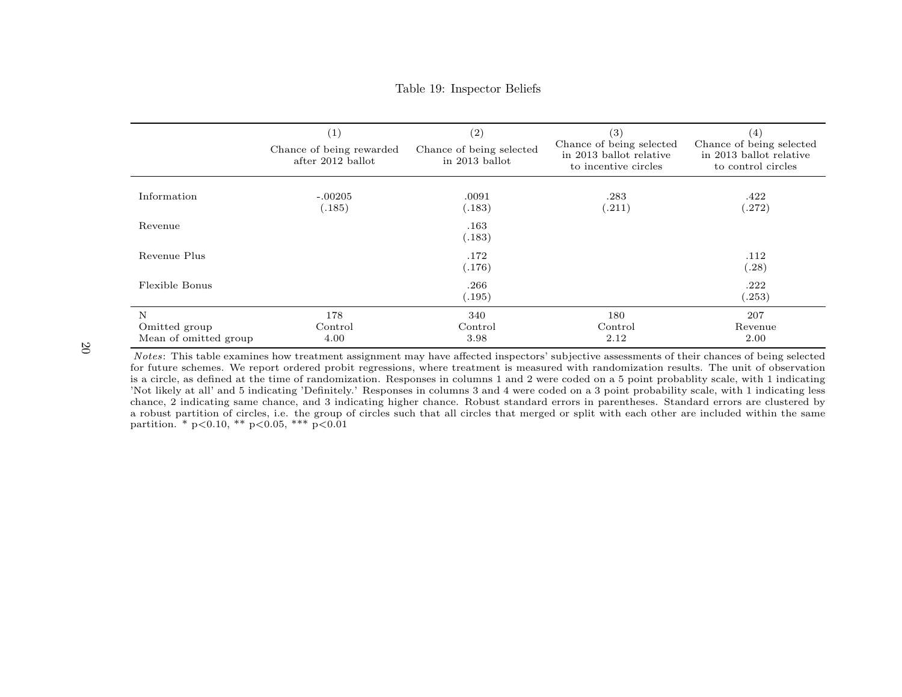Table 19: Inspector Beliefs

| | (1) Chance of being rewarded after 2012 ballot | (2) Chance of being selected in 2013 ballot | (3) Chance of being selected in 2013 ballot relative to incentive circles | (4) Chance of being selected in 2013 ballot relative to control circles |
|---|---|---|---|---|
| Information | -.00205 | .0091 | .283 | .422 |
| | (.185) | (.183) | (.211) | (.272) |
| Revenue | | .163 | | |
| | | (.183) | | |
| Revenue Plus | | .172 | | .112 |
| | | (.176) | | (.28) |
| Flexible Bonus | | .266 | | .222 |
| | | (.195) | | (.253) |
| N | 178 | 340 | 180 | 207 |
| Omitted group | Control | Control | Control | Revenue |
| Mean of omitted group | 4.00 | 3.98 | 2.12 | 2.00 |

*Notes*: This table examines how treatment assignment may have affected inspectors' subjective assessments of their chances of being selected for future schemes. We report ordered probit regressions, where treatment is measured with randomization results. The unit of observation is a circle, as defined at the time of randomization. Responses in columns 1 and 2 were coded on a 5 point probablity scale, with 1 indicating 'Not likely at all' and 5 indicating 'Definitely.' Responses in columns 3 and 4 were coded on a 3 point probability scale, with 1 indicating less chance, 2 indicating same chance, and 3 indicating higher chance. Robust standard errors in parentheses. Standard errors are clustered by a robust partition of circles, i.e. the group of circles such that all circles that merged or split with each other are included within the same partition. * p<0.10, ** p<0.05, *** p<0.01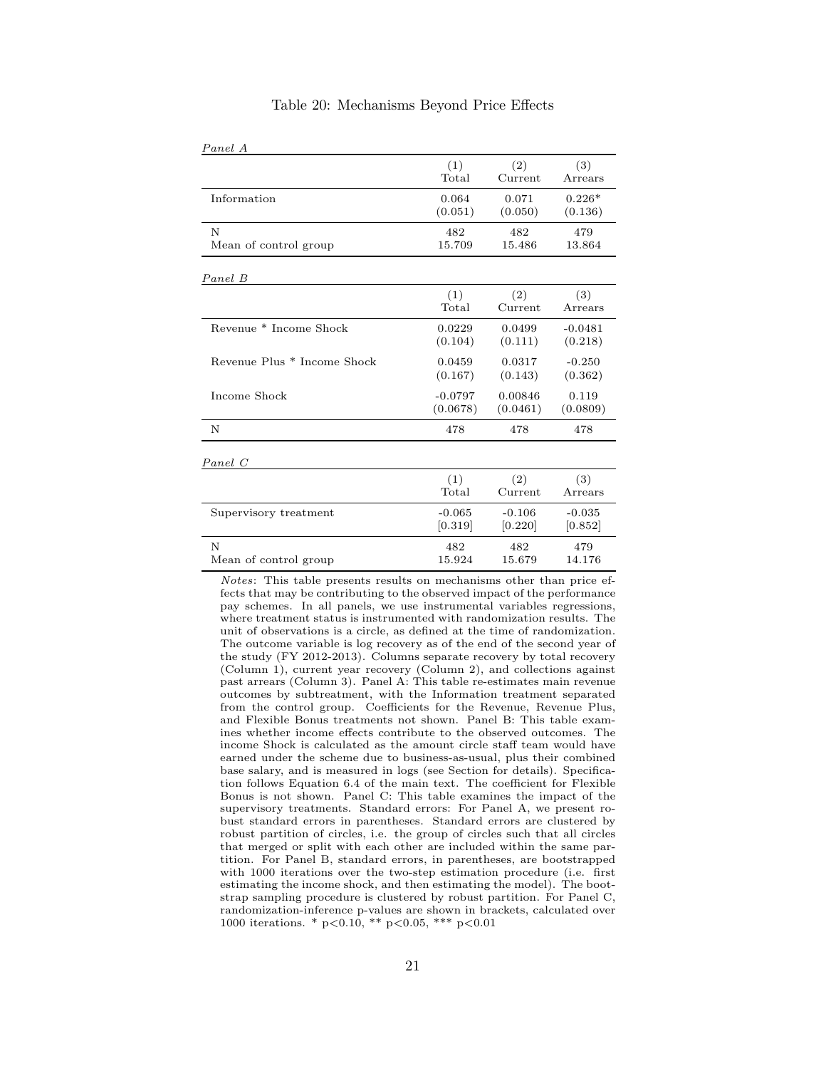Table 20: Mechanisms Beyond Price Effects

*Panel A*

| | (1) Total | (2) Current | (3) Arrears |
|---|---|---|---|
| Information | 0.064 | 0.071 | 0.226* |
| | (0.051) | (0.050) | (0.136) |
| N | 482 | 482 | 479 |
| Mean of control group | 15.709 | 15.486 | 13.864 |

*Panel B*

| | (1) Total | (2) Current | (3) Arrears |
|---|---|---|---|
| Revenue * Income Shock | 0.0229 | 0.0499 | -0.0481 |
| | (0.104) | (0.111) | (0.218) |
| Revenue Plus * Income Shock | 0.0459 | 0.0317 | -0.250 |
| | (0.167) | (0.143) | (0.362) |
| Income Shock | -0.0797 | 0.00846 | 0.119 |
| | (0.0678) | (0.0461) | (0.0809) |
| N | 478 | 478 | 478 |

*Panel C*

| | (1) Total | (2) Current | (3) Arrears |
|---|---|---|---|
| Supervisory treatment | -0.065 | -0.106 | -0.035 |
| | [0.319] | [0.220] | [0.852] |
| N | 482 | 482 | 479 |
| Mean of control group | 15.924 | 15.679 | 14.176 |

*Notes*: This table presents results on mechanisms other than price effects that may be contributing to the observed impact of the performance pay schemes. In all panels, we use instrumental variables regressions, where treatment status is instrumented with randomization results. The unit of observations is a circle, as defined at the time of randomization. The outcome variable is log recovery as of the end of the second year of the study (FY 2012-2013). Columns separate recovery by total recovery (Column 1), current year recovery (Column 2), and collections against past arrears (Column 3). Panel A: This table re-estimates main revenue outcomes by subtreatment, with the Information treatment separated from the control group. Coefficients for the Revenue, Revenue Plus, and Flexible Bonus treatments not shown. Panel B: This table examines whether income effects contribute to the observed outcomes. The income Shock is calculated as the amount circle staff team would have earned under the scheme due to business-as-usual, plus their combined base salary, and is measured in logs (see Section for details). Specification follows Equation 6.4 of the main text. The coefficient for Flexible Bonus is not shown. Panel C: This table examines the impact of the supervisory treatments. Standard errors: For Panel A, we present robust standard errors in parentheses. Standard errors are clustered by robust partition of circles, i.e. the group of circles such that all circles that merged or split with each other are included within the same partition. For Panel B, standard errors, in parentheses, are bootstrapped with 1000 iterations over the two-step estimation procedure (i.e. first estimating the income shock, and then estimating the model). The bootstrap sampling procedure is clustered by robust partition. For Panel C, randomization-inference p-values are shown in brackets, calculated over 1000 iterations. * p<0.10, ** p<0.05, *** p<0.01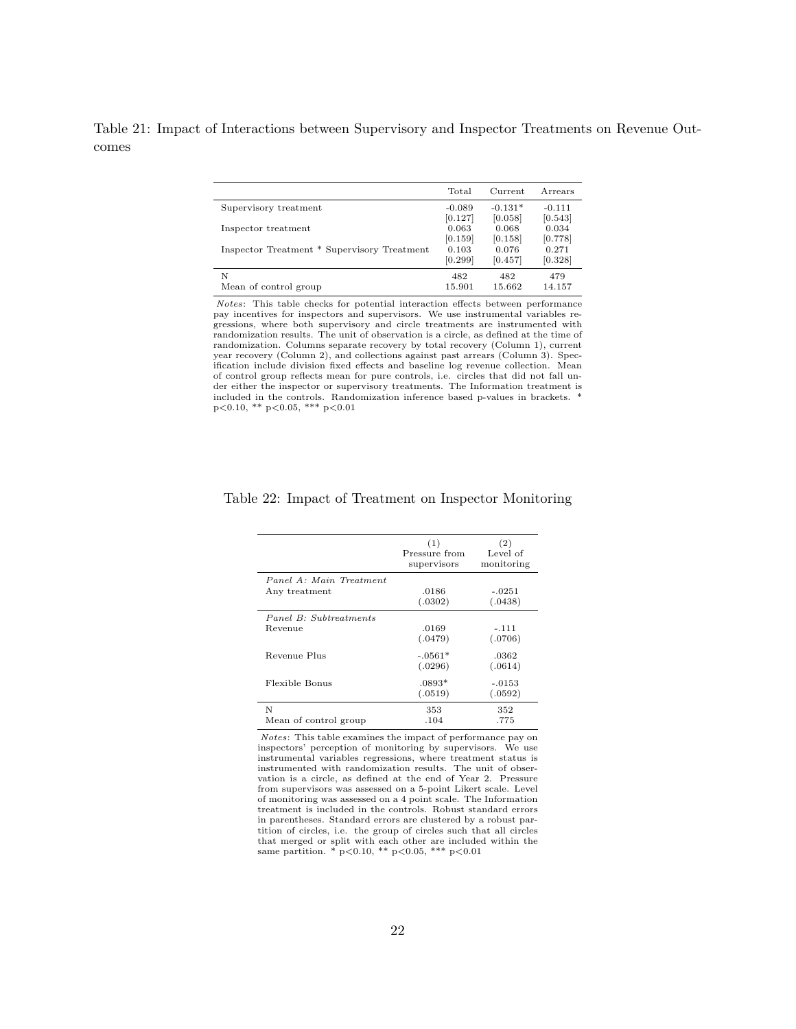Table 21: Impact of Interactions between Supervisory and Inspector Treatments on Revenue Outcomes

| | Total | Current | Arrears |
|---|---|---|---|
| Supervisory treatment | -0.089 | -0.131* | -0.111 |
| | [0.127] | [0.058] | [0.543] |
| Inspector treatment | 0.063 | 0.068 | 0.034 |
| | [0.159] | [0.158] | [0.778] |
| Inspector Treatment * Supervisory Treatment | 0.103 | 0.076 | 0.271 |
| | [0.299] | [0.457] | [0.328] |
| N | 482 | 482 | 479 |
| Mean of control group | 15.901 | 15.662 | 14.157 |

*Notes*: This table checks for potential interaction effects between performance pay incentives for inspectors and supervisors. We use instrumental variables regressions, where both supervisory and circle treatments are instrumented with randomization results. The unit of observation is a circle, as defined at the time of randomization. Columns separate recovery by total recovery (Column 1), current year recovery (Column 2), and collections against past arrears (Column 3). Specification include division fixed effects and baseline log revenue collection. Mean of control group reflects mean for pure controls, i.e. circles that did not fall under either the inspector or supervisory treatments. The Information treatment is included in the controls. Randomization inference based p-values in brackets. * p<0.10, ** p<0.05, *** p<0.01

Table 22: Impact of Treatment on Inspector Monitoring

| | (1) Pressure from supervisors | (2) Level of monitoring |
|---|---|---|
| *Panel A: Main Treatment* | | |
| Any treatment | .0186 | -.0251 |
| | (.0302) | (.0438) |
| *Panel B: Subtreatments* | | |
| Revenue | .0169 | -.111 |
| | (.0479) | (.0706) |
| Revenue Plus | -.0561* | .0362 |
| | (.0296) | (.0614) |
| Flexible Bonus | .0893* | -.0153 |
| | (.0519) | (.0592) |
| N | 353 | 352 |
| Mean of control group | .104 | .775 |

*Notes*: This table examines the impact of performance pay on inspectors' perception of monitoring by supervisors. We use instrumental variables regressions, where treatment status is instrumented with randomization results. The unit of observation is a circle, as defined at the end of Year 2. Pressure from supervisors was assessed on a 5-point Likert scale. Level of monitoring was assessed on a 4 point scale. The Information treatment is included in the controls. Robust standard errors in parentheses. Standard errors are clustered by a robust partition of circles, i.e. the group of circles such that all circles that merged or split with each other are included within the same partition. * p<0.10, ** p<0.05, *** p<0.01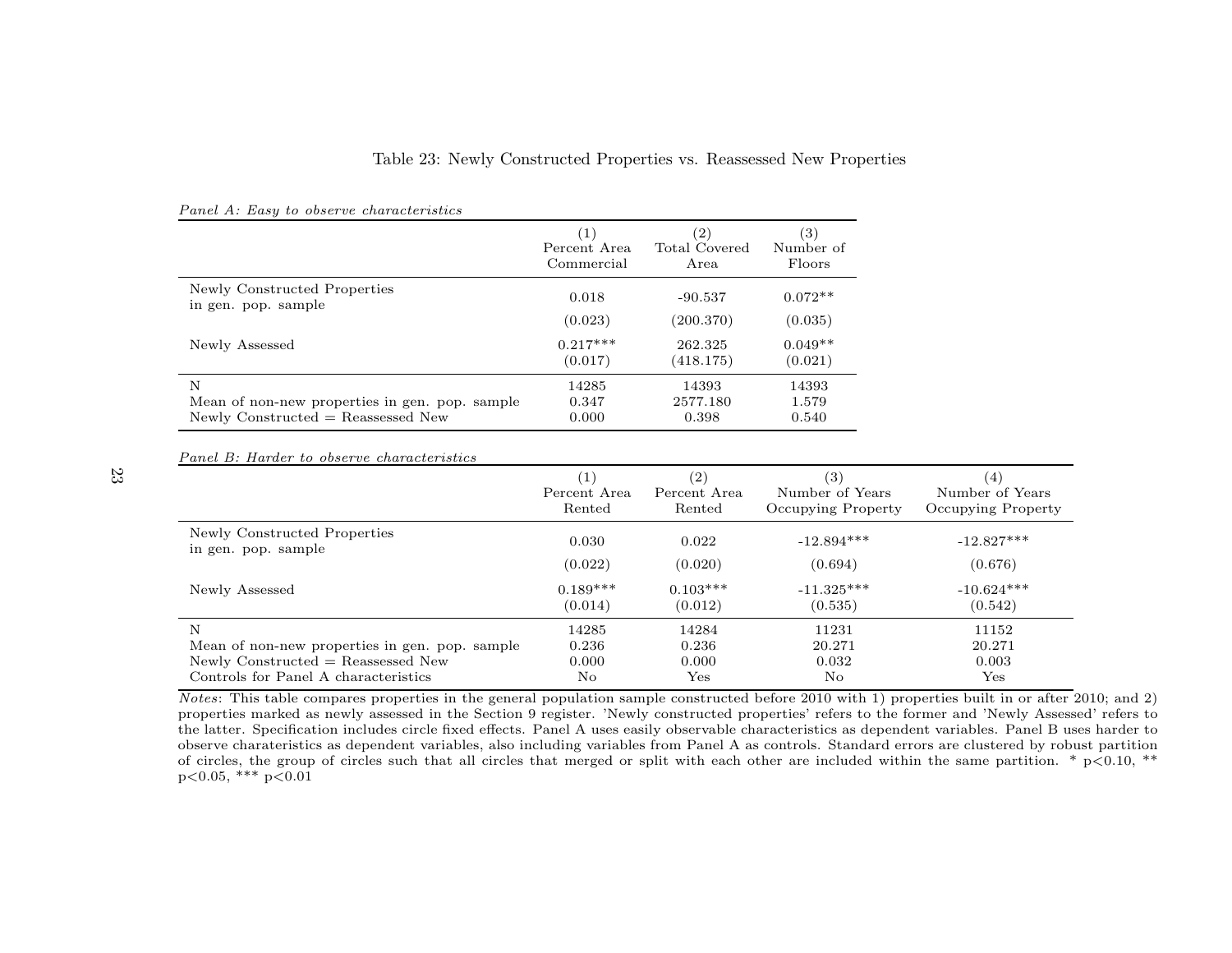Table 23: Newly Constructed Properties vs. Reassessed New Properties

*Panel A: Easy to observe characteristics*

| | (1) Percent Area Commercial | (2) Total Covered Area | (3) Number of Floors |
|---|---|---|---|
| Newly Constructed Properties in gen. pop. sample | 0.018 | -90.537 | 0.072** |
| | (0.023) | (200.370) | (0.035) |
| Newly Assessed | 0.217*** | 262.325 | 0.049** |
| | (0.017) | (418.175) | (0.021) |
| N | 14285 | 14393 | 14393 |
| Mean of non-new properties in gen. pop. sample | 0.347 | 2577.180 | 1.579 |
| Newly Constructed = Reassessed New | 0.000 | 0.398 | 0.540 |

*Panel B: Harder to observe characteristics*

| | (1) Percent Area Rented | (2) Percent Area Rented | (3) Number of Years Occupying Property | (4) Number of Years Occupying Property |
|---|---|---|---|---|
| Newly Constructed Properties in gen. pop. sample | 0.030 | 0.022 | -12.894*** | -12.827*** |
| | (0.022) | (0.020) | (0.694) | (0.676) |
| Newly Assessed | 0.189*** | 0.103*** | -11.325*** | -10.624*** |
| | (0.014) | (0.012) | (0.535) | (0.542) |
| N | 14285 | 14284 | 11231 | 11152 |
| Mean of non-new properties in gen. pop. sample | 0.236 | 0.236 | 20.271 | 20.271 |
| Newly Constructed = Reassessed New | 0.000 | 0.000 | 0.032 | 0.003 |
| Controls for Panel A characteristics | No | Yes | No | Yes |

*Notes*: This table compares properties in the general population sample constructed before 2010 with 1) properties built in or after 2010; and 2) properties marked as newly assessed in the Section 9 register. 'Newly constructed properties' refers to the former and 'Newly Assessed' refers to the latter. Specification includes circle fixed effects. Panel A uses easily observable characteristics as dependent variables. Panel B uses harder to observe charateristics as dependent variables, also including variables from Panel A as controls. Standard errors are clustered by robust partition of circles, the group of circles such that all circles that merged or split with each other are included within the same partition. * p<0.10, ** p<0.05, *** p<0.01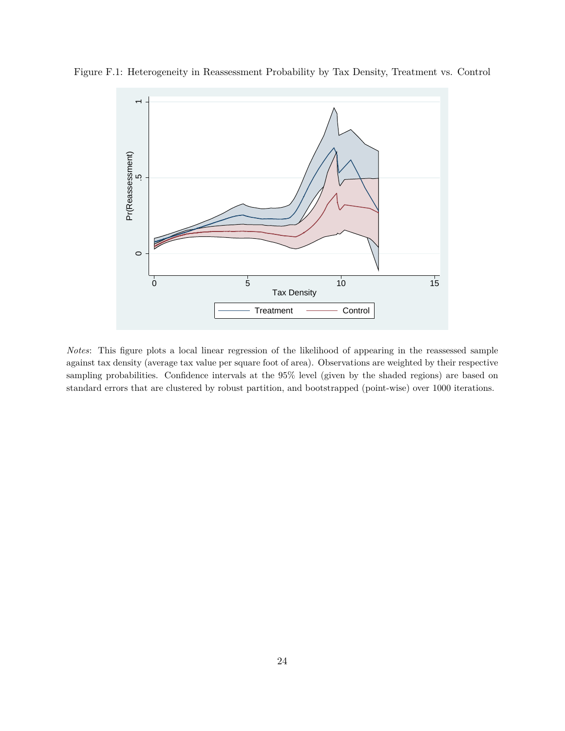Figure F.1: Heterogeneity in Reassessment Probability by Tax Density, Treatment vs. Control

*Notes*: This figure plots a local linear regression of the likelihood of appearing in the reassessed sample against tax density (average tax value per square foot of area). Observations are weighted by their respective sampling probabilities. Confidence intervals at the 95% level (given by the shaded regions) are based on standard errors that are clustered by robust partition, and bootstrapped (point-wise) over 1000 iterations.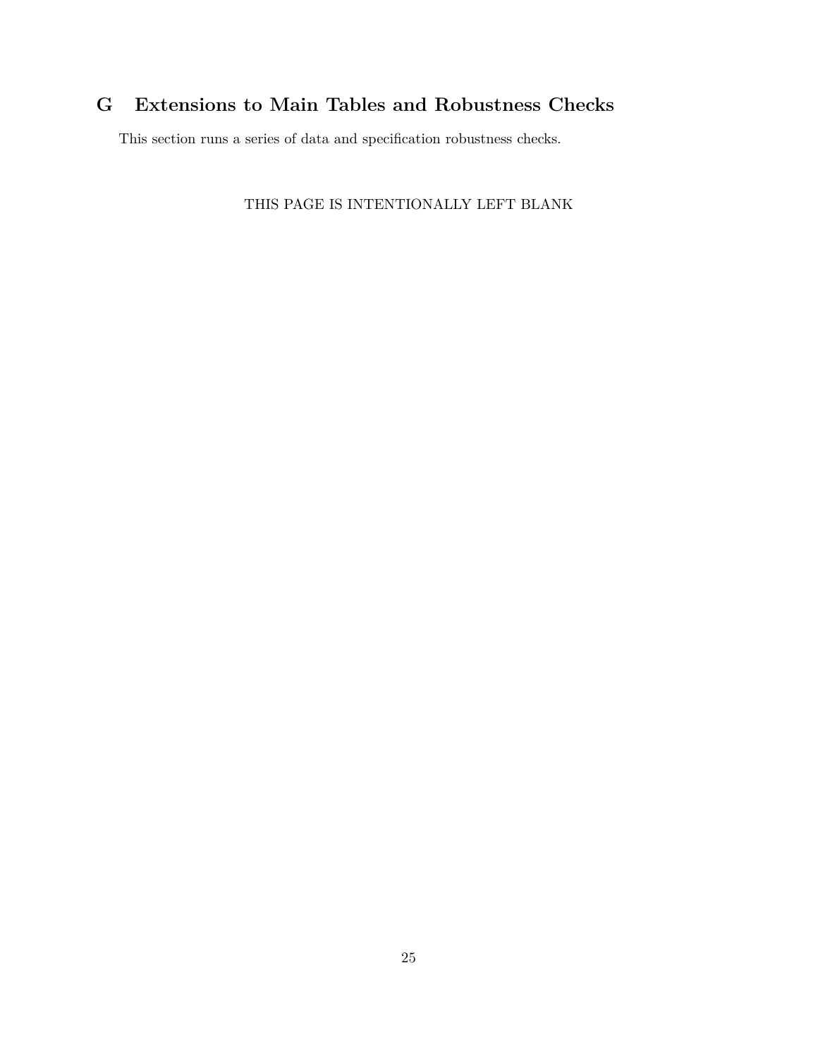# G Extensions to Main Tables and Robustness Checks

This section runs a series of data and specification robustness checks.

THIS PAGE IS INTENTIONALLY LEFT BLANK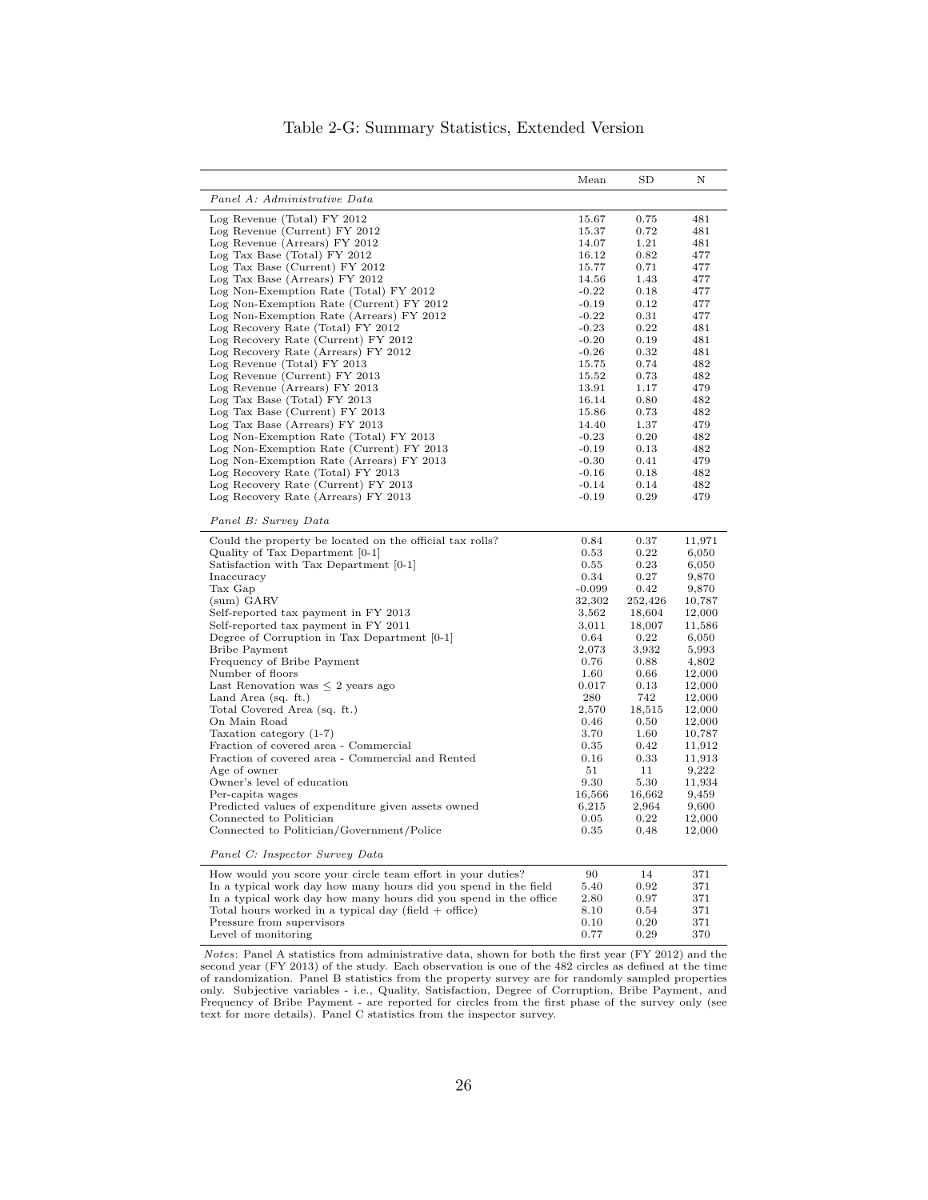# Table 2-G: Summary Statistics, Extended Version

| | Mean | SD | N |
|---|---|---|---|
| *Panel A: Administrative Data* | | | |
| Log Revenue (Total) FY 2012 | 15.67 | 0.75 | 481 |
| Log Revenue (Current) FY 2012 | 15.37 | 0.72 | 481 |
| Log Revenue (Arrears) FY 2012 | 14.07 | 1.21 | 481 |
| Log Tax Base (Total) FY 2012 | 16.12 | 0.82 | 477 |
| Log Tax Base (Current) FY 2012 | 15.77 | 0.71 | 477 |
| Log Tax Base (Arrears) FY 2012 | 14.56 | 1.43 | 477 |
| Log Non-Exemption Rate (Total) FY 2012 | -0.22 | 0.18 | 477 |
| Log Non-Exemption Rate (Current) FY 2012 | -0.19 | 0.12 | 477 |
| Log Non-Exemption Rate (Arrears) FY 2012 | -0.22 | 0.31 | 477 |
| Log Recovery Rate (Total) FY 2012 | -0.23 | 0.22 | 481 |
| Log Recovery Rate (Current) FY 2012 | -0.20 | 0.19 | 481 |
| Log Recovery Rate (Arrears) FY 2012 | -0.26 | 0.32 | 481 |
| Log Revenue (Total) FY 2013 | 15.75 | 0.74 | 482 |
| Log Revenue (Current) FY 2013 | 15.52 | 0.73 | 482 |
| Log Revenue (Arrears) FY 2013 | 13.91 | 1.17 | 479 |
| Log Tax Base (Total) FY 2013 | 16.14 | 0.80 | 482 |
| Log Tax Base (Current) FY 2013 | 15.86 | 0.73 | 482 |
| Log Tax Base (Arrears) FY 2013 | 14.40 | 1.37 | 479 |
| Log Non-Exemption Rate (Total) FY 2013 | -0.23 | 0.20 | 482 |
| Log Non-Exemption Rate (Current) FY 2013 | -0.19 | 0.13 | 482 |
| Log Non-Exemption Rate (Arrears) FY 2013 | -0.30 | 0.41 | 479 |
| Log Recovery Rate (Total) FY 2013 | -0.16 | 0.18 | 482 |
| Log Recovery Rate (Current) FY 2013 | -0.14 | 0.14 | 482 |
| Log Recovery Rate (Arrears) FY 2013 | -0.19 | 0.29 | 479 |
| *Panel B: Survey Data* | | | |
| Could the property be located on the official tax rolls? | 0.84 | 0.37 | 11,971 |
| Quality of Tax Department [0-1] | 0.53 | 0.22 | 6,050 |
| Satisfaction with Tax Department [0-1] | 0.55 | 0.23 | 6,050 |
| Inaccuracy | 0.34 | 0.27 | 9,870 |
| Tax Gap | -0.099 | 0.42 | 9,870 |
| (sum) GARV | 32,302 | 252,426 | 10,787 |
| Self-reported tax payment in FY 2013 | 3,562 | 18,604 | 12,000 |
| Self-reported tax payment in FY 2011 | 3,011 | 18,007 | 11,586 |
| Degree of Corruption in Tax Department [0-1] | 0.64 | 0.22 | 6,050 |
| Bribe Payment | 2,073 | 3,932 | 5,993 |
| Frequency of Bribe Payment | 0.76 | 0.88 | 4,802 |
| Number of floors | 1.60 | 0.66 | 12,000 |
| Last Renovation was $\leq$ 2 years ago | 0.017 | 0.13 | 12,000 |
| Land Area (sq. ft.) | 280 | 742 | 12,000 |
| Total Covered Area (sq. ft.) | 2,570 | 18,515 | 12,000 |
| On Main Road | 0.46 | 0.50 | 12,000 |
| Taxation category (1-7) | 3.70 | 1.60 | 10,787 |
| Fraction of covered area - Commercial | 0.35 | 0.42 | 11,912 |
| Fraction of covered area - Commercial and Rented | 0.16 | 0.33 | 11,913 |
| Age of owner | 51 | 11 | 9,222 |
| Owner's level of education | 9.30 | 5.30 | 11,934 |
| Per-capita wages | 16,566 | 16,662 | 9,459 |
| Predicted values of expenditure given assets owned | 6,215 | 2,964 | 9,600 |
| Connected to Politician | 0.05 | 0.22 | 12,000 |
| Connected to Politician/Government/Police | 0.35 | 0.48 | 12,000 |
| *Panel C: Inspector Survey Data* | | | |
| How would you score your circle team effort in your duties? | 90 | 14 | 371 |
| In a typical work day how many hours did you spend in the field | 5.40 | 0.92 | 371 |
| In a typical work day how many hours did you spend in the office | 2.80 | 0.97 | 371 |
| Total hours worked in a typical day (field + office) | 8.10 | 0.54 | 371 |
| Pressure from supervisors | 0.10 | 0.20 | 371 |
| Level of monitoring | 0.77 | 0.29 | 370 |

*Notes*: Panel A statistics from administrative data, shown for both the first year (FY 2012) and the second year (FY 2013) of the study. Each observation is one of the 482 circles as defined at the time of randomization. Panel B statistics from the property survey are for randomly sampled properties only. Subjective variables - i.e., Quality, Satisfaction, Degree of Corruption, Bribe Payment, and Frequency of Bribe Payment - are reported for circles from the first phase of the survey only (see text for more details). Panel C statistics from the inspector survey.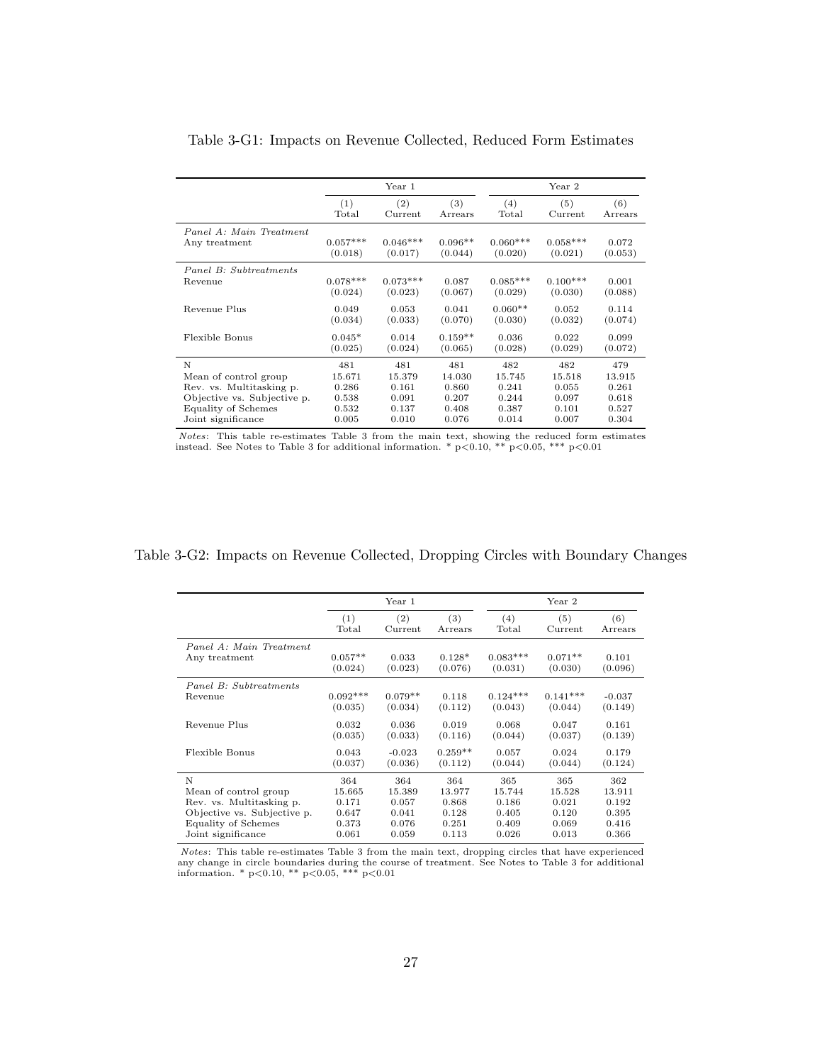Table 3-G1: Impacts on Revenue Collected, Reduced Form Estimates

| | Year 1 | | | Year 2 | | |
|---|---|---|---|---|---|---|
| | (1) Total | (2) Current | (3) Arrears | (4) Total | (5) Current | (6) Arrears |
| *Panel A: Main Treatment* | | | | | | |
| Any treatment | 0.057*** | 0.046*** | 0.096** | 0.060*** | 0.058*** | 0.072 |
| | (0.018) | (0.017) | (0.044) | (0.020) | (0.021) | (0.053) |
| *Panel B: Subtreatments* | | | | | | |
| Revenue | 0.078*** | 0.073*** | 0.087 | 0.085*** | 0.100*** | 0.001 |
| | (0.024) | (0.023) | (0.067) | (0.029) | (0.030) | (0.088) |
| Revenue Plus | 0.049 | 0.053 | 0.041 | 0.060** | 0.052 | 0.114 |
| | (0.034) | (0.033) | (0.070) | (0.030) | (0.032) | (0.074) |
| Flexible Bonus | 0.045* | 0.014 | 0.159** | 0.036 | 0.022 | 0.099 |
| | (0.025) | (0.024) | (0.065) | (0.028) | (0.029) | (0.072) |
| N | 481 | 481 | 481 | 482 | 482 | 479 |
| Mean of control group | 15.671 | 15.379 | 14.030 | 15.745 | 15.518 | 13.915 |
| Rev. vs. Multitasking p. | 0.286 | 0.161 | 0.860 | 0.241 | 0.055 | 0.261 |
| Objective vs. Subjective p. | 0.538 | 0.091 | 0.207 | 0.244 | 0.097 | 0.618 |
| Equality of Schemes | 0.532 | 0.137 | 0.408 | 0.387 | 0.101 | 0.527 |
| Joint significance | 0.005 | 0.010 | 0.076 | 0.014 | 0.007 | 0.304 |

*Notes*: This table re-estimates Table 3 from the main text, showing the reduced form estimates instead. See Notes to Table 3 for additional information. * p<0.10, ** p<0.05, *** p<0.01

Table 3-G2: Impacts on Revenue Collected, Dropping Circles with Boundary Changes

| | Year 1 | | | Year 2 | | |
|---|---|---|---|---|---|---|
| | (1) Total | (2) Current | (3) Arrears | (4) Total | (5) Current | (6) Arrears |
| *Panel A: Main Treatment* | | | | | | |
| Any treatment | 0.057** | 0.033 | 0.128* | 0.083*** | 0.071** | 0.101 |
| | (0.024) | (0.023) | (0.076) | (0.031) | (0.030) | (0.096) |
| *Panel B: Subtreatments* | | | | | | |
| Revenue | 0.092*** | 0.079** | 0.118 | 0.124*** | 0.141*** | -0.037 |
| | (0.035) | (0.034) | (0.112) | (0.043) | (0.044) | (0.149) |
| Revenue Plus | 0.032 | 0.036 | 0.019 | 0.068 | 0.047 | 0.161 |
| | (0.035) | (0.033) | (0.116) | (0.044) | (0.037) | (0.139) |
| Flexible Bonus | 0.043 | -0.023 | 0.259** | 0.057 | 0.024 | 0.179 |
| | (0.037) | (0.036) | (0.112) | (0.044) | (0.044) | (0.124) |
| N | 364 | 364 | 364 | 365 | 365 | 362 |
| Mean of control group | 15.665 | 15.389 | 13.977 | 15.744 | 15.528 | 13.911 |
| Rev. vs. Multitasking p. | 0.171 | 0.057 | 0.868 | 0.186 | 0.021 | 0.192 |
| Objective vs. Subjective p. | 0.647 | 0.041 | 0.128 | 0.405 | 0.120 | 0.395 |
| Equality of Schemes | 0.373 | 0.076 | 0.251 | 0.409 | 0.069 | 0.416 |
| Joint significance | 0.061 | 0.059 | 0.113 | 0.026 | 0.013 | 0.366 |

*Notes*: This table re-estimates Table 3 from the main text, dropping circles that have experienced any change in circle boundaries during the course of treatment. See Notes to Table 3 for additional information. * p<0.10, ** p<0.05, *** p<0.01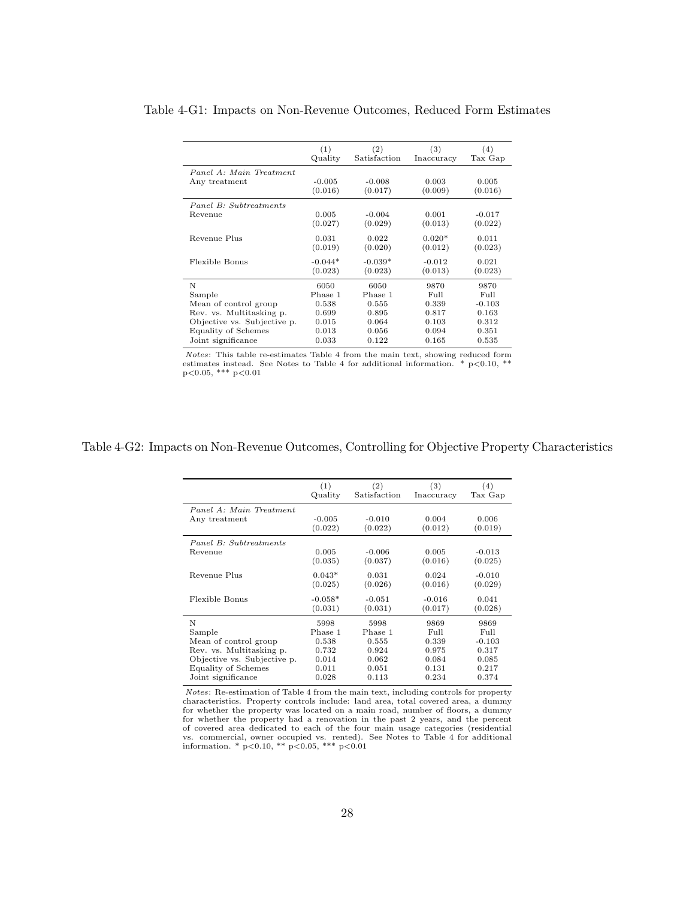Table 4-G1: Impacts on Non-Revenue Outcomes, Reduced Form Estimates

| | (1) Quality | (2) Satisfaction | (3) Inaccuracy | (4) Tax Gap |
|---|---|---|---|---|
| *Panel A: Main Treatment* | | | | |
| Any treatment | -0.005 | -0.008 | 0.003 | 0.005 |
| | (0.016) | (0.017) | (0.009) | (0.016) |
| *Panel B: Subtreatments* | | | | |
| Revenue | 0.005 | -0.004 | 0.001 | -0.017 |
| | (0.027) | (0.029) | (0.013) | (0.022) |
| Revenue Plus | 0.031 | 0.022 | 0.020* | 0.011 |
| | (0.019) | (0.020) | (0.012) | (0.023) |
| Flexible Bonus | -0.044* | -0.039* | -0.012 | 0.021 |
| | (0.023) | (0.023) | (0.013) | (0.023) |
| N | 6050 | 6050 | 9870 | 9870 |
| Sample | Phase 1 | Phase 1 | Full | Full |
| Mean of control group | 0.538 | 0.555 | 0.339 | -0.103 |
| Rev. vs. Multitasking p. | 0.699 | 0.895 | 0.817 | 0.163 |
| Objective vs. Subjective p. | 0.015 | 0.064 | 0.103 | 0.312 |
| Equality of Schemes | 0.013 | 0.056 | 0.094 | 0.351 |
| Joint significance | 0.033 | 0.122 | 0.165 | 0.535 |

*Notes*: This table re-estimates Table 4 from the main text, showing reduced form estimates instead. See Notes to Table 4 for additional information. * p<0.10, ** p<0.05, *** p<0.01

Table 4-G2: Impacts on Non-Revenue Outcomes, Controlling for Objective Property Characteristics

| | (1) Quality | (2) Satisfaction | (3) Inaccuracy | (4) Tax Gap |
|---|---|---|---|---|
| *Panel A: Main Treatment* | | | | |
| Any treatment | -0.005 | -0.010 | 0.004 | 0.006 |
| | (0.022) | (0.022) | (0.012) | (0.019) |
| *Panel B: Subtreatments* | | | | |
| Revenue | 0.005 | -0.006 | 0.005 | -0.013 |
| | (0.035) | (0.037) | (0.016) | (0.025) |
| Revenue Plus | 0.043* | 0.031 | 0.024 | -0.010 |
| | (0.025) | (0.026) | (0.016) | (0.029) |
| Flexible Bonus | -0.058* | -0.051 | -0.016 | 0.041 |
| | (0.031) | (0.031) | (0.017) | (0.028) |
| N | 5998 | 5998 | 9869 | 9869 |
| Sample | Phase 1 | Phase 1 | Full | Full |
| Mean of control group | 0.538 | 0.555 | 0.339 | -0.103 |
| Rev. vs. Multitasking p. | 0.732 | 0.924 | 0.975 | 0.317 |
| Objective vs. Subjective p. | 0.014 | 0.062 | 0.084 | 0.085 |
| Equality of Schemes | 0.011 | 0.051 | 0.131 | 0.217 |
| Joint significance | 0.028 | 0.113 | 0.234 | 0.374 |

*Notes*: Re-estimation of Table 4 from the main text, including controls for property characteristics. Property controls include: land area, total covered area, a dummy for whether the property was located on a main road, number of floors, a dummy for whether the property had a renovation in the past 2 years, and the percent of covered area dedicated to each of the four main usage categories (residential vs. commercial, owner occupied vs. rented). See Notes to Table 4 for additional information. * p<0.10, ** p<0.05, *** p<0.01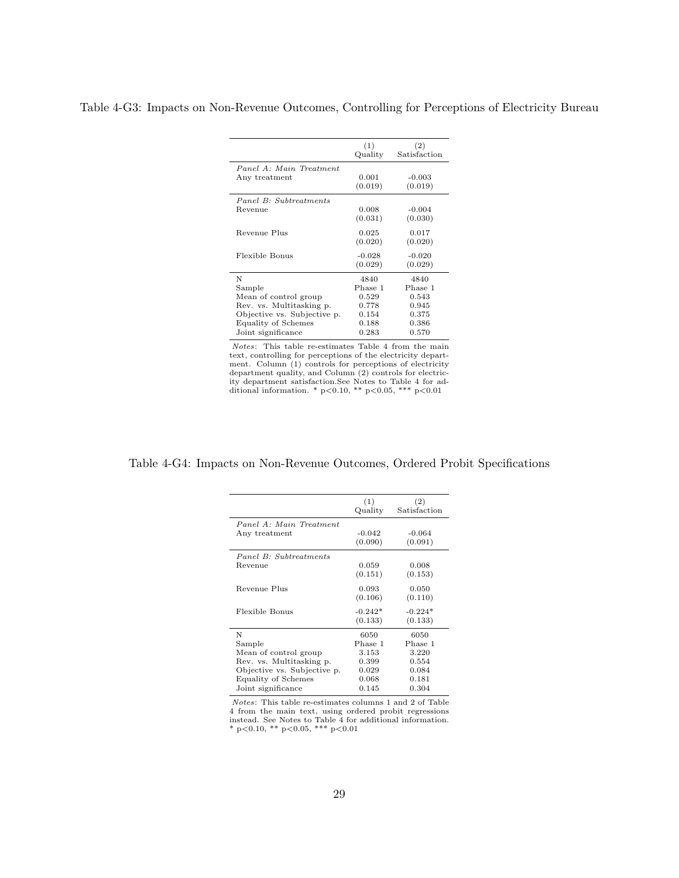Table 4-G3: Impacts on Non-Revenue Outcomes, Controlling for Perceptions of Electricity Bureau

| | (1) Quality | (2) Satisfaction |
|---|---|---|
| *Panel A: Main Treatment* | | |
| Any treatment | 0.001 | -0.003 |
| | (0.019) | (0.019) |
| *Panel B: Subtreatments* | | |
| Revenue | 0.008 | -0.004 |
| | (0.031) | (0.030) |
| Revenue Plus | 0.025 | 0.017 |
| | (0.020) | (0.020) |
| Flexible Bonus | -0.028 | -0.020 |
| | (0.029) | (0.029) |
| N | 4840 | 4840 |
| Sample | Phase 1 | Phase 1 |
| Mean of control group | 0.529 | 0.543 |
| Rev. vs. Multitasking p. | 0.778 | 0.945 |
| Objective vs. Subjective p. | 0.154 | 0.375 |
| Equality of Schemes | 0.188 | 0.386 |
| Joint significance | 0.283 | 0.570 |

*Notes*: This table re-estimates Table 4 from the main text, controlling for perceptions of the electricity department. Column (1) controls for perceptions of electricity department quality, and Column (2) controls for electricity department satisfaction.See Notes to Table 4 for additional information. * p<0.10, ** p<0.05, *** p<0.01

Table 4-G4: Impacts on Non-Revenue Outcomes, Ordered Probit Specifications

| | (1) Quality | (2) Satisfaction |
|---|---|---|
| *Panel A: Main Treatment* | | |
| Any treatment | -0.042 | -0.064 |
| | (0.090) | (0.091) |
| *Panel B: Subtreatments* | | |
| Revenue | 0.059 | 0.008 |
| | (0.151) | (0.153) |
| Revenue Plus | 0.093 | 0.050 |
| | (0.106) | (0.110) |
| Flexible Bonus | -0.242* | -0.224* |
| | (0.133) | (0.133) |
| N | 6050 | 6050 |
| Sample | Phase 1 | Phase 1 |
| Mean of control group | 3.153 | 3.220 |
| Rev. vs. Multitasking p. | 0.399 | 0.554 |
| Objective vs. Subjective p. | 0.029 | 0.084 |
| Equality of Schemes | 0.068 | 0.181 |
| Joint significance | 0.145 | 0.304 |

*Notes*: This table re-estimates columns 1 and 2 of Table 4 from the main text, using ordered probit regressions instead. See Notes to Table 4 for additional information. * p<0.10, ** p<0.05, *** p<0.01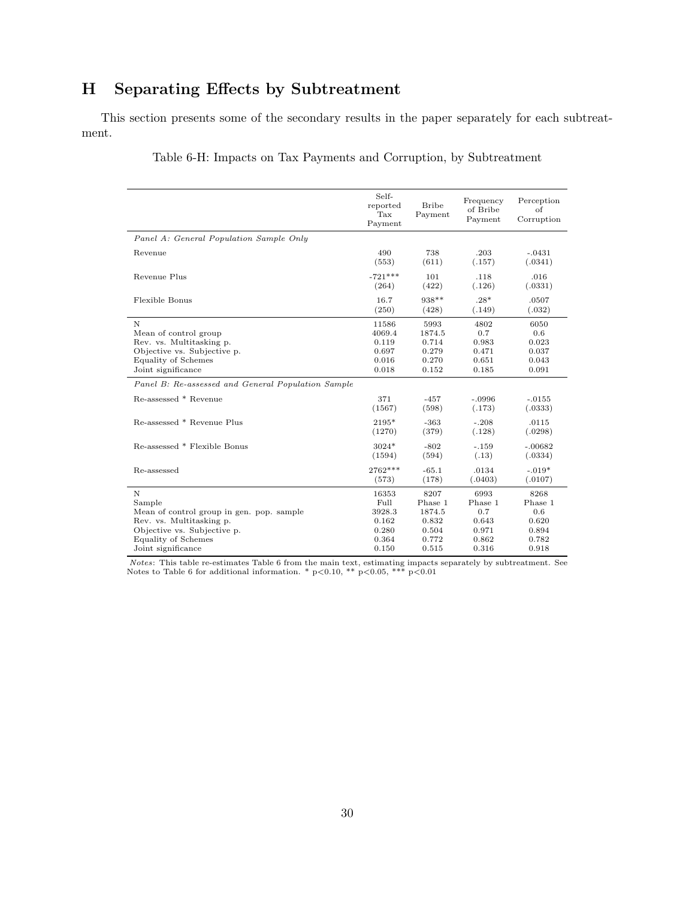# H Separating Effects by Subtreatment

This section presents some of the secondary results in the paper separately for each subtreatment.

Table 6-H: Impacts on Tax Payments and Corruption, by Subtreatment

| | Self-reported Tax Payment | Bribe Payment | Frequency of Bribe Payment | Perception of Corruption |
|---|---|---|---|---|
| *Panel A: General Population Sample Only* | | | | |
| Revenue | 490 | 738 | .203 | -.0431 |
| | (553) | (611) | (.157) | (.0341) |
| Revenue Plus | -721*** | 101 | .118 | .016 |
| | (264) | (422) | (.126) | (.0331) |
| Flexible Bonus | 16.7 | 938** | .28* | .0507 |
| | (250) | (428) | (.149) | (.032) |
| N | 11586 | 5993 | 4802 | 6050 |
| Mean of control group | 4069.4 | 1874.5 | 0.7 | 0.6 |
| Rev. vs. Multitasking p. | 0.119 | 0.714 | 0.983 | 0.023 |
| Objective vs. Subjective p. | 0.697 | 0.279 | 0.471 | 0.037 |
| Equality of Schemes | 0.016 | 0.270 | 0.651 | 0.043 |
| Joint significance | 0.018 | 0.152 | 0.185 | 0.091 |
| *Panel B: Re-assessed and General Population Sample* | | | | |
| Re-assessed * Revenue | 371 | -457 | -.0996 | -.0155 |
| | (1567) | (598) | (.173) | (.0333) |
| Re-assessed * Revenue Plus | 2195* | -363 | -.208 | .0115 |
| | (1270) | (379) | (.128) | (.0298) |
| Re-assessed * Flexible Bonus | 3024* | -802 | -.159 | -.00682 |
| | (1594) | (594) | (.13) | (.0334) |
| Re-assessed | 2762*** | -65.1 | .0134 | -.019* |
| | (573) | (178) | (.0403) | (.0107) |
| N | 16353 | 8207 | 6993 | 8268 |
| Sample | Full | Phase 1 | Phase 1 | Phase 1 |
| Mean of control group in gen. pop. sample | 3928.3 | 1874.5 | 0.7 | 0.6 |
| Rev. vs. Multitasking p. | 0.162 | 0.832 | 0.643 | 0.620 |
| Objective vs. Subjective p. | 0.280 | 0.504 | 0.971 | 0.894 |
| Equality of Schemes | 0.364 | 0.772 | 0.862 | 0.782 |
| Joint significance | 0.150 | 0.515 | 0.316 | 0.918 |

*Notes*: This table re-estimates Table 6 from the main text, estimating impacts separately by subtreatment. See Notes to Table 6 for additional information. * p<0.10, ** p<0.05, *** p<0.01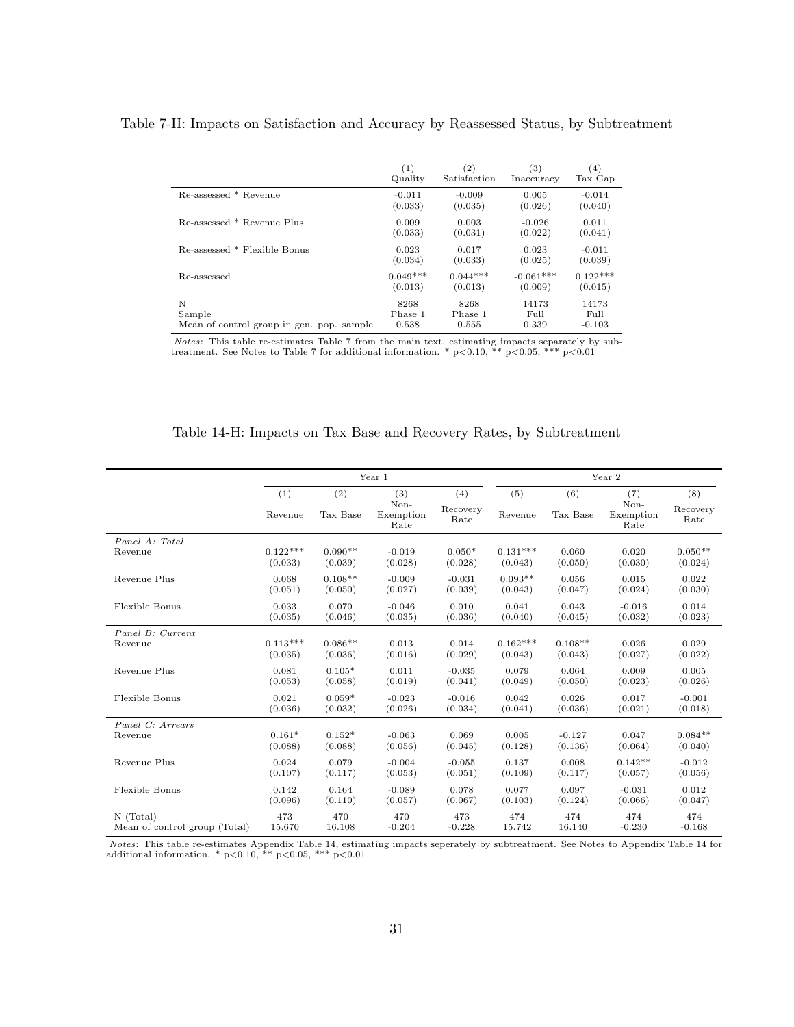Table 7-H: Impacts on Satisfaction and Accuracy by Reassessed Status, by Subtreatment

| | (1) Quality | (2) Satisfaction | (3) Inaccuracy | (4) Tax Gap |
|---|---|---|---|---|
| Re-assessed * Revenue | -0.011 | -0.009 | 0.005 | -0.014 |
| | (0.033) | (0.035) | (0.026) | (0.040) |
| Re-assessed * Revenue Plus | 0.009 | 0.003 | -0.026 | 0.011 |
| | (0.033) | (0.031) | (0.022) | (0.041) |
| Re-assessed * Flexible Bonus | 0.023 | 0.017 | 0.023 | -0.011 |
| | (0.034) | (0.033) | (0.025) | (0.039) |
| Re-assessed | 0.049*** | 0.044*** | -0.061*** | 0.122*** |
| | (0.013) | (0.013) | (0.009) | (0.015) |
| N | 8268 | 8268 | 14173 | 14173 |
| Sample | Phase 1 | Phase 1 | Full | Full |
| Mean of control group in gen. pop. sample | 0.538 | 0.555 | 0.339 | -0.103 |

*Notes*: This table re-estimates Table 7 from the main text, estimating impacts separately by subtreatment. See Notes to Table 7 for additional information. * p<0.10, ** p<0.05, *** p<0.01

Table 14-H: Impacts on Tax Base and Recovery Rates, by Subtreatment

| | Year 1 | | | | Year 2 | | | |
|---|---|---|---|---|---|---|---|---|
| | (1) | (2) | (3) | (4) | (5) | (6) | (7) | (8) |
| | Revenue | Tax Base | Non-Exemption Rate | Recovery Rate | Revenue | Tax Base | Non-Exemption Rate | Recovery Rate |
| *Panel A: Total* | | | | | | | | |
| Revenue | 0.122*** | 0.090** | -0.019 | 0.050* | 0.131*** | 0.060 | 0.020 | 0.050** |
| | (0.033) | (0.039) | (0.028) | (0.028) | (0.043) | (0.050) | (0.030) | (0.024) |
| Revenue Plus | 0.068 | 0.108** | -0.009 | -0.031 | 0.093** | 0.056 | 0.015 | 0.022 |
| | (0.051) | (0.050) | (0.027) | (0.039) | (0.043) | (0.047) | (0.024) | (0.030) |
| Flexible Bonus | 0.033 | 0.070 | -0.046 | 0.010 | 0.041 | 0.043 | -0.016 | 0.014 |
| | (0.035) | (0.046) | (0.035) | (0.036) | (0.040) | (0.045) | (0.032) | (0.023) |
| *Panel B: Current* | | | | | | | | |
| Revenue | 0.113*** | 0.086** | 0.013 | 0.014 | 0.162*** | 0.108** | 0.026 | 0.029 |
| | (0.035) | (0.036) | (0.016) | (0.029) | (0.043) | (0.043) | (0.027) | (0.022) |
| Revenue Plus | 0.081 | 0.105* | 0.011 | -0.035 | 0.079 | 0.064 | 0.009 | 0.005 |
| | (0.053) | (0.058) | (0.019) | (0.041) | (0.049) | (0.050) | (0.023) | (0.026) |
| Flexible Bonus | 0.021 | 0.059* | -0.023 | -0.016 | 0.042 | 0.026 | 0.017 | -0.001 |
| | (0.036) | (0.032) | (0.026) | (0.034) | (0.041) | (0.036) | (0.021) | (0.018) |
| *Panel C: Arrears* | | | | | | | | |
| Revenue | 0.161* | 0.152* | -0.063 | 0.069 | 0.005 | -0.127 | 0.047 | 0.084** |
| | (0.088) | (0.088) | (0.056) | (0.045) | (0.128) | (0.136) | (0.064) | (0.040) |
| Revenue Plus | 0.024 | 0.079 | -0.004 | -0.055 | 0.137 | 0.008 | 0.142** | -0.012 |
| | (0.107) | (0.117) | (0.053) | (0.051) | (0.109) | (0.117) | (0.057) | (0.056) |
| Flexible Bonus | 0.142 | 0.164 | -0.089 | 0.078 | 0.077 | 0.097 | -0.031 | 0.012 |
| | (0.096) | (0.110) | (0.057) | (0.067) | (0.103) | (0.124) | (0.066) | (0.047) |
| N (Total) | 473 | 470 | 470 | 473 | 474 | 474 | 474 | 474 |
| Mean of control group (Total) | 15.670 | 16.108 | -0.204 | -0.228 | 15.742 | 16.140 | -0.230 | -0.168 |

*Notes*: This table re-estimates Appendix Table 14, estimating impacts seperately by subtreatment. See Notes to Appendix Table 14 for additional information. * p<0.10, ** p<0.05, *** p<0.01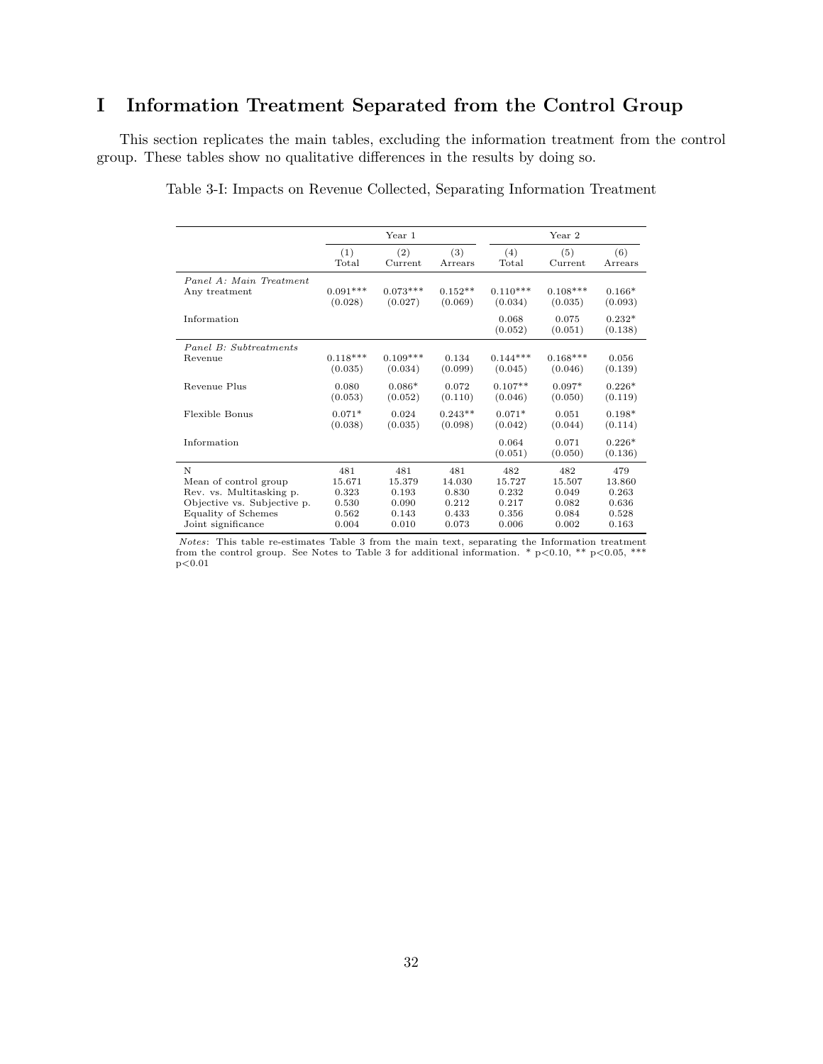# I Information Treatment Separated from the Control Group

This section replicates the main tables, excluding the information treatment from the control group. These tables show no qualitative differences in the results by doing so.

Table 3-I: Impacts on Revenue Collected, Separating Information Treatment

| | Year 1 | | | Year 2 | | |
|---|---|---|---|---|---|---|
| | (1) Total | (2) Current | (3) Arrears | (4) Total | (5) Current | (6) Arrears |
| *Panel A: Main Treatment* | | | | | | |
| Any treatment | 0.091*** | 0.073*** | 0.152** | 0.110*** | 0.108*** | 0.166* |
| | (0.028) | (0.027) | (0.069) | (0.034) | (0.035) | (0.093) |
| Information | | | | 0.068 | 0.075 | 0.232* |
| | | | | (0.052) | (0.051) | (0.138) |
| *Panel B: Subtreatments* | | | | | | |
| Revenue | 0.118*** | 0.109*** | 0.134 | 0.144*** | 0.168*** | 0.056 |
| | (0.035) | (0.034) | (0.099) | (0.045) | (0.046) | (0.139) |
| Revenue Plus | 0.080 | 0.086* | 0.072 | 0.107** | 0.097* | 0.226* |
| | (0.053) | (0.052) | (0.110) | (0.046) | (0.050) | (0.119) |
| Flexible Bonus | 0.071* | 0.024 | 0.243** | 0.071* | 0.051 | 0.198* |
| | (0.038) | (0.035) | (0.098) | (0.042) | (0.044) | (0.114) |
| Information | | | | 0.064 | 0.071 | 0.226* |
| | | | | (0.051) | (0.050) | (0.136) |
| N | 481 | 481 | 481 | 482 | 482 | 479 |
| Mean of control group | 15.671 | 15.379 | 14.030 | 15.727 | 15.507 | 13.860 |
| Rev. vs. Multitasking p. | 0.323 | 0.193 | 0.830 | 0.232 | 0.049 | 0.263 |
| Objective vs. Subjective p. | 0.530 | 0.090 | 0.212 | 0.217 | 0.082 | 0.636 |
| Equality of Schemes | 0.562 | 0.143 | 0.433 | 0.356 | 0.084 | 0.528 |
| Joint significance | 0.004 | 0.010 | 0.073 | 0.006 | 0.002 | 0.163 |

*Notes*: This table re-estimates Table 3 from the main text, separating the Information treatment from the control group. See Notes to Table 3 for additional information. * $p<0.10$, ** $p<0.05$, *** $p<0.01$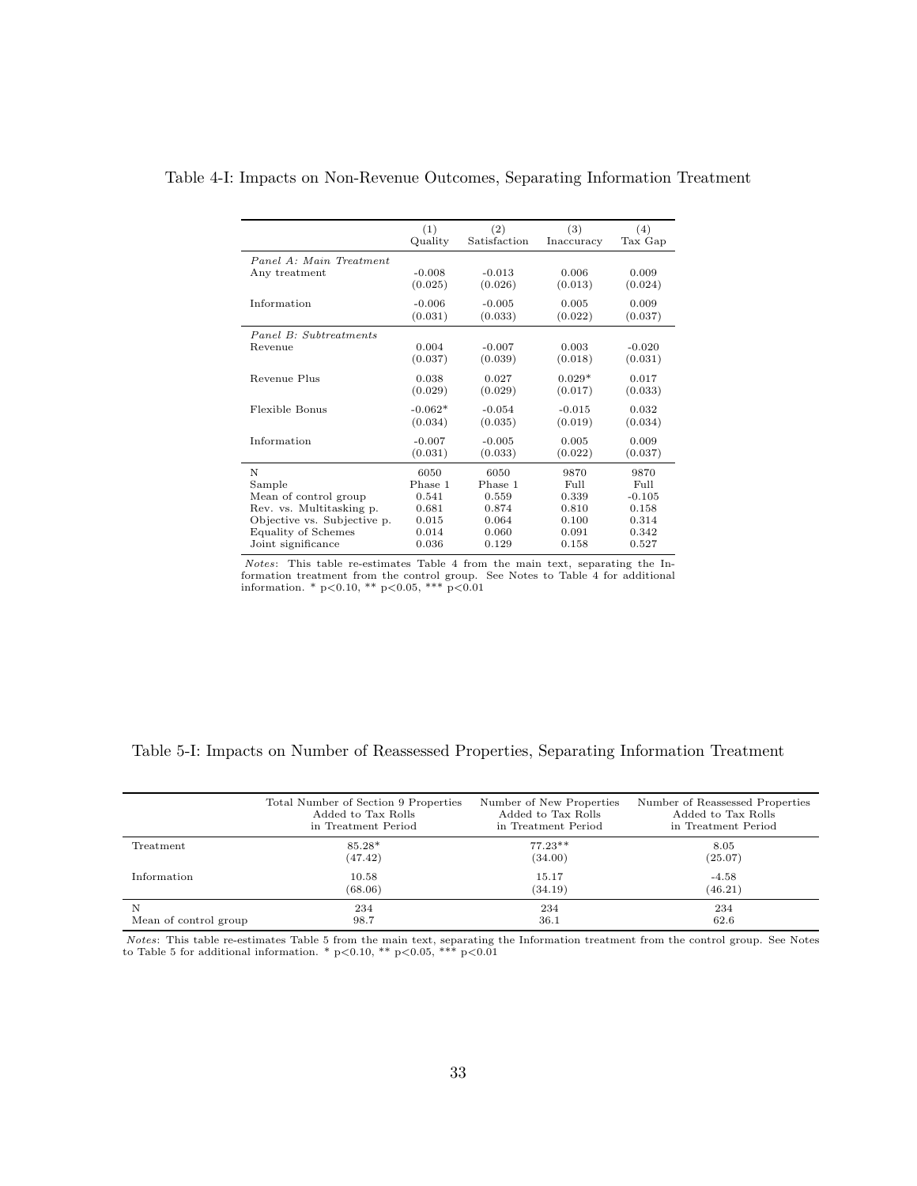Table 4-I: Impacts on Non-Revenue Outcomes, Separating Information Treatment

| | (1) Quality | (2) Satisfaction | (3) Inaccuracy | (4) Tax Gap |
|---|---|---|---|---|
| *Panel A: Main Treatment* | | | | |
| Any treatment | -0.008 | -0.013 | 0.006 | 0.009 |
| | (0.025) | (0.026) | (0.013) | (0.024) |
| Information | -0.006 | -0.005 | 0.005 | 0.009 |
| | (0.031) | (0.033) | (0.022) | (0.037) |
| *Panel B: Subtreatments* | | | | |
| Revenue | 0.004 | -0.007 | 0.003 | -0.020 |
| | (0.037) | (0.039) | (0.018) | (0.031) |
| Revenue Plus | 0.038 | 0.027 | 0.029* | 0.017 |
| | (0.029) | (0.029) | (0.017) | (0.033) |
| Flexible Bonus | -0.062* | -0.054 | -0.015 | 0.032 |
| | (0.034) | (0.035) | (0.019) | (0.034) |
| Information | -0.007 | -0.005 | 0.005 | 0.009 |
| | (0.031) | (0.033) | (0.022) | (0.037) |
| N | 6050 | 6050 | 9870 | 9870 |
| Sample | Phase 1 | Phase 1 | Full | Full |
| Mean of control group | 0.541 | 0.559 | 0.339 | -0.105 |
| Rev. vs. Multitasking p. | 0.681 | 0.874 | 0.810 | 0.158 |
| Objective vs. Subjective p. | 0.015 | 0.064 | 0.100 | 0.314 |
| Equality of Schemes | 0.014 | 0.060 | 0.091 | 0.342 |
| Joint significance | 0.036 | 0.129 | 0.158 | 0.527 |

*Notes*: This table re-estimates Table 4 from the main text, separating the Information treatment from the control group. See Notes to Table 4 for additional information. * p<0.10, ** p<0.05, *** p<0.01

Table 5-I: Impacts on Number of Reassessed Properties, Separating Information Treatment

| | Total Number of Section 9 Properties Added to Tax Rolls in Treatment Period | Number of New Properties Added to Tax Rolls in Treatment Period | Number of Reassessed Properties Added to Tax Rolls in Treatment Period |
|---|---|---|---|
| Treatment | 85.28* | 77.23** | 8.05 |
| | (47.42) | (34.00) | (25.07) |
| Information | 10.58 | 15.17 | -4.58 |
| | (68.06) | (34.19) | (46.21) |
| N | 234 | 234 | 234 |
| Mean of control group | 98.7 | 36.1 | 62.6 |

*Notes*: This table re-estimates Table 5 from the main text, separating the Information treatment from the control group. See Notes to Table 5 for additional information. * p<0.10, ** p<0.05, *** p<0.01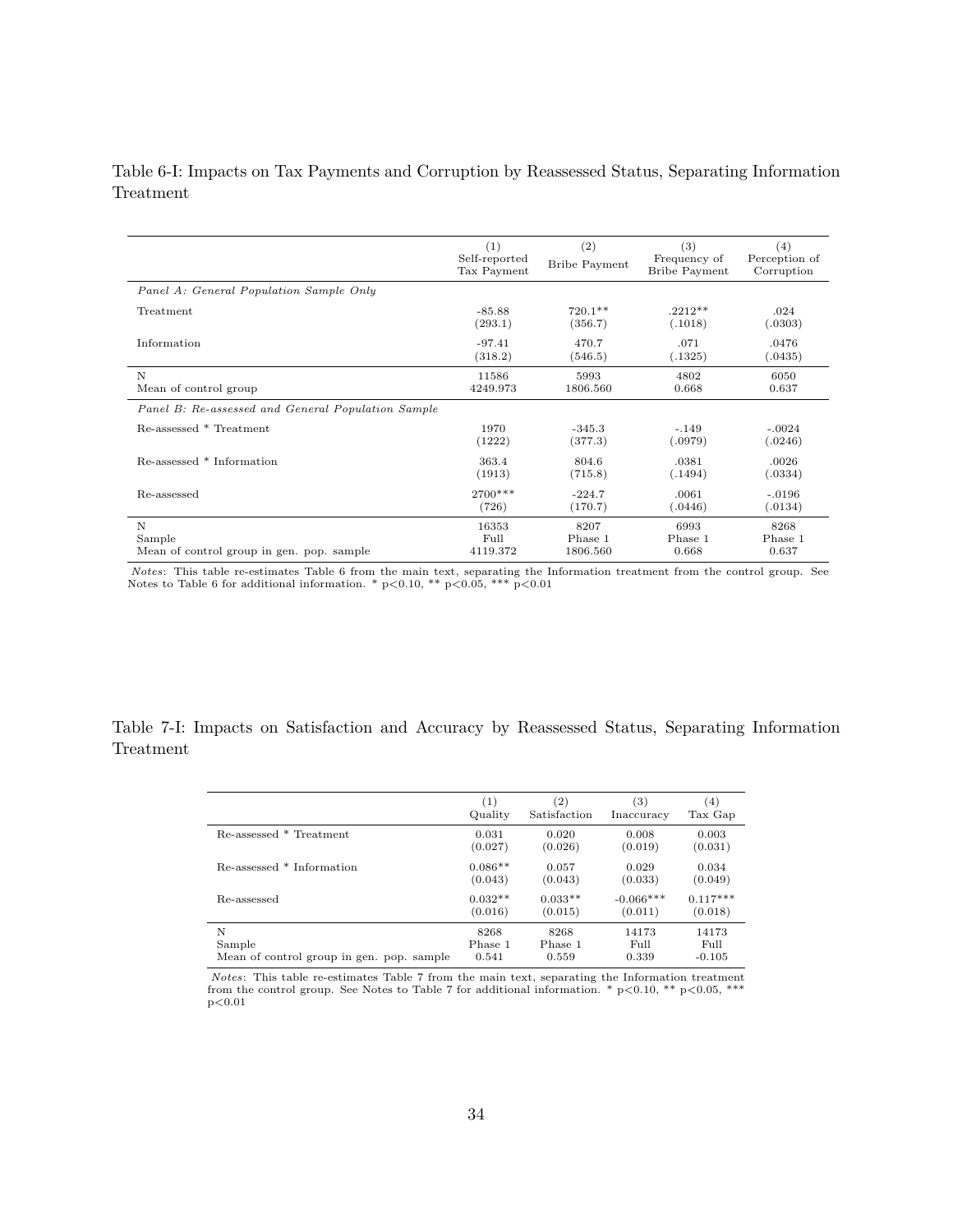Table 6-I: Impacts on Tax Payments and Corruption by Reassessed Status, Separating Information Treatment

| | (1) Self-reported Tax Payment | (2) Bribe Payment | (3) Frequency of Bribe Payment | (4) Perception of Corruption |
|---|---|---|---|---|
| *Panel A: General Population Sample Only* | | | | |
| Treatment | -85.88 | 720.1** | .2212** | .024 |
| | (293.1) | (356.7) | (.1018) | (.0303) |
| Information | -97.41 | 470.7 | .071 | .0476 |
| | (318.2) | (546.5) | (.1325) | (.0435) |
| N | 11586 | 5993 | 4802 | 6050 |
| Mean of control group | 4249.973 | 1806.560 | 0.668 | 0.637 |
| *Panel B: Re-assessed and General Population Sample* | | | | |
| Re-assessed * Treatment | 1970 | -345.3 | -.149 | -.0024 |
| | (1222) | (377.3) | (.0979) | (.0246) |
| Re-assessed * Information | 363.4 | 804.6 | .0381 | .0026 |
| | (1913) | (715.8) | (.1494) | (.0334) |
| Re-assessed | 2700*** | -224.7 | .0061 | -.0196 |
| | (726) | (170.7) | (.0446) | (.0134) |
| N | 16353 | 8207 | 6993 | 8268 |
| Sample | Full | Phase 1 | Phase 1 | Phase 1 |
| Mean of control group in gen. pop. sample | 4119.372 | 1806.560 | 0.668 | 0.637 |

*Notes*: This table re-estimates Table 6 from the main text, separating the Information treatment from the control group. See Notes to Table 6 for additional information. * p<0.10, ** p<0.05, *** p<0.01

Table 7-I: Impacts on Satisfaction and Accuracy by Reassessed Status, Separating Information Treatment

| | (1) Quality | (2) Satisfaction | (3) Inaccuracy | (4) Tax Gap |
|---|---|---|---|---|
| Re-assessed * Treatment | 0.031 | 0.020 | 0.008 | 0.003 |
| | (0.027) | (0.026) | (0.019) | (0.031) |
| Re-assessed * Information | 0.086** | 0.057 | 0.029 | 0.034 |
| | (0.043) | (0.043) | (0.033) | (0.049) |
| Re-assessed | 0.032** | 0.033** | -0.066*** | 0.117*** |
| | (0.016) | (0.015) | (0.011) | (0.018) |
| N | 8268 | 8268 | 14173 | 14173 |
| Sample | Phase 1 | Phase 1 | Full | Full |
| Mean of control group in gen. pop. sample | 0.541 | 0.559 | 0.339 | -0.105 |

*Notes*: This table re-estimates Table 7 from the main text, separating the Information treatment from the control group. See Notes to Table 7 for additional information. * p<0.10, ** p<0.05, *** p<0.01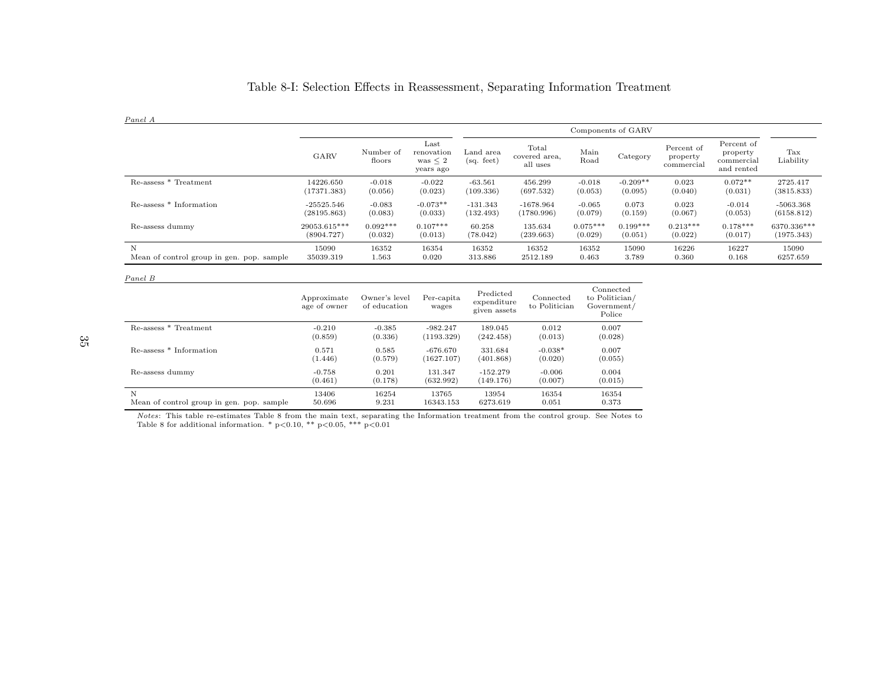# Table 8-I: Selection Effects in Reassessment, Separating Information Treatment

*Panel A*

| | GARV | Number of floors | Last renovation was ≤ 2 years ago | Components of GARV: Land area (sq. feet) | Total covered area, all uses | Main Road | Category | Percent of property commercial | Percent of property commercial and rented | Tax Liability |
|---|---|---|---|---|---|---|---|---|---|---|
| Re-assess * Treatment | 14226.650 | -0.018 | -0.022 | -63.561 | 456.299 | -0.018 | -0.209** | 0.023 | 0.072** | 2725.417 |
| | (17371.383) | (0.056) | (0.023) | (109.336) | (697.532) | (0.053) | (0.095) | (0.040) | (0.031) | (3815.833) |
| Re-assess * Information | -25525.546 | -0.083 | -0.073** | -131.343 | -1678.964 | -0.065 | 0.073 | 0.023 | -0.014 | -5063.368 |
| | (28195.863) | (0.083) | (0.033) | (132.493) | (1780.996) | (0.079) | (0.159) | (0.067) | (0.053) | (6158.812) |
| Re-assess dummy | 29053.615*** | 0.092*** | 0.107*** | 60.258 | 135.634 | 0.075*** | 0.199*** | 0.213*** | 0.178*** | 6370.336*** |
| | (8904.727) | (0.032) | (0.013) | (78.042) | (239.663) | (0.029) | (0.051) | (0.022) | (0.017) | (1975.343) |
| N | 15090 | 16352 | 16354 | 16352 | 16352 | 16352 | 15090 | 16226 | 16227 | 15090 |
| Mean of control group in gen. pop. sample | 35039.319 | 1.563 | 0.020 | 313.886 | 2512.189 | 0.463 | 3.789 | 0.360 | 0.168 | 6257.659 |

*Panel B*

| | Approximate age of owner | Owner's level of education | Per-capita wages | Predicted expenditure given assets | Connected to Politician | Connected to Politician/ Government/ Police |
|---|---|---|---|---|---|---|
| Re-assess * Treatment | -0.210 | -0.385 | -982.247 | 189.045 | 0.012 | 0.007 |
| | (0.859) | (0.336) | (1193.329) | (242.458) | (0.013) | (0.028) |
| Re-assess * Information | 0.571 | 0.585 | -676.670 | 331.684 | -0.038* | 0.007 |
| | (1.446) | (0.579) | (1627.107) | (401.868) | (0.020) | (0.055) |
| Re-assess dummy | -0.758 | 0.201 | 131.347 | -152.279 | -0.006 | 0.004 |
| | (0.461) | (0.178) | (632.992) | (149.176) | (0.007) | (0.015) |
| N | 13406 | 16254 | 13765 | 13954 | 16354 | 16354 |
| Mean of control group in gen. pop. sample | 50.696 | 9.231 | 16343.153 | 6273.619 | 0.051 | 0.373 |

*Notes*: This table re-estimates Table 8 from the main text, separating the Information treatment from the control group. See Notes to Table 8 for additional information. * p<0.10, ** p<0.05, *** p<0.01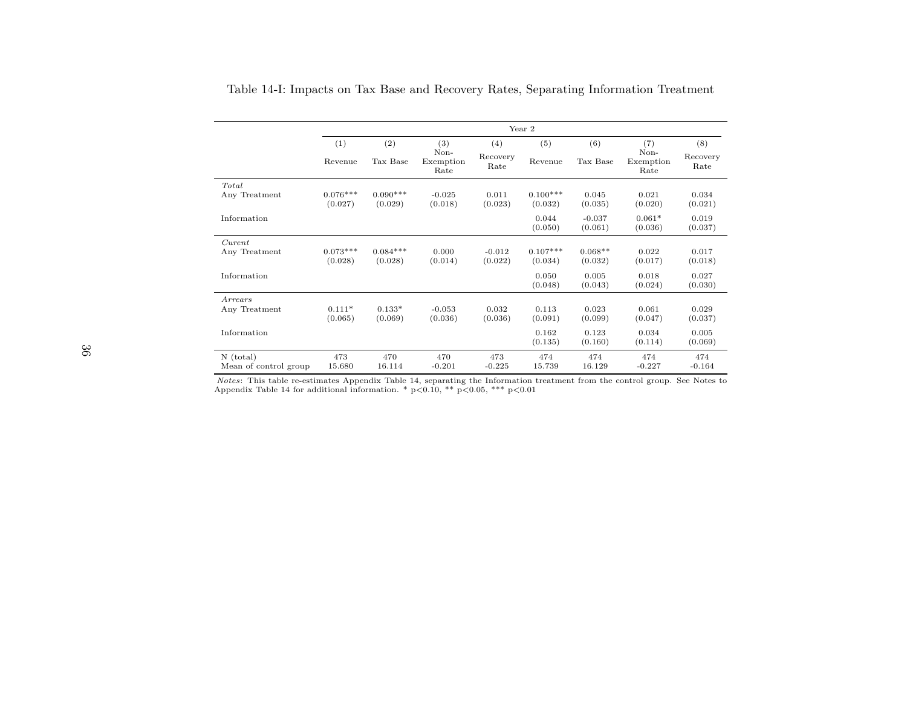Table 14-I: Impacts on Tax Base and Recovery Rates, Separating Information Treatment

| | Year 2 | | | | | | | |
|---|---|---|---|---|---|---|---|---|
| | (1) | (2) | (3) | (4) | (5) | (6) | (7) | (8) |
| | Revenue | Tax Base | Non-Exemption Rate | Recovery Rate | Revenue | Tax Base | Non-Exemption Rate | Recovery Rate |
| *Total* | | | | | | | | |
| Any Treatment | 0.076*** | 0.090*** | -0.025 | 0.011 | 0.100*** | 0.045 | 0.021 | 0.034 |
| | (0.027) | (0.029) | (0.018) | (0.023) | (0.032) | (0.035) | (0.020) | (0.021) |
| Information | | | | | 0.044 | -0.037 | 0.061* | 0.019 |
| | | | | | (0.050) | (0.061) | (0.036) | (0.037) |
| *Curent* | | | | | | | | |
| Any Treatment | 0.073*** | 0.084*** | 0.000 | -0.012 | 0.107*** | 0.068** | 0.022 | 0.017 |
| | (0.028) | (0.028) | (0.014) | (0.022) | (0.034) | (0.032) | (0.017) | (0.018) |
| Information | | | | | 0.050 | 0.005 | 0.018 | 0.027 |
| | | | | | (0.048) | (0.043) | (0.024) | (0.030) |
| *Arrears* | | | | | | | | |
| Any Treatment | 0.111* | 0.133* | -0.053 | 0.032 | 0.113 | 0.023 | 0.061 | 0.029 |
| | (0.065) | (0.069) | (0.036) | (0.036) | (0.091) | (0.099) | (0.047) | (0.037) |
| Information | | | | | 0.162 | 0.123 | 0.034 | 0.005 |
| | | | | | (0.135) | (0.160) | (0.114) | (0.069) |
| N (total) | 473 | 470 | 470 | 473 | 474 | 474 | 474 | 474 |
| Mean of control group | 15.680 | 16.114 | -0.201 | -0.225 | 15.739 | 16.129 | -0.227 | -0.164 |

*Notes*: This table re-estimates Appendix Table 14, separating the Information treatment from the control group. See Notes to Appendix Table 14 for additional information. * $p<0.10$, ** $p<0.05$, *** $p<0.01$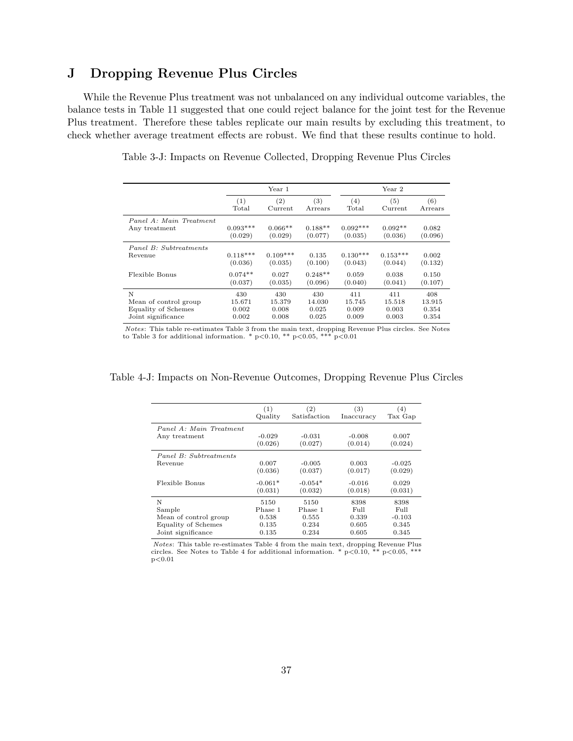# J Dropping Revenue Plus Circles

While the Revenue Plus treatment was not unbalanced on any individual outcome variables, the balance tests in Table 11 suggested that one could reject balance for the joint test for the Revenue Plus treatment. Therefore these tables replicate our main results by excluding this treatment, to check whether average treatment effects are robust. We find that these results continue to hold.

Table 3-J: Impacts on Revenue Collected, Dropping Revenue Plus Circles

| | Year 1 | | | Year 2 | | |
|---|---|---|---|---|---|---|
| | (1) Total | (2) Current | (3) Arrears | (4) Total | (5) Current | (6) Arrears |
| *Panel A: Main Treatment* | | | | | | |
| Any treatment | 0.093*** | 0.066** | 0.188** | 0.092*** | 0.092** | 0.082 |
| | (0.029) | (0.029) | (0.077) | (0.035) | (0.036) | (0.096) |
| *Panel B: Subtreatments* | | | | | | |
| Revenue | 0.118*** | 0.109*** | 0.135 | 0.130*** | 0.153*** | 0.002 |
| | (0.036) | (0.035) | (0.100) | (0.043) | (0.044) | (0.132) |
| Flexible Bonus | 0.074** | 0.027 | 0.248** | 0.059 | 0.038 | 0.150 |
| | (0.037) | (0.035) | (0.096) | (0.040) | (0.041) | (0.107) |
| N | 430 | 430 | 430 | 411 | 411 | 408 |
| Mean of control group | 15.671 | 15.379 | 14.030 | 15.745 | 15.518 | 13.915 |
| Equality of Schemes | 0.002 | 0.008 | 0.025 | 0.009 | 0.003 | 0.354 |
| Joint significance | 0.002 | 0.008 | 0.025 | 0.009 | 0.003 | 0.354 |

*Notes*: This table re-estimates Table 3 from the main text, dropping Revenue Plus circles. See Notes to Table 3 for additional information. * p<0.10, ** p<0.05, *** p<0.01

Table 4-J: Impacts on Non-Revenue Outcomes, Dropping Revenue Plus Circles

| | (1) Quality | (2) Satisfaction | (3) Inaccuracy | (4) Tax Gap |
|---|---|---|---|---|
| *Panel A: Main Treatment* | | | | |
| Any treatment | -0.029 | -0.031 | -0.008 | 0.007 |
| | (0.026) | (0.027) | (0.014) | (0.024) |
| *Panel B: Subtreatments* | | | | |
| Revenue | 0.007 | -0.005 | 0.003 | -0.025 |
| | (0.036) | (0.037) | (0.017) | (0.029) |
| Flexible Bonus | -0.061* | -0.054* | -0.016 | 0.029 |
| | (0.031) | (0.032) | (0.018) | (0.031) |
| N | 5150 | 5150 | 8398 | 8398 |
| Sample | Phase 1 | Phase 1 | Full | Full |
| Mean of control group | 0.538 | 0.555 | 0.339 | -0.103 |
| Equality of Schemes | 0.135 | 0.234 | 0.605 | 0.345 |
| Joint significance | 0.135 | 0.234 | 0.605 | 0.345 |

*Notes*: This table re-estimates Table 4 from the main text, dropping Revenue Plus circles. See Notes to Table 4 for additional information. * p<0.10, ** p<0.05, *** p<0.01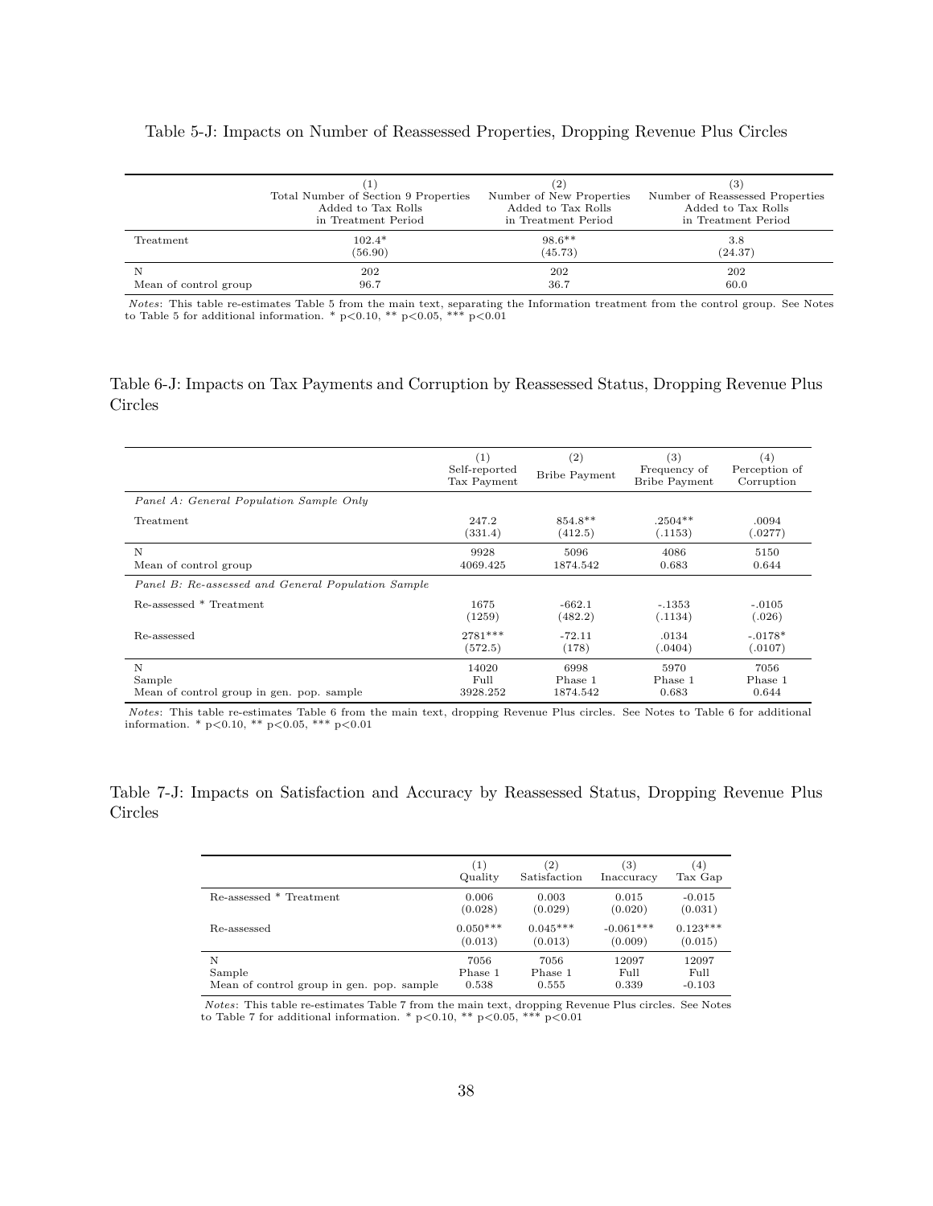Table 5-J: Impacts on Number of Reassessed Properties, Dropping Revenue Plus Circles

| | (1) Total Number of Section 9 Properties Added to Tax Rolls in Treatment Period | (2) Number of New Properties Added to Tax Rolls in Treatment Period | (3) Number of Reassessed Properties Added to Tax Rolls in Treatment Period |
|---|---|---|---|
| Treatment | 102.4* | 98.6** | 3.8 |
| | (56.90) | (45.73) | (24.37) |
| N | 202 | 202 | 202 |
| Mean of control group | 96.7 | 36.7 | 60.0 |

*Notes*: This table re-estimates Table 5 from the main text, separating the Information treatment from the control group. See Notes to Table 5 for additional information. * p<0.10, ** p<0.05, *** p<0.01

Table 6-J: Impacts on Tax Payments and Corruption by Reassessed Status, Dropping Revenue Plus Circles

| | (1) Self-reported Tax Payment | (2) Bribe Payment | (3) Frequency of Bribe Payment | (4) Perception of Corruption |
|---|---|---|---|---|
| *Panel A: General Population Sample Only* | | | | |
| Treatment | 247.2 | 854.8** | .2504** | .0094 |
| | (331.4) | (412.5) | (.1153) | (.0277) |
| N | 9928 | 5096 | 4086 | 5150 |
| Mean of control group | 4069.425 | 1874.542 | 0.683 | 0.644 |
| *Panel B: Re-assessed and General Population Sample* | | | | |
| Re-assessed * Treatment | 1675 | -662.1 | -.1353 | -.0105 |
| | (1259) | (482.2) | (.1134) | (.026) |
| Re-assessed | 2781*** | -72.11 | .0134 | -.0178* |
| | (572.5) | (178) | (.0404) | (.0107) |
| N | 14020 | 6998 | 5970 | 7056 |
| Sample | Full | Phase 1 | Phase 1 | Phase 1 |
| Mean of control group in gen. pop. sample | 3928.252 | 1874.542 | 0.683 | 0.644 |

*Notes*: This table re-estimates Table 6 from the main text, dropping Revenue Plus circles. See Notes to Table 6 for additional information. * p<0.10, ** p<0.05, *** p<0.01

Table 7-J: Impacts on Satisfaction and Accuracy by Reassessed Status, Dropping Revenue Plus Circles

| | (1) Quality | (2) Satisfaction | (3) Inaccuracy | (4) Tax Gap |
|---|---|---|---|---|
| Re-assessed * Treatment | 0.006 | 0.003 | 0.015 | -0.015 |
| | (0.028) | (0.029) | (0.020) | (0.031) |
| Re-assessed | 0.050*** | 0.045*** | -0.061*** | 0.123*** |
| | (0.013) | (0.013) | (0.009) | (0.015) |
| N | 7056 | 7056 | 12097 | 12097 |
| Sample | Phase 1 | Phase 1 | Full | Full |
| Mean of control group in gen. pop. sample | 0.538 | 0.555 | 0.339 | -0.103 |

*Notes*: This table re-estimates Table 7 from the main text, dropping Revenue Plus circles. See Notes to Table 7 for additional information. * p<0.10, ** p<0.05, *** p<0.01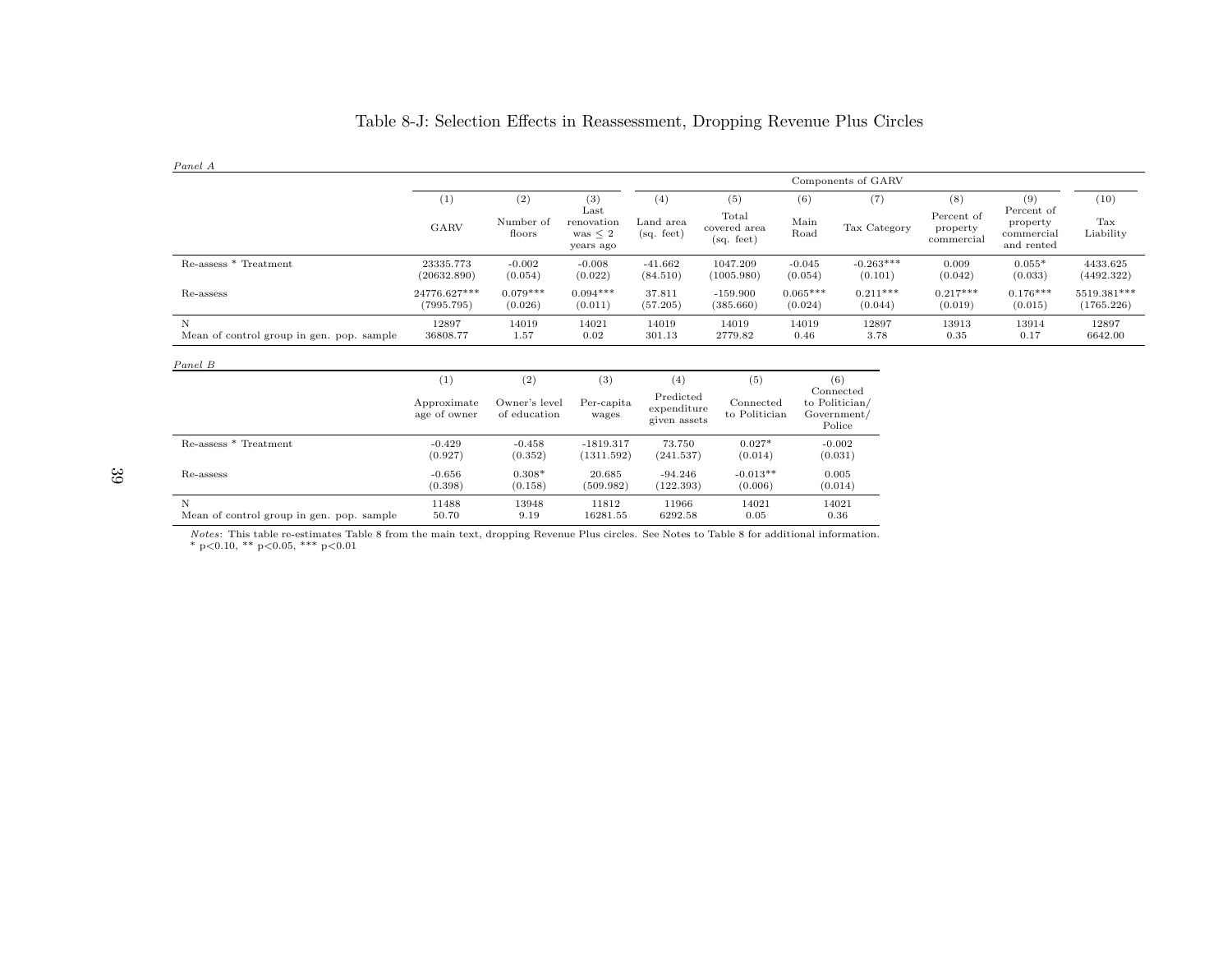# Table 8-J: Selection Effects in Reassessment, Dropping Revenue Plus Circles

*Panel A*

| | | | | Components of GARV | | | | | | |
|---|---|---|---|---|---|---|---|---|---|---|
| | (1) | (2) | (3) | (4) | (5) | (6) | (7) | (8) | (9) | (10) |
| | GARV | Number of floors | Last renovation was $\leq 2$ years ago | Land area (sq. feet) | Total covered area (sq. feet) | Main Road | Tax Category | Percent of property commercial | Percent of property commercial and rented | Tax Liability |
| Re-assess * Treatment | 23335.773 | -0.002 | -0.008 | -41.662 | 1047.209 | -0.045 | -0.263*** | 0.009 | 0.055* | 4433.625 |
| | (20632.890) | (0.054) | (0.022) | (84.510) | (1005.980) | (0.054) | (0.101) | (0.042) | (0.033) | (4492.322) |
| Re-assess | 24776.627*** | 0.079*** | 0.094*** | 37.811 | -159.900 | 0.065*** | 0.211*** | 0.217*** | 0.176*** | 5519.381*** |
| | (7995.795) | (0.026) | (0.011) | (57.205) | (385.660) | (0.024) | (0.044) | (0.019) | (0.015) | (1765.226) |
| N | 12897 | 14019 | 14021 | 14019 | 14019 | 14019 | 12897 | 13913 | 13914 | 12897 |
| Mean of control group in gen. pop. sample | 36808.77 | 1.57 | 0.02 | 301.13 | 2779.82 | 0.46 | 3.78 | 0.35 | 0.17 | 6642.00 |

*Panel B*

| | (1) | (2) | (3) | (4) | (5) | (6) |
|---|---|---|---|---|---|---|
| | Approximate age of owner | Owner's level of education | Per-capita wages | Predicted expenditure given assets | Connected to Politician | Connected to Politician/ Government/ Police |
| Re-assess * Treatment | -0.429 | -0.458 | -1819.317 | 73.750 | 0.027* | -0.002 |
| | (0.927) | (0.352) | (1311.592) | (241.537) | (0.014) | (0.031) |
| Re-assess | -0.656 | 0.308* | 20.685 | -94.246 | -0.013** | 0.005 |
| | (0.398) | (0.158) | (509.982) | (122.393) | (0.006) | (0.014) |
| N | 11488 | 13948 | 11812 | 11966 | 14021 | 14021 |
| Mean of control group in gen. pop. sample | 50.70 | 9.19 | 16281.55 | 6292.58 | 0.05 | 0.36 |

*Notes*: This table re-estimates Table 8 from the main text, dropping Revenue Plus circles. See Notes to Table 8 for additional information.
* p<0.10, ** p<0.05, *** p<0.01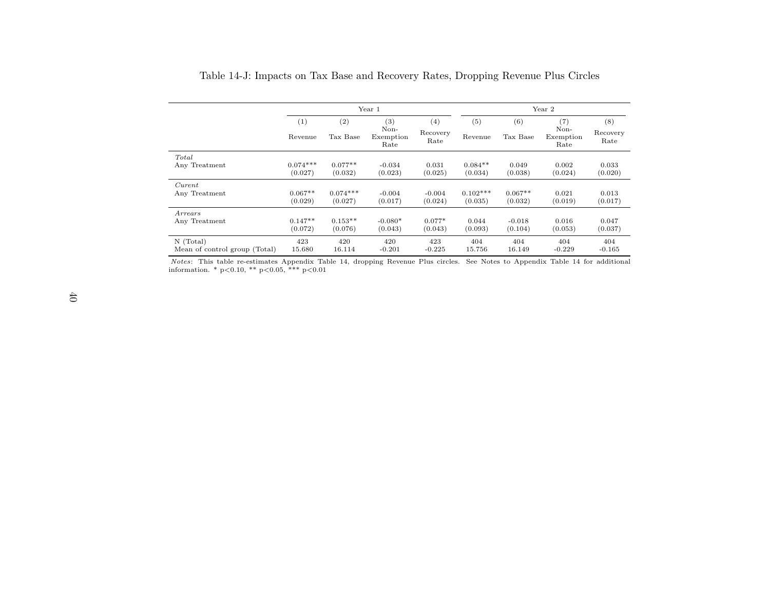Table 14-J: Impacts on Tax Base and Recovery Rates, Dropping Revenue Plus Circles

| | Year 1 | | | | Year 2 | | | |
|---|---|---|---|---|---|---|---|---|
| | (1) | (2) | (3) | (4) | (5) | (6) | (7) | (8) |
| | Revenue | Tax Base | Non-Exemption Rate | Recovery Rate | Revenue | Tax Base | Non-Exemption Rate | Recovery Rate |
| *Total* | | | | | | | | |
| Any Treatment | 0.074*** | 0.077** | -0.034 | 0.031 | 0.084** | 0.049 | 0.002 | 0.033 |
| | (0.027) | (0.032) | (0.023) | (0.025) | (0.034) | (0.038) | (0.024) | (0.020) |
| *Curent* | | | | | | | | |
| Any Treatment | 0.067** | 0.074*** | -0.004 | -0.004 | 0.102*** | 0.067** | 0.021 | 0.013 |
| | (0.029) | (0.027) | (0.017) | (0.024) | (0.035) | (0.032) | (0.019) | (0.017) |
| *Arrears* | | | | | | | | |
| Any Treatment | 0.147** | 0.153** | -0.080* | 0.077* | 0.044 | -0.018 | 0.016 | 0.047 |
| | (0.072) | (0.076) | (0.043) | (0.043) | (0.093) | (0.104) | (0.053) | (0.037) |
| N (Total) | 423 | 420 | 420 | 423 | 404 | 404 | 404 | 404 |
| Mean of control group (Total) | 15.680 | 16.114 | -0.201 | -0.225 | 15.756 | 16.149 | -0.229 | -0.165 |

*Notes*: This table re-estimates Appendix Table 14, dropping Revenue Plus circles. See Notes to Appendix Table 14 for additional information. * p<0.10, ** p<0.05, *** p<0.01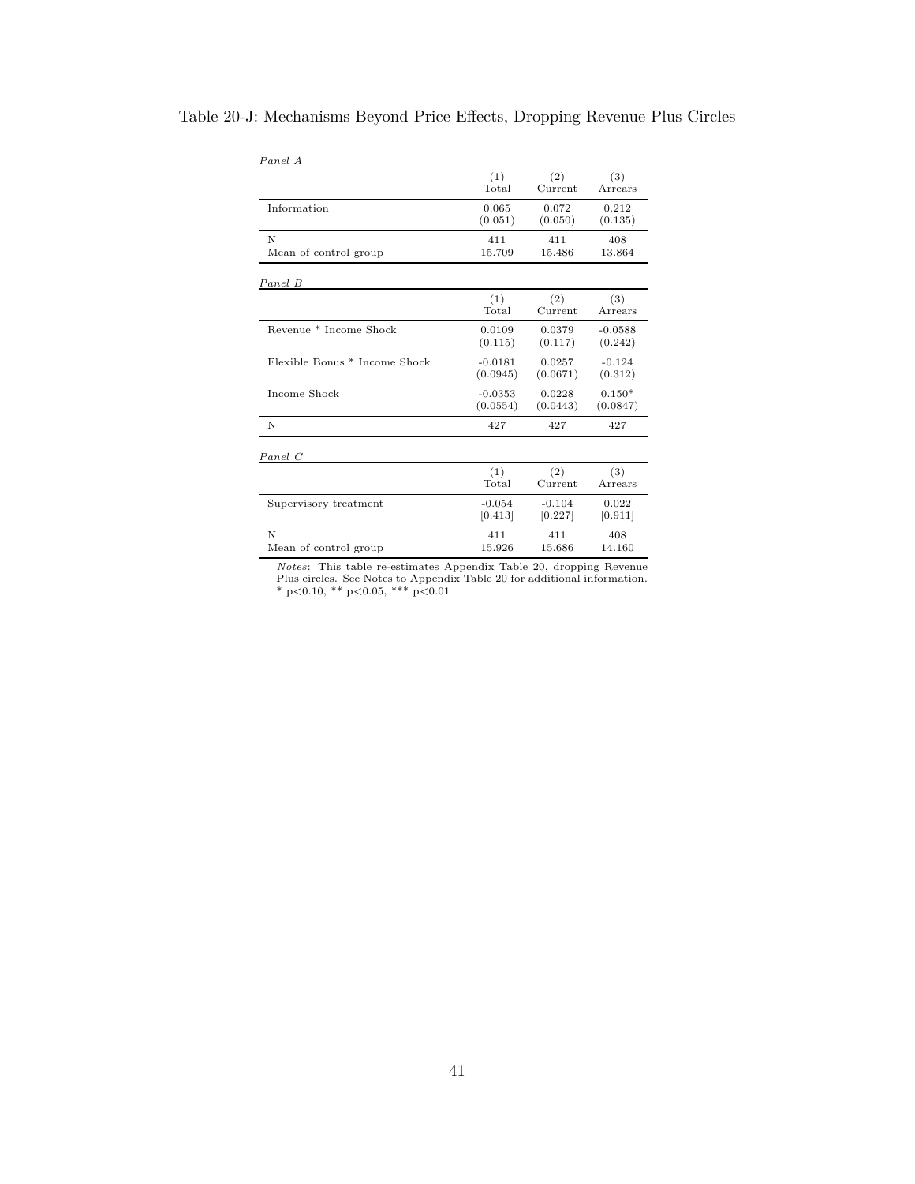Table 20-J: Mechanisms Beyond Price Effects, Dropping Revenue Plus Circles

*Panel A*

| | (1) Total | (2) Current | (3) Arrears |
|---|---|---|---|
| Information | 0.065 | 0.072 | 0.212 |
| | (0.051) | (0.050) | (0.135) |
| N | 411 | 411 | 408 |
| Mean of control group | 15.709 | 15.486 | 13.864 |

*Panel B*

| | (1) Total | (2) Current | (3) Arrears |
|---|---|---|---|
| Revenue * Income Shock | 0.0109 | 0.0379 | -0.0588 |
| | (0.115) | (0.117) | (0.242) |
| Flexible Bonus * Income Shock | -0.0181 | 0.0257 | -0.124 |
| | (0.0945) | (0.0671) | (0.312) |
| Income Shock | -0.0353 | 0.0228 | 0.150* |
| | (0.0554) | (0.0443) | (0.0847) |
| N | 427 | 427 | 427 |

*Panel C*

| | (1) Total | (2) Current | (3) Arrears |
|---|---|---|---|
| Supervisory treatment | -0.054 | -0.104 | 0.022 |
| | [0.413] | [0.227] | [0.911] |
| N | 411 | 411 | 408 |
| Mean of control group | 15.926 | 15.686 | 14.160 |

*Notes*: This table re-estimates Appendix Table 20, dropping Revenue Plus circles. See Notes to Appendix Table 20 for additional information. * p<0.10, ** p<0.05, *** p<0.01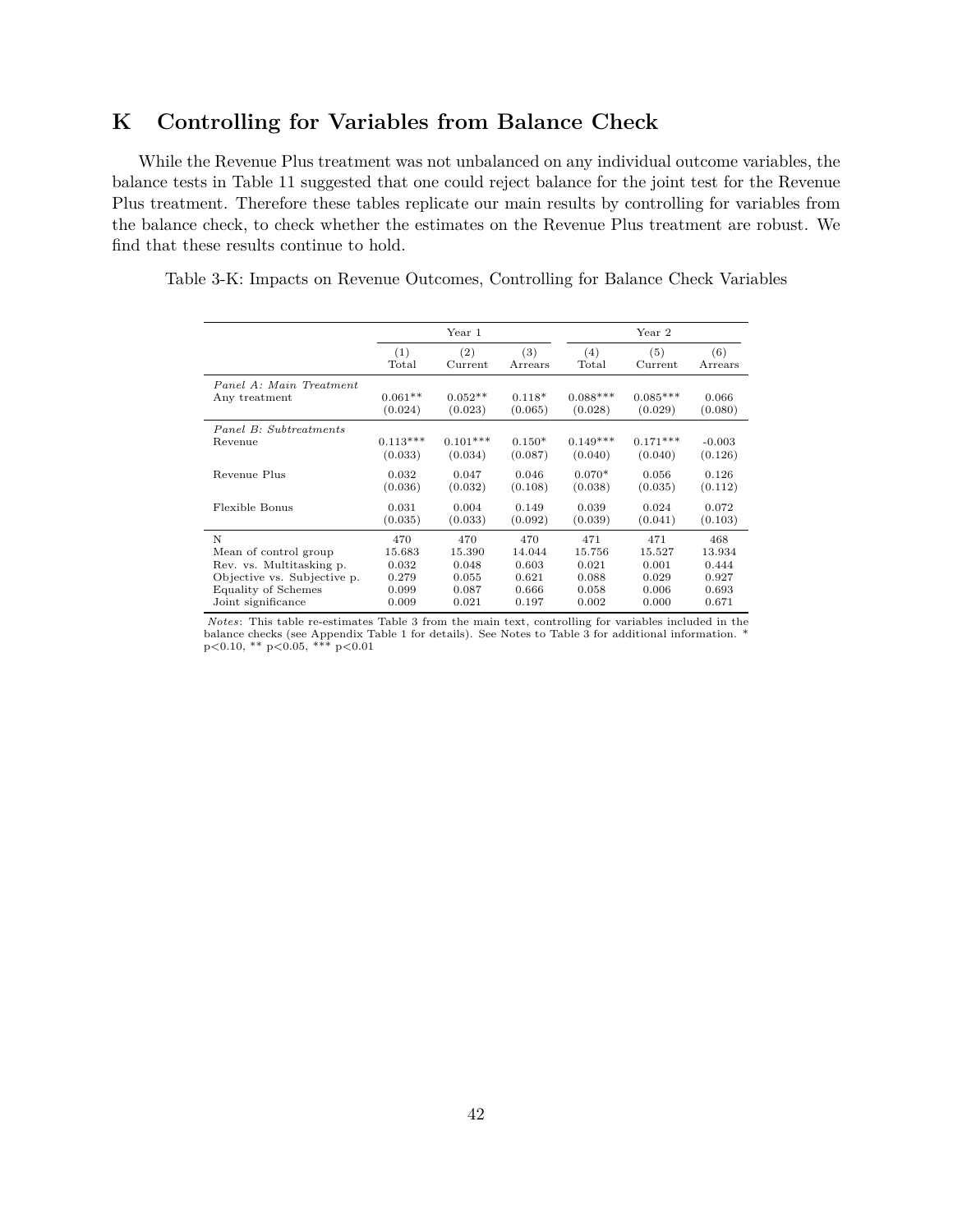# K Controlling for Variables from Balance Check

While the Revenue Plus treatment was not unbalanced on any individual outcome variables, the balance tests in Table 11 suggested that one could reject balance for the joint test for the Revenue Plus treatment. Therefore these tables replicate our main results by controlling for variables from the balance check, to check whether the estimates on the Revenue Plus treatment are robust. We find that these results continue to hold.

Table 3-K: Impacts on Revenue Outcomes, Controlling for Balance Check Variables

| | Year 1 | | | Year 2 | | |
|---|---|---|---|---|---|---|
| | (1) Total | (2) Current | (3) Arrears | (4) Total | (5) Current | (6) Arrears |
| *Panel A: Main Treatment* | | | | | | |
| Any treatment | 0.061** | 0.052** | 0.118* | 0.088*** | 0.085*** | 0.066 |
| | (0.024) | (0.023) | (0.065) | (0.028) | (0.029) | (0.080) |
| *Panel B: Subtreatments* | | | | | | |
| Revenue | 0.113*** | 0.101*** | 0.150* | 0.149*** | 0.171*** | -0.003 |
| | (0.033) | (0.034) | (0.087) | (0.040) | (0.040) | (0.126) |
| Revenue Plus | 0.032 | 0.047 | 0.046 | 0.070* | 0.056 | 0.126 |
| | (0.036) | (0.032) | (0.108) | (0.038) | (0.035) | (0.112) |
| Flexible Bonus | 0.031 | 0.004 | 0.149 | 0.039 | 0.024 | 0.072 |
| | (0.035) | (0.033) | (0.092) | (0.039) | (0.041) | (0.103) |
| N | 470 | 470 | 470 | 471 | 471 | 468 |
| Mean of control group | 15.683 | 15.390 | 14.044 | 15.756 | 15.527 | 13.934 |
| Rev. vs. Multitasking p. | 0.032 | 0.048 | 0.603 | 0.021 | 0.001 | 0.444 |
| Objective vs. Subjective p. | 0.279 | 0.055 | 0.621 | 0.088 | 0.029 | 0.927 |
| Equality of Schemes | 0.099 | 0.087 | 0.666 | 0.058 | 0.006 | 0.693 |
| Joint significance | 0.009 | 0.021 | 0.197 | 0.002 | 0.000 | 0.671 |

*Notes*: This table re-estimates Table 3 from the main text, controlling for variables included in the balance checks (see Appendix Table 1 for details). See Notes to Table 3 for additional information. * p<0.10, ** p<0.05, *** p<0.01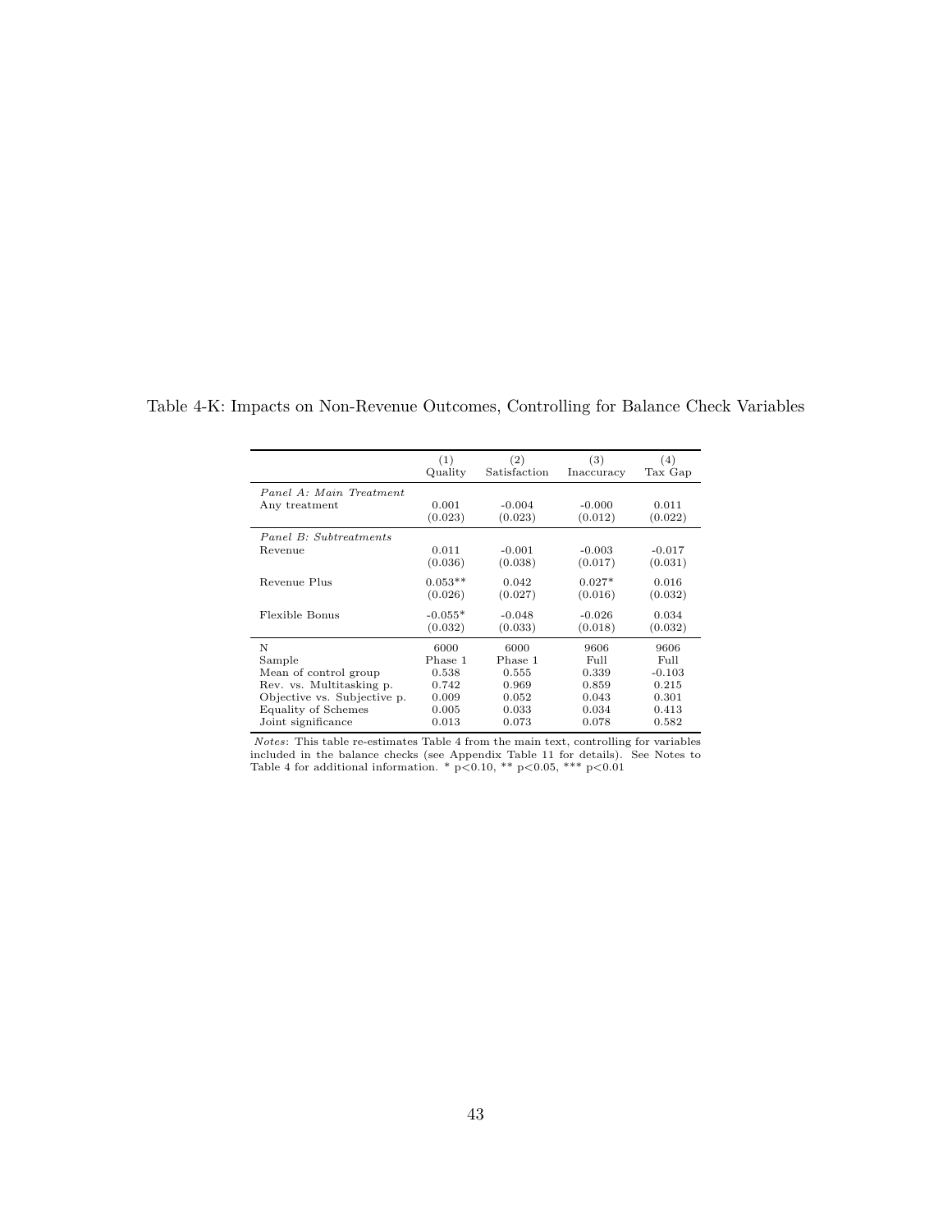Table 4-K: Impacts on Non-Revenue Outcomes, Controlling for Balance Check Variables

| | (1) Quality | (2) Satisfaction | (3) Inaccuracy | (4) Tax Gap |
|---|---|---|---|---|
| *Panel A: Main Treatment* | | | | |
| Any treatment | 0.001 | -0.004 | -0.000 | 0.011 |
| | (0.023) | (0.023) | (0.012) | (0.022) |
| *Panel B: Subtreatments* | | | | |
| Revenue | 0.011 | -0.001 | -0.003 | -0.017 |
| | (0.036) | (0.038) | (0.017) | (0.031) |
| Revenue Plus | 0.053** | 0.042 | 0.027* | 0.016 |
| | (0.026) | (0.027) | (0.016) | (0.032) |
| Flexible Bonus | -0.055* | -0.048 | -0.026 | 0.034 |
| | (0.032) | (0.033) | (0.018) | (0.032) |
| N | 6000 | 6000 | 9606 | 9606 |
| Sample | Phase 1 | Phase 1 | Full | Full |
| Mean of control group | 0.538 | 0.555 | 0.339 | -0.103 |
| Rev. vs. Multitasking p. | 0.742 | 0.969 | 0.859 | 0.215 |
| Objective vs. Subjective p. | 0.009 | 0.052 | 0.043 | 0.301 |
| Equality of Schemes | 0.005 | 0.033 | 0.034 | 0.413 |
| Joint significance | 0.013 | 0.073 | 0.078 | 0.582 |

*Notes*: This table re-estimates Table 4 from the main text, controlling for variables included in the balance checks (see Appendix Table 11 for details). See Notes to Table 4 for additional information. * p<0.10, ** p<0.05, *** p<0.01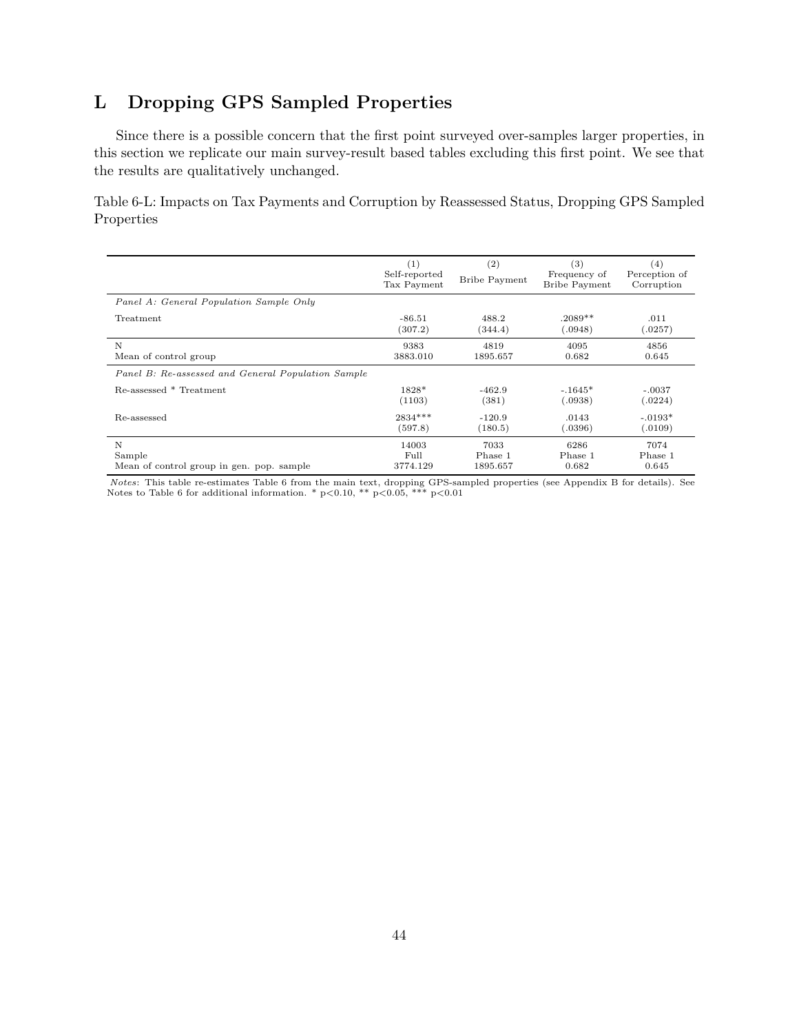# L Dropping GPS Sampled Properties

Since there is a possible concern that the first point surveyed over-samples larger properties, in this section we replicate our main survey-result based tables excluding this first point. We see that the results are qualitatively unchanged.

Table 6-L: Impacts on Tax Payments and Corruption by Reassessed Status, Dropping GPS Sampled Properties

| | (1) Self-reported Tax Payment | (2) Bribe Payment | (3) Frequency of Bribe Payment | (4) Perception of Corruption |
|---|---|---|---|---|
| *Panel A: General Population Sample Only* | | | | |
| Treatment | -86.51 | 488.2 | .2089** | .011 |
| | (307.2) | (344.4) | (.0948) | (.0257) |
| N | 9383 | 4819 | 4095 | 4856 |
| Mean of control group | 3883.010 | 1895.657 | 0.682 | 0.645 |
| *Panel B: Re-assessed and General Population Sample* | | | | |
| Re-assessed * Treatment | 1828* | -462.9 | -.1645* | -.0037 |
| | (1103) | (381) | (.0938) | (.0224) |
| Re-assessed | 2834*** | -120.9 | .0143 | -.0193* |
| | (597.8) | (180.5) | (.0396) | (.0109) |
| N | 14003 | 7033 | 6286 | 7074 |
| Sample | Full | Phase 1 | Phase 1 | Phase 1 |
| Mean of control group in gen. pop. sample | 3774.129 | 1895.657 | 0.682 | 0.645 |

*Notes*: This table re-estimates Table 6 from the main text, dropping GPS-sampled properties (see Appendix B for details). See Notes to Table 6 for additional information. * p<0.10, ** p<0.05, *** p<0.01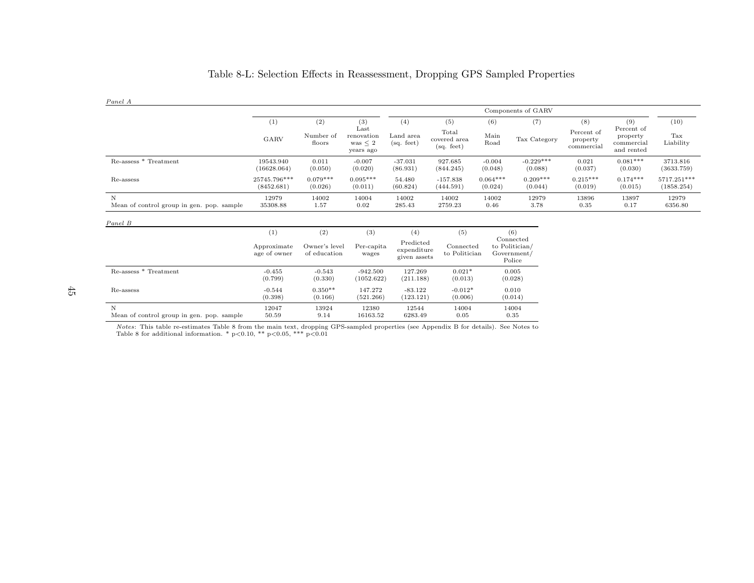# Table 8-L: Selection Effects in Reassessment, Dropping GPS Sampled Properties

*Panel A*

| | | | | Components of GARV | | | | | | |
|---|---|---|---|---|---|---|---|---|---|---|
| | (1) | (2) | (3) | (4) | (5) | (6) | (7) | (8) | (9) | (10) |
| | GARV | Number of floors | Last renovation was $\leq 2$ years ago | Land area (sq. feet) | Total covered area (sq. feet) | Main Road | Tax Category | Percent of property commercial | Percent of property commercial and rented | Tax Liability |
| Re-assess * Treatment | 19543.940 | 0.011 | -0.007 | -37.031 | 927.685 | -0.004 | -0.229*** | 0.021 | 0.081*** | 3713.816 |
| | (16628.064) | (0.050) | (0.020) | (86.931) | (844.245) | (0.048) | (0.088) | (0.037) | (0.030) | (3633.759) |
| Re-assess | 25745.796*** | 0.079*** | 0.095*** | 54.480 | -157.838 | 0.064*** | 0.209*** | 0.215*** | 0.174*** | 5717.251*** |
| | (8452.681) | (0.026) | (0.011) | (60.824) | (444.591) | (0.024) | (0.044) | (0.019) | (0.015) | (1858.254) |
| N | 12979 | 14002 | 14004 | 14002 | 14002 | 14002 | 12979 | 13896 | 13897 | 12979 |
| Mean of control group in gen. pop. sample | 35308.88 | 1.57 | 0.02 | 285.43 | 2759.23 | 0.46 | 3.78 | 0.35 | 0.17 | 6356.80 |

*Panel B*

| | (1) | (2) | (3) | (4) | (5) | (6) |
|---|---|---|---|---|---|---|
| | Approximate age of owner | Owner's level of education | Per-capita wages | Predicted expenditure given assets | Connected to Politician | Connected to Politician/ Government/ Police |
| Re-assess * Treatment | -0.455 | -0.543 | -942.500 | 127.269 | 0.021* | 0.005 |
| | (0.799) | (0.330) | (1052.622) | (211.188) | (0.013) | (0.028) |
| Re-assess | -0.544 | 0.350** | 147.272 | -83.122 | -0.012* | 0.010 |
| | (0.398) | (0.166) | (521.266) | (123.121) | (0.006) | (0.014) |
| N | 12047 | 13924 | 12380 | 12544 | 14004 | 14004 |
| Mean of control group in gen. pop. sample | 50.59 | 9.14 | 16163.52 | 6283.49 | 0.05 | 0.35 |

*Notes*: This table re-estimates Table 8 from the main text, dropping GPS-sampled properties (see Appendix B for details). See Notes to Table 8 for additional information. * p<0.10, ** p<0.05, *** p<0.01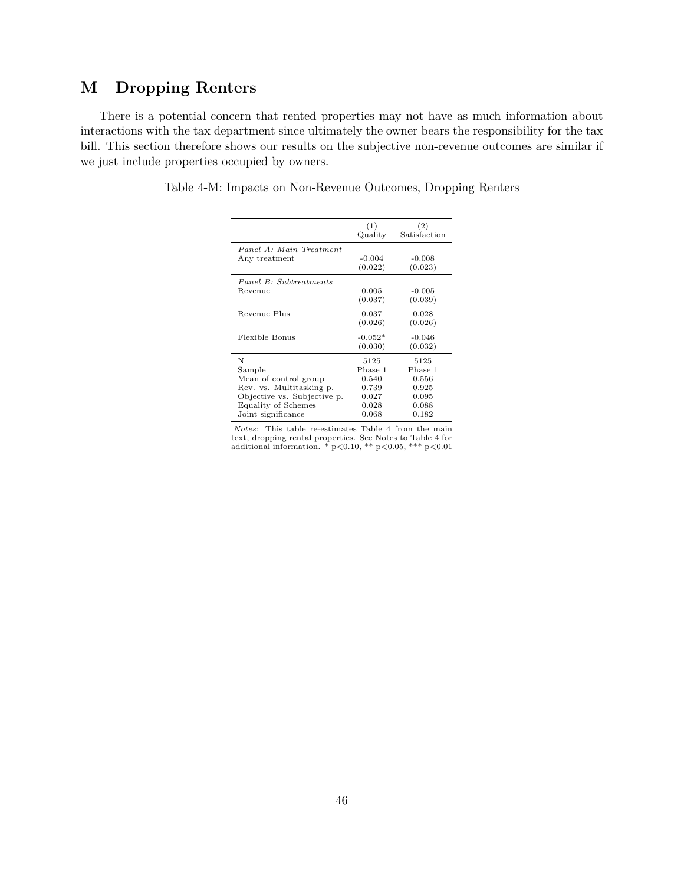# M Dropping Renters

There is a potential concern that rented properties may not have as much information about interactions with the tax department since ultimately the owner bears the responsibility for the tax bill. This section therefore shows our results on the subjective non-revenue outcomes are similar if we just include properties occupied by owners.

Table 4-M: Impacts on Non-Revenue Outcomes, Dropping Renters

| | (1) Quality | (2) Satisfaction |
|---|---|---|
| *Panel A: Main Treatment* | | |
| Any treatment | -0.004 | -0.008 |
| | (0.022) | (0.023) |
| *Panel B: Subtreatments* | | |
| Revenue | 0.005 | -0.005 |
| | (0.037) | (0.039) |
| Revenue Plus | 0.037 | 0.028 |
| | (0.026) | (0.026) |
| Flexible Bonus | -0.052* | -0.046 |
| | (0.030) | (0.032) |
| N | 5125 | 5125 |
| Sample | Phase 1 | Phase 1 |
| Mean of control group | 0.540 | 0.556 |
| Rev. vs. Multitasking p. | 0.739 | 0.925 |
| Objective vs. Subjective p. | 0.027 | 0.095 |
| Equality of Schemes | 0.028 | 0.088 |
| Joint significance | 0.068 | 0.182 |

*Notes*: This table re-estimates Table 4 from the main text, dropping rental properties. See Notes to Table 4 for additional information. * $p<0.10$, ** $p<0.05$, *** $p<0.01$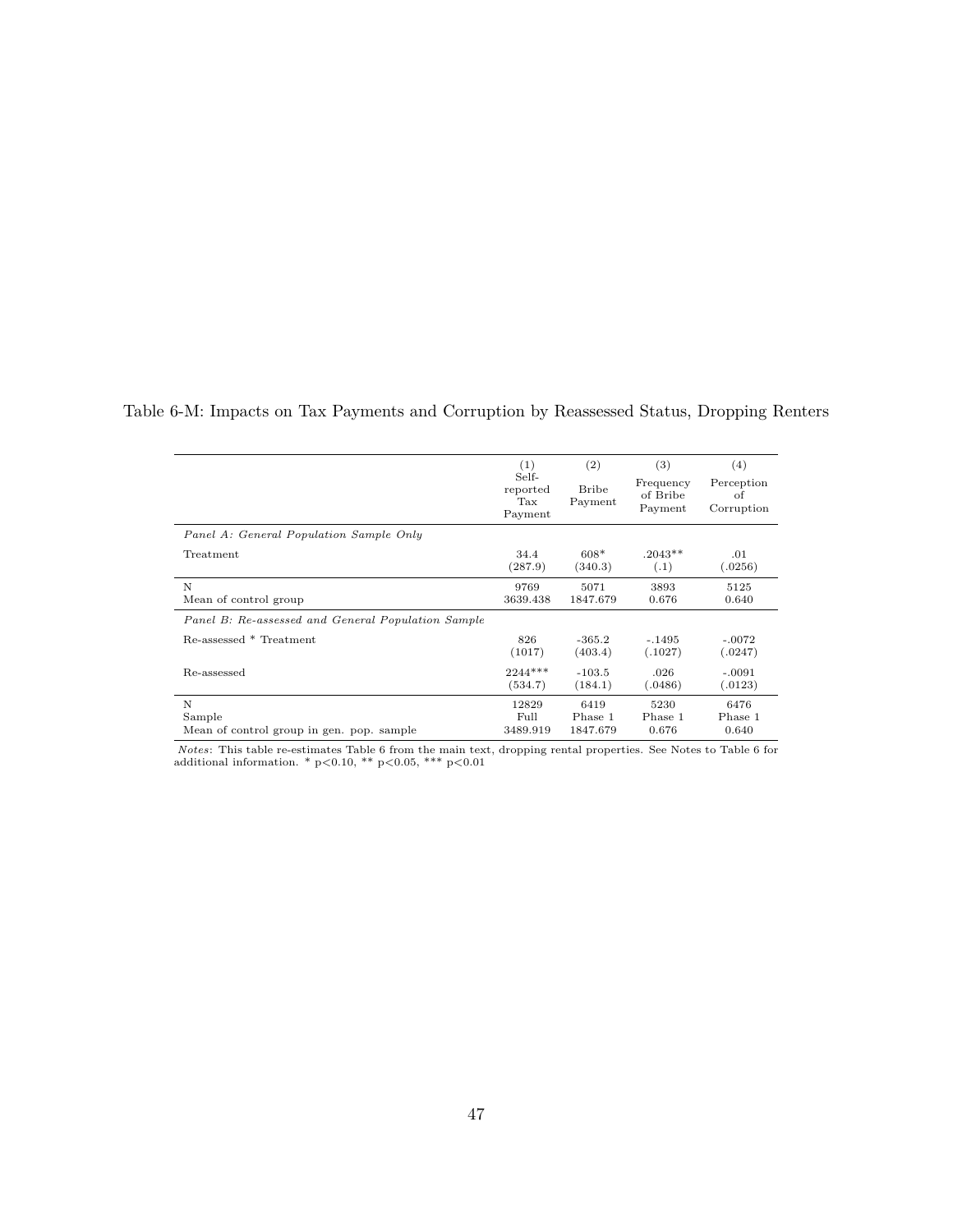Table 6-M: Impacts on Tax Payments and Corruption by Reassessed Status, Dropping Renters

| | (1) Self-reported Tax Payment | (2) Bribe Payment | (3) Frequency of Bribe Payment | (4) Perception of Corruption |
|---|---|---|---|---|
| *Panel A: General Population Sample Only* | | | | |
| Treatment | 34.4 | 608* | .2043** | .01 |
| | (287.9) | (340.3) | (.1) | (.0256) |
| N | 9769 | 5071 | 3893 | 5125 |
| Mean of control group | 3639.438 | 1847.679 | 0.676 | 0.640 |
| *Panel B: Re-assessed and General Population Sample* | | | | |
| Re-assessed * Treatment | 826 | -365.2 | -.1495 | -.0072 |
| | (1017) | (403.4) | (.1027) | (.0247) |
| Re-assessed | 2244*** | -103.5 | .026 | -.0091 |
| | (534.7) | (184.1) | (.0486) | (.0123) |
| N | 12829 | 6419 | 5230 | 6476 |
| Sample | Full | Phase 1 | Phase 1 | Phase 1 |
| Mean of control group in gen. pop. sample | 3489.919 | 1847.679 | 0.676 | 0.640 |

*Notes*: This table re-estimates Table 6 from the main text, dropping rental properties. See Notes to Table 6 for additional information. * p<0.10, ** p<0.05, *** p<0.01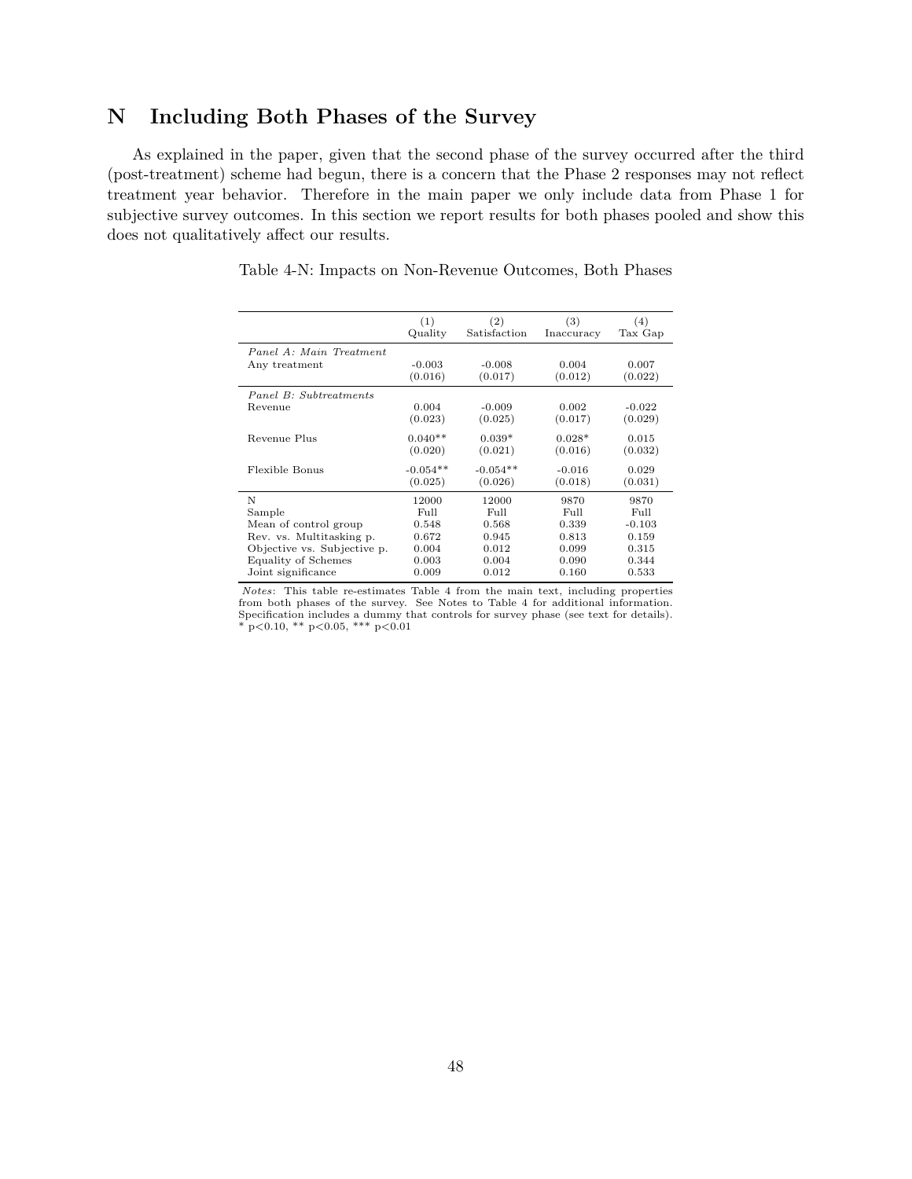# N Including Both Phases of the Survey

As explained in the paper, given that the second phase of the survey occurred after the third (post-treatment) scheme had begun, there is a concern that the Phase 2 responses may not reflect treatment year behavior. Therefore in the main paper we only include data from Phase 1 for subjective survey outcomes. In this section we report results for both phases pooled and show this does not qualitatively affect our results.

Table 4-N: Impacts on Non-Revenue Outcomes, Both Phases

| | (1) Quality | (2) Satisfaction | (3) Inaccuracy | (4) Tax Gap |
|---|---|---|---|---|
| *Panel A: Main Treatment* | | | | |
| Any treatment | -0.003 | -0.008 | 0.004 | 0.007 |
| | (0.016) | (0.017) | (0.012) | (0.022) |
| *Panel B: Subtreatments* | | | | |
| Revenue | 0.004 | -0.009 | 0.002 | -0.022 |
| | (0.023) | (0.025) | (0.017) | (0.029) |
| Revenue Plus | 0.040** | 0.039* | 0.028* | 0.015 |
| | (0.020) | (0.021) | (0.016) | (0.032) |
| Flexible Bonus | -0.054** | -0.054** | -0.016 | 0.029 |
| | (0.025) | (0.026) | (0.018) | (0.031) |
| N | 12000 | 12000 | 9870 | 9870 |
| Sample | Full | Full | Full | Full |
| Mean of control group | 0.548 | 0.568 | 0.339 | -0.103 |
| Rev. vs. Multitasking p. | 0.672 | 0.945 | 0.813 | 0.159 |
| Objective vs. Subjective p. | 0.004 | 0.012 | 0.099 | 0.315 |
| Equality of Schemes | 0.003 | 0.004 | 0.090 | 0.344 |
| Joint significance | 0.009 | 0.012 | 0.160 | 0.533 |

*Notes*: This table re-estimates Table 4 from the main text, including properties from both phases of the survey. See Notes to Table 4 for additional information. Specification includes a dummy that controls for survey phase (see text for details). * p<0.10, ** p<0.05, *** p<0.01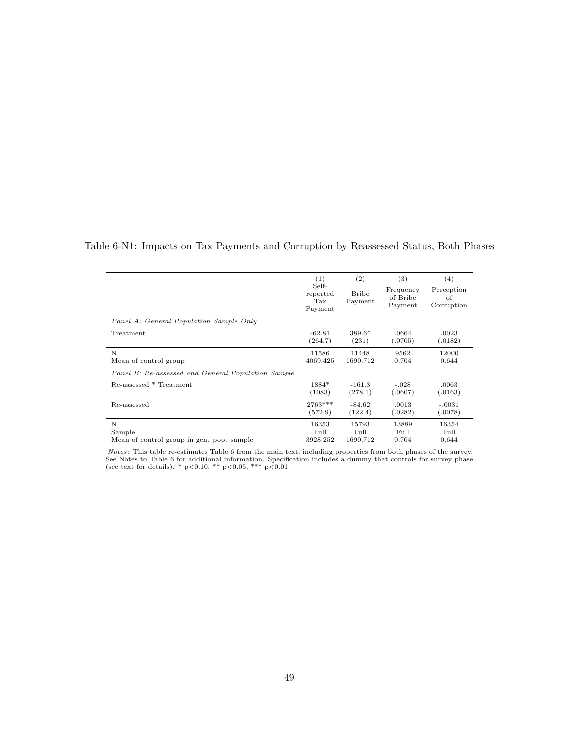Table 6-N1: Impacts on Tax Payments and Corruption by Reassessed Status, Both Phases

| | (1) Self-reported Tax Payment | (2) Bribe Payment | (3) Frequency of Bribe Payment | (4) Perception of Corruption |
|---|---|---|---|---|
| *Panel A: General Population Sample Only* | | | | |
| Treatment | -62.81 | 389.6* | .0664 | .0023 |
| | (264.7) | (231) | (.0705) | (.0182) |
| N | 11586 | 11448 | 9562 | 12000 |
| Mean of control group | 4069.425 | 1690.712 | 0.704 | 0.644 |
| *Panel B: Re-assessed and General Population Sample* | | | | |
| Re-assessed * Treatment | 1884* | -161.3 | -.028 | .0063 |
| | (1083) | (278.1) | (.0607) | (.0163) |
| Re-assessed | 2763*** | -84.62 | .0013 | -.0031 |
| | (572.9) | (122.4) | (.0282) | (.0078) |
| N | 16353 | 15793 | 13889 | 16354 |
| Sample | Full | Full | Full | Full |
| Mean of control group in gen. pop. sample | 3928.252 | 1690.712 | 0.704 | 0.644 |

*Notes*: This table re-estimates Table 6 from the main text, including properties from both phases of the survey. See Notes to Table 6 for additional information. Specification includes a dummy that controls for survey phase (see text for details). * p<0.10, ** p<0.05, *** p<0.01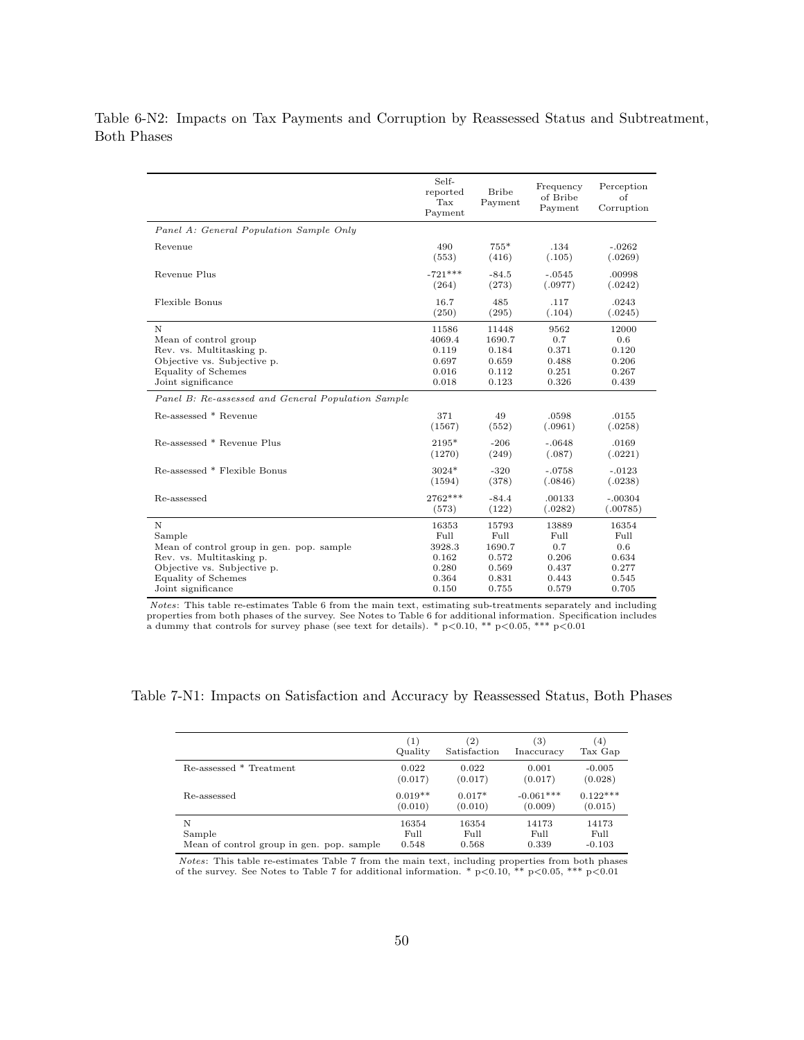Table 6-N2: Impacts on Tax Payments and Corruption by Reassessed Status and Subtreatment, Both Phases

| | Self-reported Tax Payment | Bribe Payment | Frequency of Bribe Payment | Perception of Corruption |
|---|---|---|---|---|
| *Panel A: General Population Sample Only* | | | | |
| Revenue | 490 | 755* | .134 | -.0262 |
| | (553) | (416) | (.105) | (.0269) |
| Revenue Plus | -721*** | -84.5 | -.0545 | .00998 |
| | (264) | (273) | (.0977) | (.0242) |
| Flexible Bonus | 16.7 | 485 | .117 | .0243 |
| | (250) | (295) | (.104) | (.0245) |
| N | 11586 | 11448 | 9562 | 12000 |
| Mean of control group | 4069.4 | 1690.7 | 0.7 | 0.6 |
| Rev. vs. Multitasking p. | 0.119 | 0.184 | 0.371 | 0.120 |
| Objective vs. Subjective p. | 0.697 | 0.659 | 0.488 | 0.206 |
| Equality of Schemes | 0.016 | 0.112 | 0.251 | 0.267 |
| Joint significance | 0.018 | 0.123 | 0.326 | 0.439 |
| *Panel B: Re-assessed and General Population Sample* | | | | |
| Re-assessed * Revenue | 371 | 49 | .0598 | .0155 |
| | (1567) | (552) | (.0961) | (.0258) |
| Re-assessed * Revenue Plus | 2195* | -206 | -.0648 | .0169 |
| | (1270) | (249) | (.087) | (.0221) |
| Re-assessed * Flexible Bonus | 3024* | -320 | -.0758 | -.0123 |
| | (1594) | (378) | (.0846) | (.0238) |
| Re-assessed | 2762*** | -84.4 | .00133 | -.00304 |
| | (573) | (122) | (.0282) | (.00785) |
| N | 16353 | 15793 | 13889 | 16354 |
| Sample | Full | Full | Full | Full |
| Mean of control group in gen. pop. sample | 3928.3 | 1690.7 | 0.7 | 0.6 |
| Rev. vs. Multitasking p. | 0.162 | 0.572 | 0.206 | 0.634 |
| Objective vs. Subjective p. | 0.280 | 0.569 | 0.437 | 0.277 |
| Equality of Schemes | 0.364 | 0.831 | 0.443 | 0.545 |
| Joint significance | 0.150 | 0.755 | 0.579 | 0.705 |

*Notes*: This table re-estimates Table 6 from the main text, estimating sub-treatments separately and including properties from both phases of the survey. See Notes to Table 6 for additional information. Specification includes a dummy that controls for survey phase (see text for details). * p<0.10, ** p<0.05, *** p<0.01

Table 7-N1: Impacts on Satisfaction and Accuracy by Reassessed Status, Both Phases

| | (1) Quality | (2) Satisfaction | (3) Inaccuracy | (4) Tax Gap |
|---|---|---|---|---|
| Re-assessed * Treatment | 0.022 | 0.022 | 0.001 | -0.005 |
| | (0.017) | (0.017) | (0.017) | (0.028) |
| Re-assessed | 0.019** | 0.017* | -0.061*** | 0.122*** |
| | (0.010) | (0.010) | (0.009) | (0.015) |
| N | 16354 | 16354 | 14173 | 14173 |
| Sample | Full | Full | Full | Full |
| Mean of control group in gen. pop. sample | 0.548 | 0.568 | 0.339 | -0.103 |

*Notes*: This table re-estimates Table 7 from the main text, including properties from both phases of the survey. See Notes to Table 7 for additional information. * p<0.10, ** p<0.05, *** p<0.01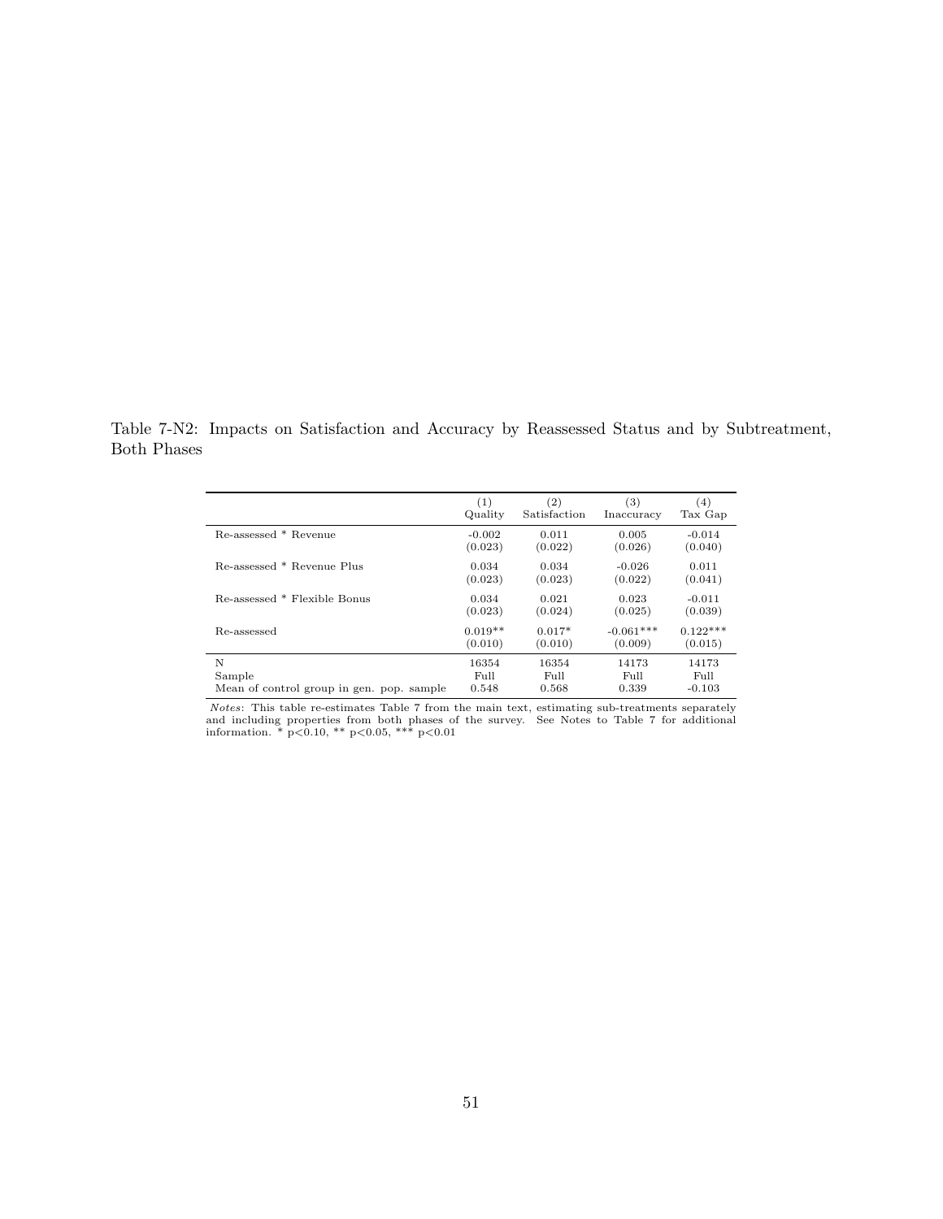Table 7-N2: Impacts on Satisfaction and Accuracy by Reassessed Status and by Subtreatment, Both Phases

| | (1) Quality | (2) Satisfaction | (3) Inaccuracy | (4) Tax Gap |
|---|---|---|---|---|
| Re-assessed * Revenue | -0.002 | 0.011 | 0.005 | -0.014 |
| | (0.023) | (0.022) | (0.026) | (0.040) |
| Re-assessed * Revenue Plus | 0.034 | 0.034 | -0.026 | 0.011 |
| | (0.023) | (0.023) | (0.022) | (0.041) |
| Re-assessed * Flexible Bonus | 0.034 | 0.021 | 0.023 | -0.011 |
| | (0.023) | (0.024) | (0.025) | (0.039) |
| Re-assessed | 0.019** | 0.017* | -0.061*** | 0.122*** |
| | (0.010) | (0.010) | (0.009) | (0.015) |
| N | 16354 | 16354 | 14173 | 14173 |
| Sample | Full | Full | Full | Full |
| Mean of control group in gen. pop. sample | 0.548 | 0.568 | 0.339 | -0.103 |

*Notes*: This table re-estimates Table 7 from the main text, estimating sub-treatments separately and including properties from both phases of the survey. See Notes to Table 7 for additional information. * p<0.10, ** p<0.05, *** p<0.01